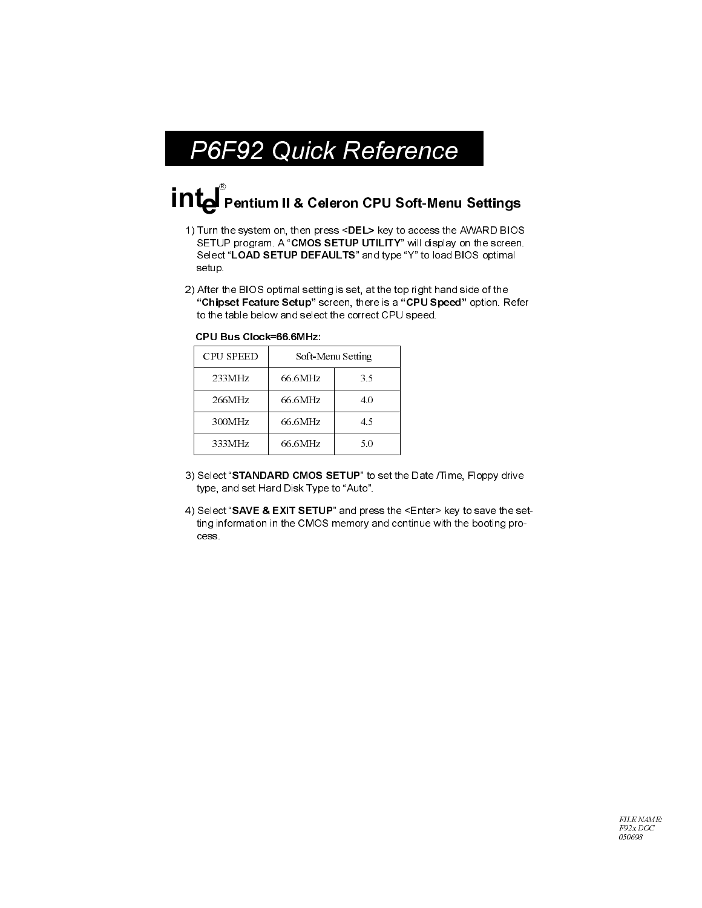# P6F92 Quick Reference

## intel® Pentium II & Celeron CPU Soft-Menu Settings

1) Turn the system on, then press **<DEL>** key to access the AWARD BIOS SETUP program. A "**CMOS SETUP UTILITY**" will display on the screen. Select "**LOAD SETUP DEFAULTS**" and type "Y" to load BIOS optimal setup.

2) After the BIOS optimal setting is set, at the top right hand side of the **"Chipset Feature Setup"** screen, there is a **"CPU Speed"** option. Refer to the table below and select the correct CPU speed.

**CPU Bus Clock=66.6MHz:**

| CPU SPEED | Soft-Menu Setting | |
|---|---|---|
| 233MHz | 66.6MHz | 3.5 |
| 266MHz | 66.6MHz | 4.0 |
| 300MHz | 66.6MHz | 4.5 |
| 333MHz | 66.6MHz | 5.0 |

3) Select "**STANDARD CMOS SETUP**" to set the Date /Time, Floppy drive type, and set Hard Disk Type to "Auto".

4) Select "**SAVE & EXIT SETUP**" and press the <Enter> key to save the setting information in the CMOS memory and continue with the booting process.

*FILE NAME: F92x DOC 050698*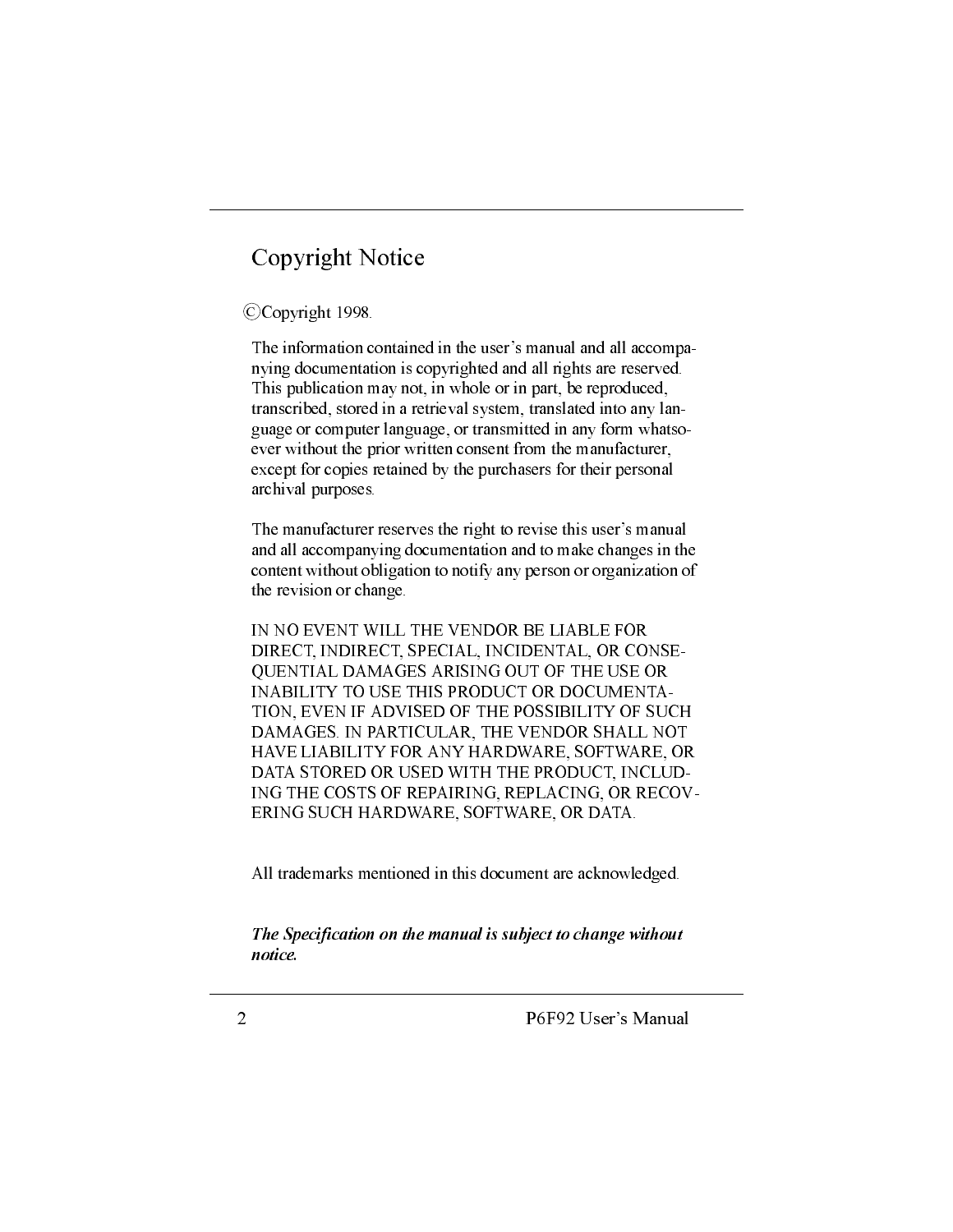# Copyright Notice

©Copyright 1998.

The information contained in the user's manual and all accompanying documentation is copyrighted and all rights are reserved. This publication may not, in whole or in part, be reproduced, transcribed, stored in a retrieval system, translated into any language or computer language, or transmitted in any form whatsoever without the prior written consent from the manufacturer, except for copies retained by the purchasers for their personal archival purposes.

The manufacturer reserves the right to revise this user's manual and all accompanying documentation and to make changes in the content without obligation to notify any person or organization of the revision or change.

IN NO EVENT WILL THE VENDOR BE LIABLE FOR DIRECT, INDIRECT, SPECIAL, INCIDENTAL, OR CONSEQUENTIAL DAMAGES ARISING OUT OF THE USE OR INABILITY TO USE THIS PRODUCT OR DOCUMENTATION, EVEN IF ADVISED OF THE POSSIBILITY OF SUCH DAMAGES. IN PARTICULAR, THE VENDOR SHALL NOT HAVE LIABILITY FOR ANY HARDWARE, SOFTWARE, OR DATA STORED OR USED WITH THE PRODUCT, INCLUDING THE COSTS OF REPAIRING, REPLACING, OR RECOVERING SUCH HARDWARE, SOFTWARE, OR DATA.

All trademarks mentioned in this document are acknowledged.

***The Specification on the manual is subject to change without notice.***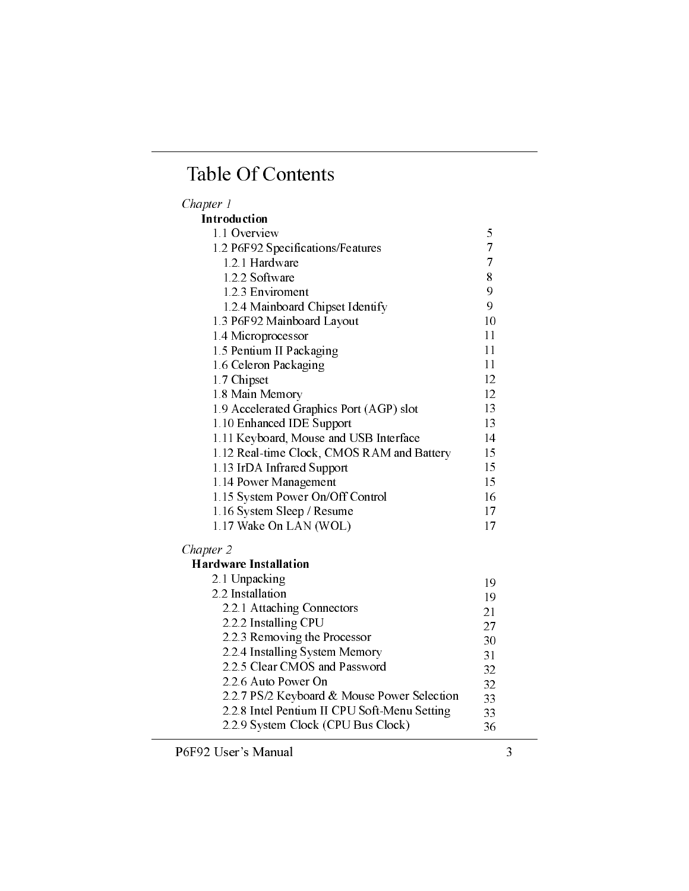# Table Of Contents

*Chapter 1*

**Introduction**

| | |
|---|---|
| 1.1 Overview | 5 |
| 1.2 P6F92 Specifications/Features | 7 |
| 1.2.1 Hardware | 7 |
| 1.2.2 Software | 8 |
| 1.2.3 Enviroment | 9 |
| 1.2.4 Mainboard Chipset Identify | 9 |
| 1.3 P6F92 Mainboard Layout | 10 |
| 1.4 Microprocessor | 11 |
| 1.5 Pentium II Packaging | 11 |
| 1.6 Celeron Packaging | 11 |
| 1.7 Chipset | 12 |
| 1.8 Main Memory | 12 |
| 1.9 Accelerated Graphics Port (AGP) slot | 13 |
| 1.10 Enhanced IDE Support | 13 |
| 1.11 Keyboard, Mouse and USB Interface | 14 |
| 1.12 Real-time Clock, CMOS RAM and Battery | 15 |
| 1.13 IrDA Infrared Support | 15 |
| 1.14 Power Management | 15 |
| 1.15 System Power On/Off Control | 16 |
| 1.16 System Sleep / Resume | 17 |
| 1.17 Wake On LAN (WOL) | 17 |

*Chapter 2*

**Hardware Installation**

| | |
|---|---|
| 2.1 Unpacking | 19 |
| 2.2 Installation | 19 |
| 2.2.1 Attaching Connectors | 21 |
| 2.2.2 Installing CPU | 27 |
| 2.2.3 Removing the Processor | 30 |
| 2.2.4 Installing System Memory | 31 |
| 2.2.5 Clear CMOS and Password | 32 |
| 2.2.6 Auto Power On | 32 |
| 2.2.7 PS/2 Keyboard & Mouse Power Selection | 33 |
| 2.2.8 Intel Pentium II CPU Soft-Menu Setting | 33 |
| 2.2.9 System Clock (CPU Bus Clock) | 36 |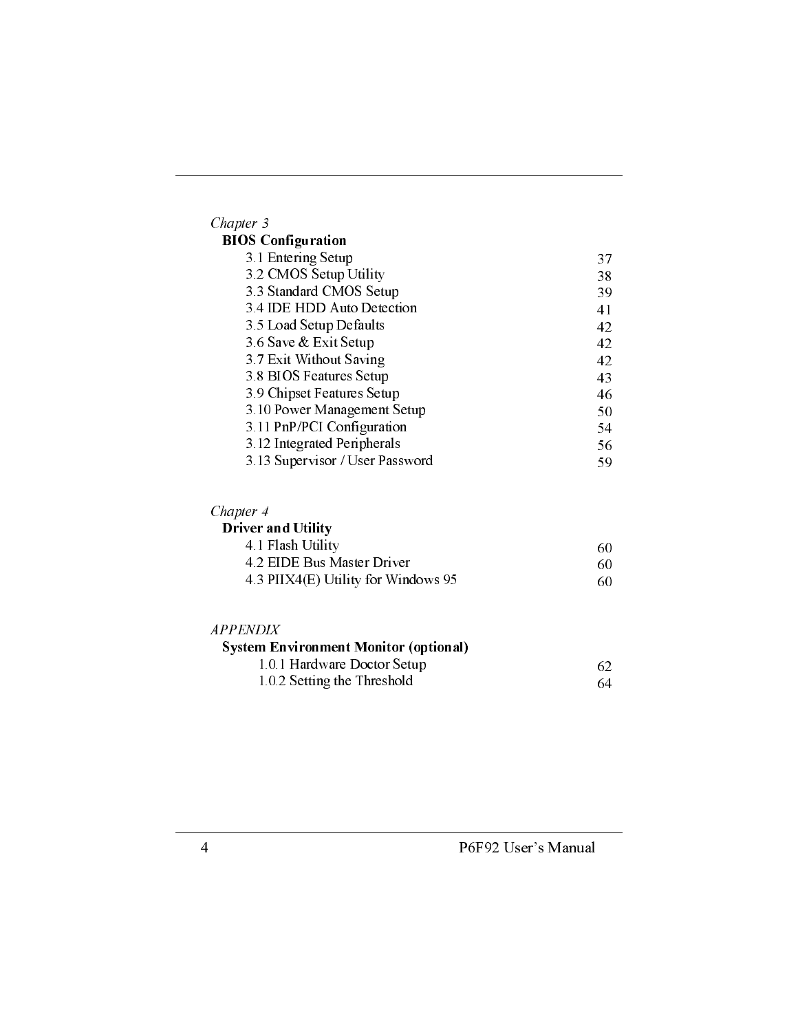*Chapter 3*

**BIOS Configuration**

| | |
|---|---|
| 3.1 Entering Setup | 37 |
| 3.2 CMOS Setup Utility | 38 |
| 3.3 Standard CMOS Setup | 39 |
| 3.4 IDE HDD Auto Detection | 41 |
| 3.5 Load Setup Defaults | 42 |
| 3.6 Save & Exit Setup | 42 |
| 3.7 Exit Without Saving | 42 |
| 3.8 BIOS Features Setup | 43 |
| 3.9 Chipset Features Setup | 46 |
| 3.10 Power Management Setup | 50 |
| 3.11 PnP/PCI Configuration | 54 |
| 3.12 Integrated Peripherals | 56 |
| 3.13 Supervisor / User Password | 59 |

*Chapter 4*

**Driver and Utility**

| | |
|---|---|
| 4.1 Flash Utility | 60 |
| 4.2 EIDE Bus Master Driver | 60 |
| 4.3 PIIX4(E) Utility for Windows 95 | 60 |

*APPENDIX*

**System Environment Monitor (optional)**

| | |
|---|---|
| 1.0.1 Hardware Doctor Setup | 62 |
| 1.0.2 Setting the Threshold | 64 |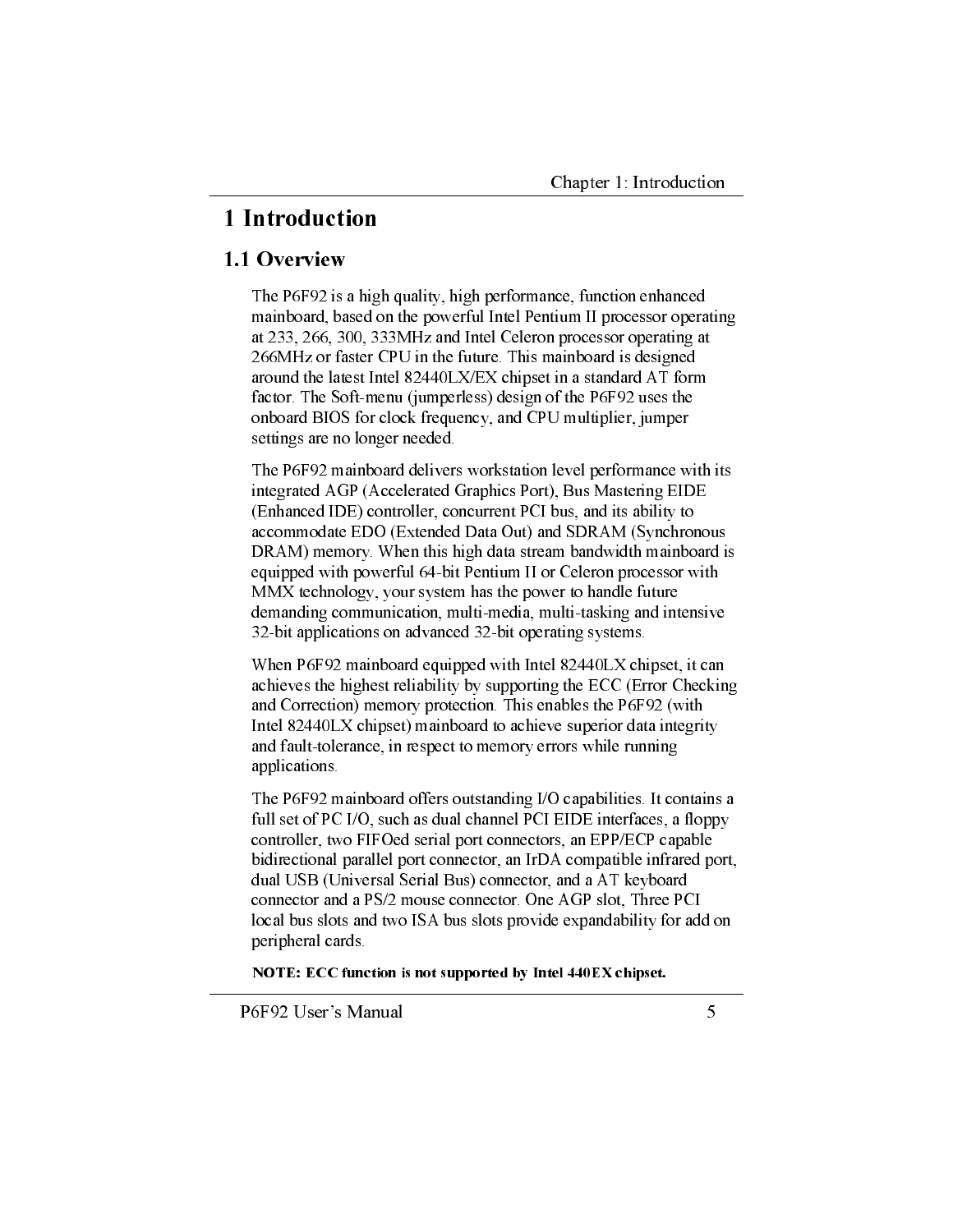# 1 Introduction

## 1.1 Overview

The P6F92 is a high quality, high performance, function enhanced mainboard, based on the powerful Intel Pentium II processor operating at 233, 266, 300, 333MHz and Intel Celeron processor operating at 266MHz or faster CPU in the future. This mainboard is designed around the latest Intel 82440LX/EX chipset in a standard AT form factor. The Soft-menu (jumperless) design of the P6F92 uses the onboard BIOS for clock frequency, and CPU multiplier, jumper settings are no longer needed.

The P6F92 mainboard delivers workstation level performance with its integrated AGP (Accelerated Graphics Port), Bus Mastering EIDE (Enhanced IDE) controller, concurrent PCI bus, and its ability to accommodate EDO (Extended Data Out) and SDRAM (Synchronous DRAM) memory. When this high data stream bandwidth mainboard is equipped with powerful 64-bit Pentium II or Celeron processor with MMX technology, your system has the power to handle future demanding communication, multi-media, multi-tasking and intensive 32-bit applications on advanced 32-bit operating systems.

When P6F92 mainboard equipped with Intel 82440LX chipset, it can achieves the highest reliability by supporting the ECC (Error Checking and Correction) memory protection. This enables the P6F92 (with Intel 82440LX chipset) mainboard to achieve superior data integrity and fault-tolerance, in respect to memory errors while running applications.

The P6F92 mainboard offers outstanding I/O capabilities. It contains a full set of PC I/O, such as dual channel PCI EIDE interfaces, a floppy controller, two FIFOed serial port connectors, an EPP/ECP capable bidirectional parallel port connector, an IrDA compatible infrared port, dual USB (Universal Serial Bus) connector, and a AT keyboard connector and a PS/2 mouse connector. One AGP slot, Three PCI local bus slots and two ISA bus slots provide expandability for add on peripheral cards.

**NOTE: ECC function is not supported by Intel 440EX chipset.**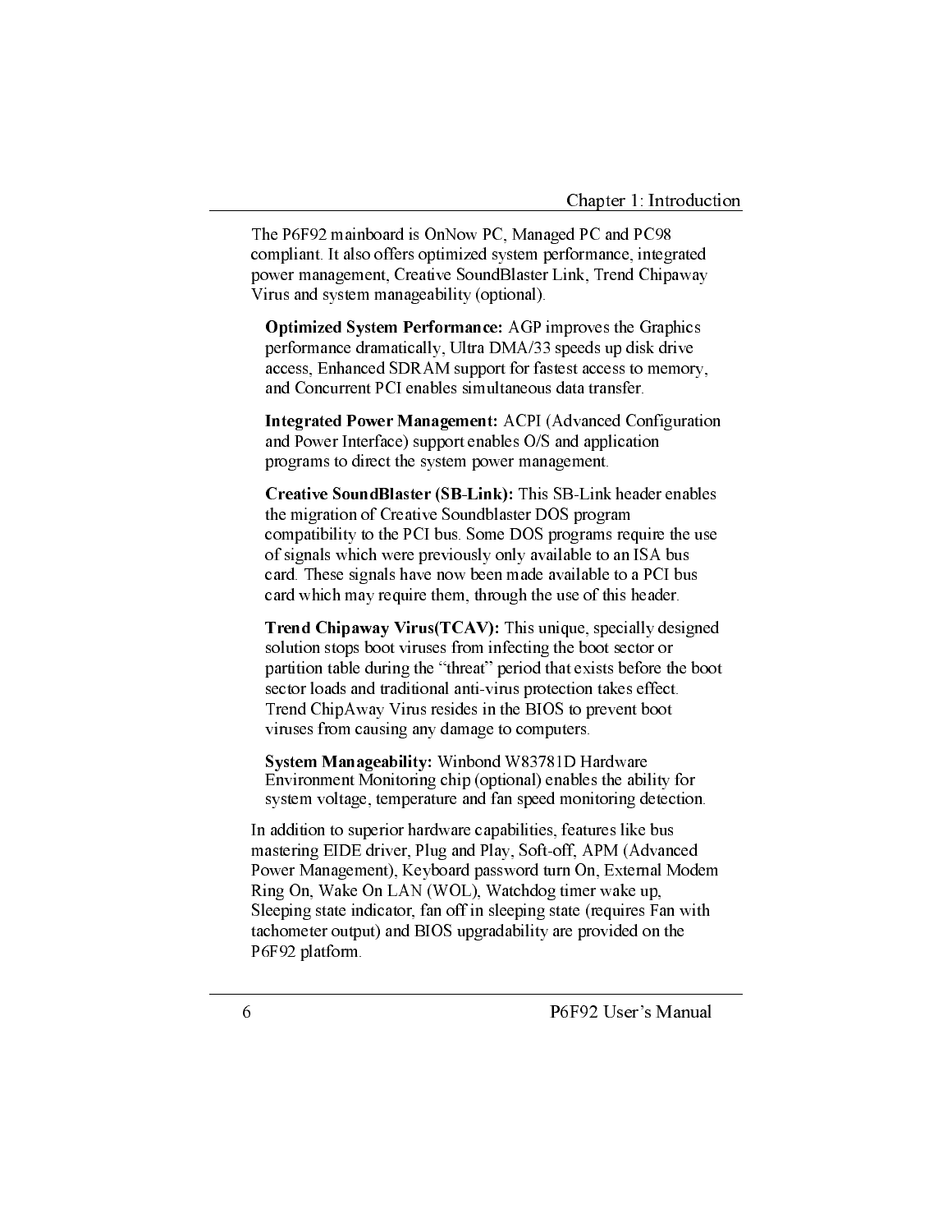The P6F92 mainboard is OnNow PC, Managed PC and PC98 compliant. It also offers optimized system performance, integrated power management, Creative SoundBlaster Link, Trend Chipaway Virus and system manageability (optional).

**Optimized System Performance:** AGP improves the Graphics performance dramatically, Ultra DMA/33 speeds up disk drive access, Enhanced SDRAM support for fastest access to memory, and Concurrent PCI enables simultaneous data transfer.

**Integrated Power Management:** ACPI (Advanced Configuration and Power Interface) support enables O/S and application programs to direct the system power management.

**Creative SoundBlaster (SB-Link):** This SB-Link header enables the migration of Creative Soundblaster DOS program compatibility to the PCI bus. Some DOS programs require the use of signals which were previously only available to an ISA bus card. These signals have now been made available to a PCI bus card which may require them, through the use of this header.

**Trend Chipaway Virus(TCAV):** This unique, specially designed solution stops boot viruses from infecting the boot sector or partition table during the "threat" period that exists before the boot sector loads and traditional anti-virus protection takes effect. Trend ChipAway Virus resides in the BIOS to prevent boot viruses from causing any damage to computers.

**System Manageability:** Winbond W83781D Hardware Environment Monitoring chip (optional) enables the ability for system voltage, temperature and fan speed monitoring detection.

In addition to superior hardware capabilities, features like bus mastering EIDE driver, Plug and Play, Soft-off, APM (Advanced Power Management), Keyboard password turn On, External Modem Ring On, Wake On LAN (WOL), Watchdog timer wake up, Sleeping state indicator, fan off in sleeping state (requires Fan with tachometer output) and BIOS upgradability are provided on the P6F92 platform.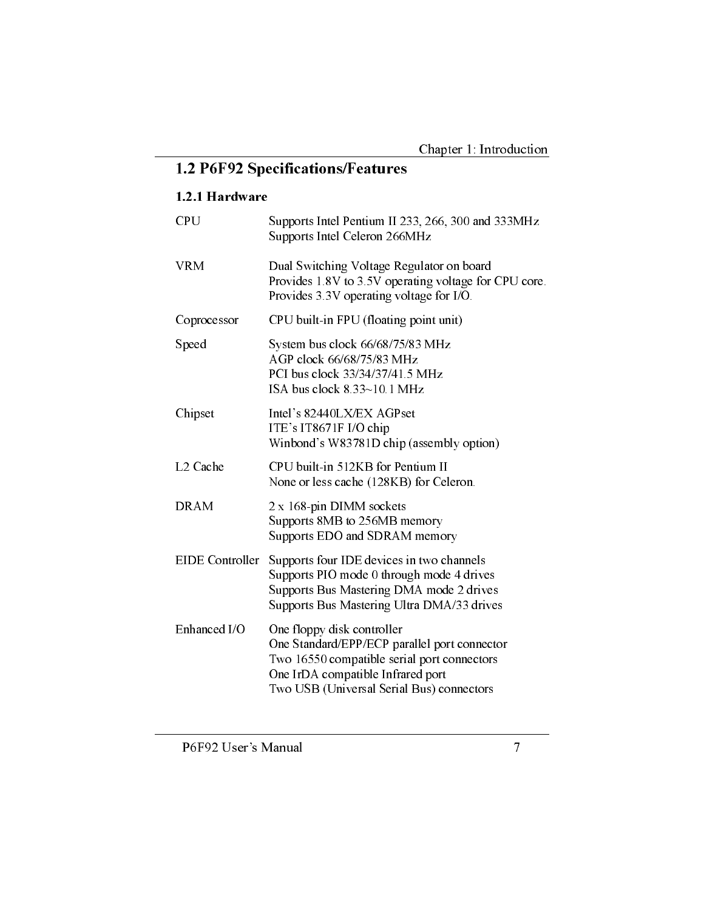## 1.2 P6F92 Specifications/Features

### 1.2.1 Hardware

| | |
|---|---|
| CPU | Supports Intel Pentium II 233, 266, 300 and 333MHz<br>Supports Intel Celeron 266MHz |
| VRM | Dual Switching Voltage Regulator on board<br>Provides 1.8V to 3.5V operating voltage for CPU core.<br>Provides 3.3V operating voltage for I/O. |
| Coprocessor | CPU built-in FPU (floating point unit) |
| Speed | System bus clock 66/68/75/83 MHz<br>AGP clock 66/68/75/83 MHz<br>PCI bus clock 33/34/37/41.5 MHz<br>ISA bus clock 8.33~10.1 MHz |
| Chipset | Intel's 82440LX/EX AGPset<br>ITE's IT8671F I/O chip<br>Winbond's W83781D chip (assembly option) |
| L2 Cache | CPU built-in 512KB for Pentium II<br>None or less cache (128KB) for Celeron. |
| DRAM | 2 x 168-pin DIMM sockets<br>Supports 8MB to 256MB memory<br>Supports EDO and SDRAM memory |
| EIDE Controller | Supports four IDE devices in two channels<br>Supports PIO mode 0 through mode 4 drives<br>Supports Bus Mastering DMA mode 2 drives<br>Supports Bus Mastering Ultra DMA/33 drives |
| Enhanced I/O | One floppy disk controller<br>One Standard/EPP/ECP parallel port connector<br>Two 16550 compatible serial port connectors<br>One IrDA compatible Infrared port<br>Two USB (Universal Serial Bus) connectors |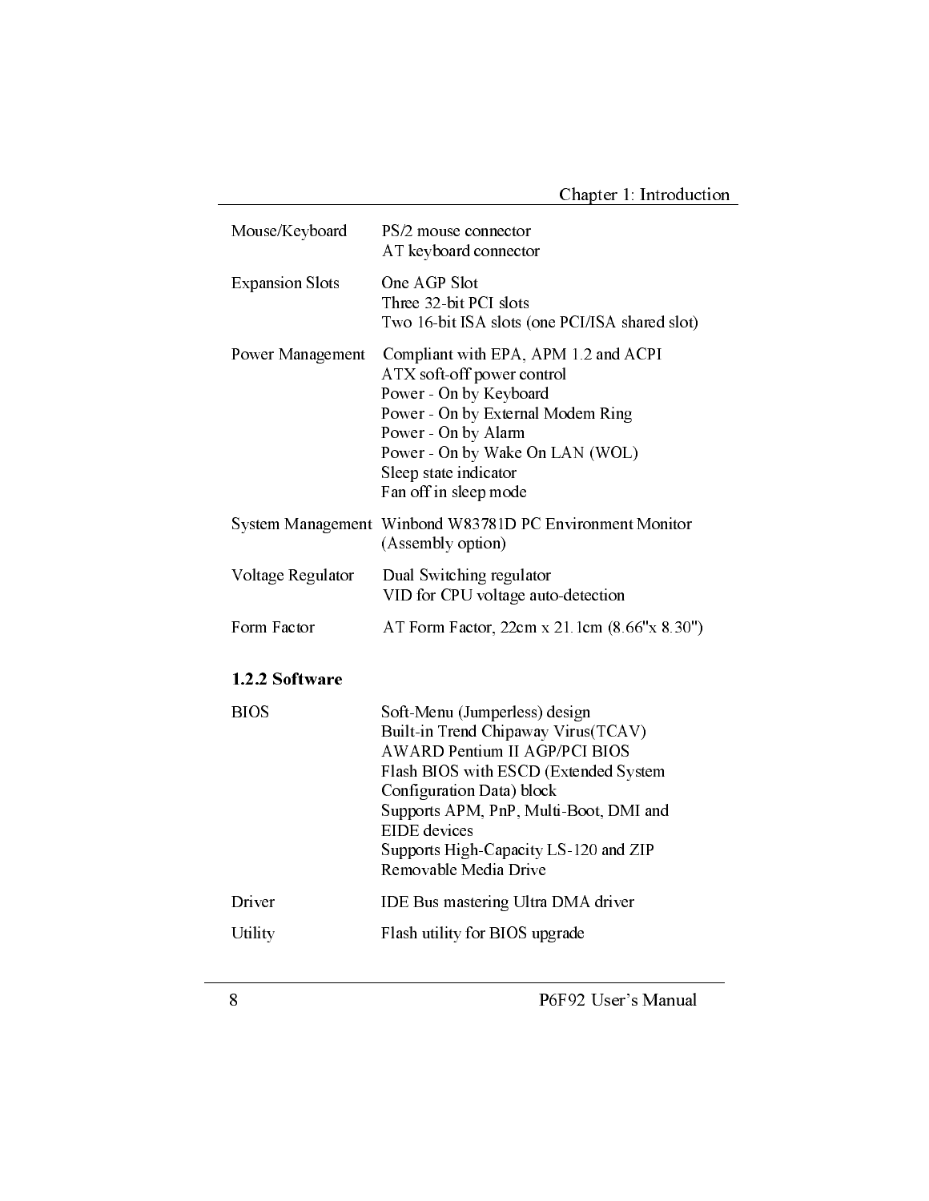| | |
|---|---|
| Mouse/Keyboard | PS/2 mouse connector<br>AT keyboard connector |
| Expansion Slots | One AGP Slot<br>Three 32-bit PCI slots<br>Two 16-bit ISA slots (one PCI/ISA shared slot) |
| Power Management | Compliant with EPA, APM 1.2 and ACPI<br>ATX soft-off power control<br>Power - On by Keyboard<br>Power - On by External Modem Ring<br>Power - On by Alarm<br>Power - On by Wake On LAN (WOL)<br>Sleep state indicator<br>Fan off in sleep mode |
| System Management | Winbond W83781D PC Environment Monitor (Assembly option) |
| Voltage Regulator | Dual Switching regulator<br>VID for CPU voltage auto-detection |
| Form Factor | AT Form Factor, 22cm x 21.1cm (8.66"x 8.30") |

### 1.2.2 Software

| | |
|---|---|
| BIOS | Soft-Menu (Jumperless) design<br>Built-in Trend Chipaway Virus(TCAV)<br>AWARD Pentium II AGP/PCI BIOS<br>Flash BIOS with ESCD (Extended System Configuration Data) block<br>Supports APM, PnP, Multi-Boot, DMI and EIDE devices<br>Supports High-Capacity LS-120 and ZIP Removable Media Drive |
| Driver | IDE Bus mastering Ultra DMA driver |
| Utility | Flash utility for BIOS upgrade |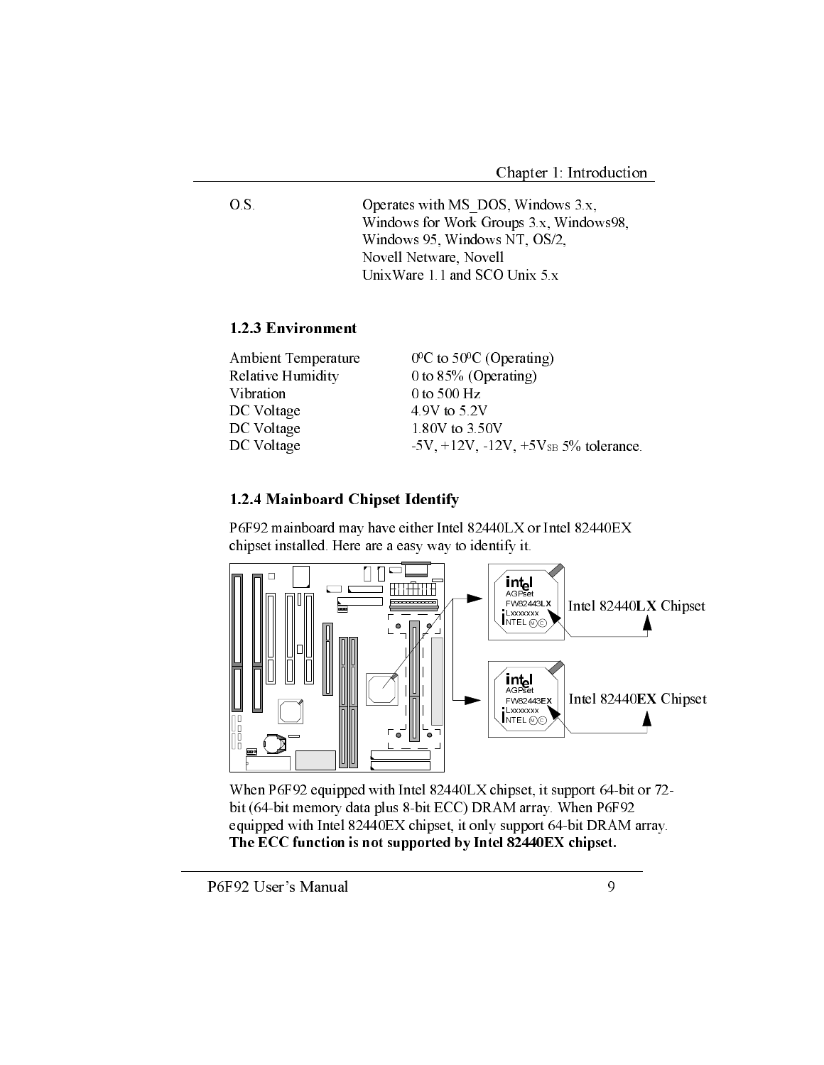| | |
|---|---|
| O.S. | Operates with MS_DOS, Windows 3.x, Windows for Work Groups 3.x, Windows98, Windows 95, Windows NT, OS/2, Novell Netware, Novell UnixWare 1.1 and SCO Unix 5.x |

### 1.2.3 Environment

| | |
|---|---|
| Ambient Temperature | $0^0$C to $50^0$C (Operating) |
| Relative Humidity | 0 to 85% (Operating) |
| Vibration | 0 to 500 Hz |
| DC Voltage | 4.9V to 5.2V |
| DC Voltage | 1.80V to 3.50V |
| DC Voltage | -5V, +12V, -12V, $+5V_{SB}$ 5% tolerance. |

### 1.2.4 Mainboard Chipset Identify

P6F92 mainboard may have either Intel 82440LX or Intel 82440EX chipset installed. Here are a easy way to identify it.

intel AGPset FW82443LX Lxxxxxxx INTEL — Intel 82440**LX** Chipset

intel AGPset FW82443EX Lxxxxxxx INTEL — Intel 82440**EX** Chipset

When P6F92 equipped with Intel 82440LX chipset, it support 64-bit or 72-bit (64-bit memory data plus 8-bit ECC) DRAM array. When P6F92 equipped with Intel 82440EX chipset, it only support 64-bit DRAM array. **The ECC function is not supported by Intel 82440EX chipset.**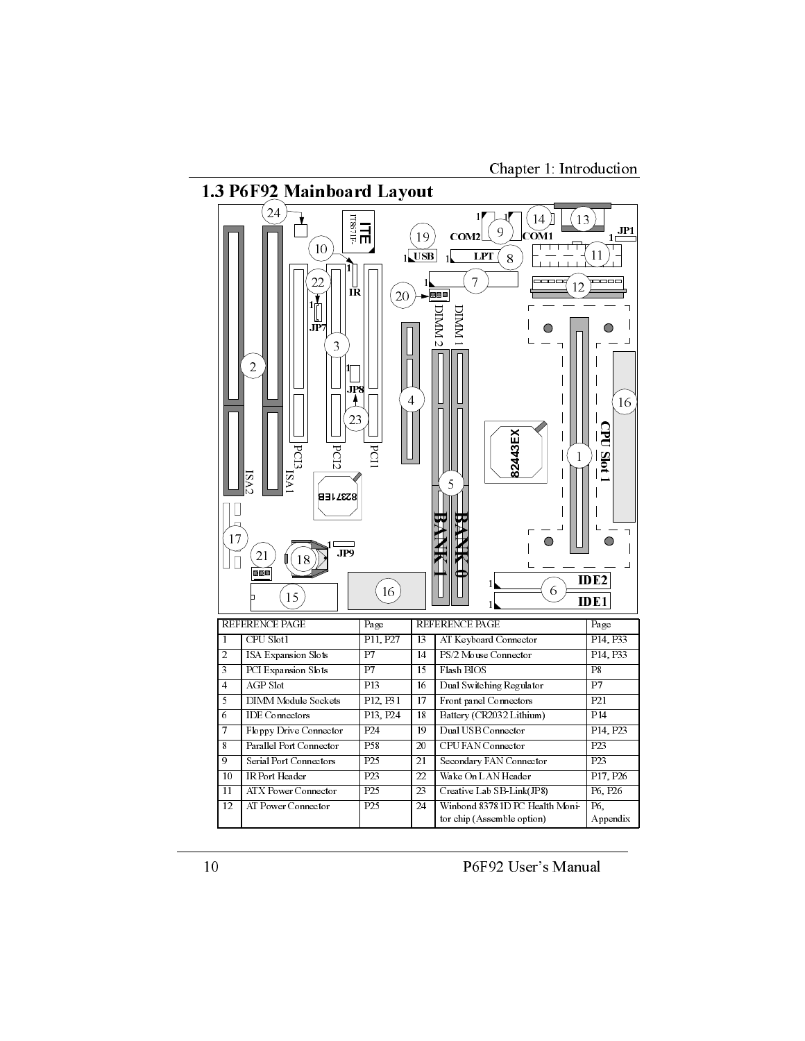## 1.3 P6F92 Mainboard Layout

| REFERENCE PAGE | | Page | REFERENCE PAGE | | Page |
|---|---|---|---|---|---|
| 1 | CPU Slot1 | P11, P27 | 13 | AT Keyboard Connector | P14, P33 |
| 2 | ISA Expansion Slots | P7 | 14 | PS/2 Mouse Connector | P14, P33 |
| 3 | PCI Expansion Slots | P7 | 15 | Flash BIOS | P8 |
| 4 | AGP Slot | P13 | 16 | Dual Switching Regulator | P7 |
| 5 | DIMM Module Sockets | P12, P31 | 17 | Front panel Connectors | P21 |
| 6 | IDE Connectors | P13, P24 | 18 | Battery (CR2032 Lithium) | P14 |
| 7 | Floppy Drive Connector | P24 | 19 | Dual USB Connector | P14, P23 |
| 8 | Parallel Port Connector | P58 | 20 | CPU FAN Connector | P23 |
| 9 | Serial Port Connectors | P25 | 21 | Secondary FAN Connector | P23 |
| 10 | IR Port Header | P23 | 22 | Wake On LAN Header | P17, P26 |
| 11 | ATX Power Connector | P25 | 23 | Creative Lab SB-Link(JP8) | P6, P26 |
| 12 | AT Power Connector | P25 | 24 | Winbond 83781D PC Health Monitor chip (Assemble option) | P6, Appendix |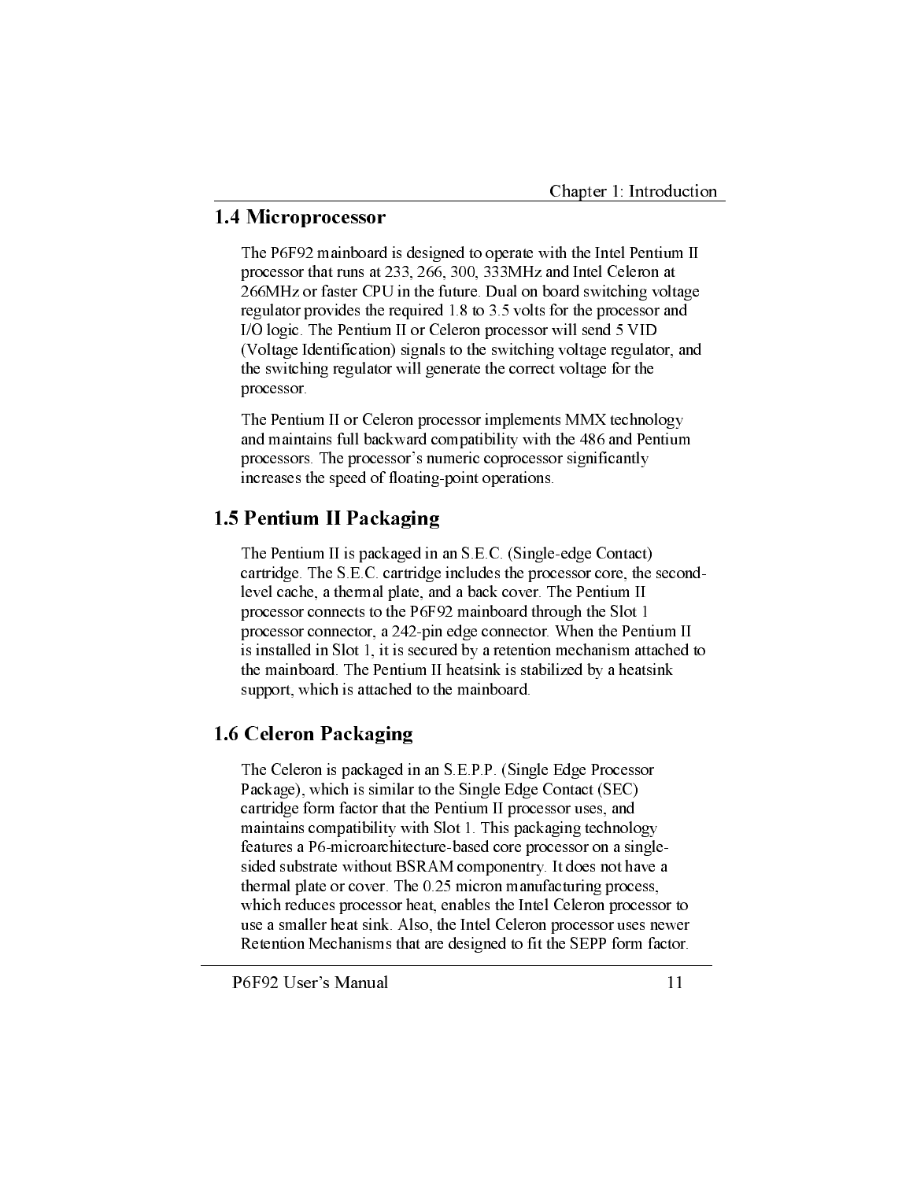## 1.4 Microprocessor

The P6F92 mainboard is designed to operate with the Intel Pentium II processor that runs at 233, 266, 300, 333MHz and Intel Celeron at 266MHz or faster CPU in the future. Dual on board switching voltage regulator provides the required 1.8 to 3.5 volts for the processor and I/O logic. The Pentium II or Celeron processor will send 5 VID (Voltage Identification) signals to the switching voltage regulator, and the switching regulator will generate the correct voltage for the processor.

The Pentium II or Celeron processor implements MMX technology and maintains full backward compatibility with the 486 and Pentium processors. The processor's numeric coprocessor significantly increases the speed of floating-point operations.

## 1.5 Pentium II Packaging

The Pentium II is packaged in an S.E.C. (Single-edge Contact) cartridge. The S.E.C. cartridge includes the processor core, the second-level cache, a thermal plate, and a back cover. The Pentium II processor connects to the P6F92 mainboard through the Slot 1 processor connector, a 242-pin edge connector. When the Pentium II is installed in Slot 1, it is secured by a retention mechanism attached to the mainboard. The Pentium II heatsink is stabilized by a heatsink support, which is attached to the mainboard.

## 1.6 Celeron Packaging

The Celeron is packaged in an S.E.P.P. (Single Edge Processor Package), which is similar to the Single Edge Contact (SEC) cartridge form factor that the Pentium II processor uses, and maintains compatibility with Slot 1. This packaging technology features a P6-microarchitecture-based core processor on a single-sided substrate without BSRAM componentry. It does not have a thermal plate or cover. The 0.25 micron manufacturing process, which reduces processor heat, enables the Intel Celeron processor to use a smaller heat sink. Also, the Intel Celeron processor uses newer Retention Mechanisms that are designed to fit the SEPP form factor.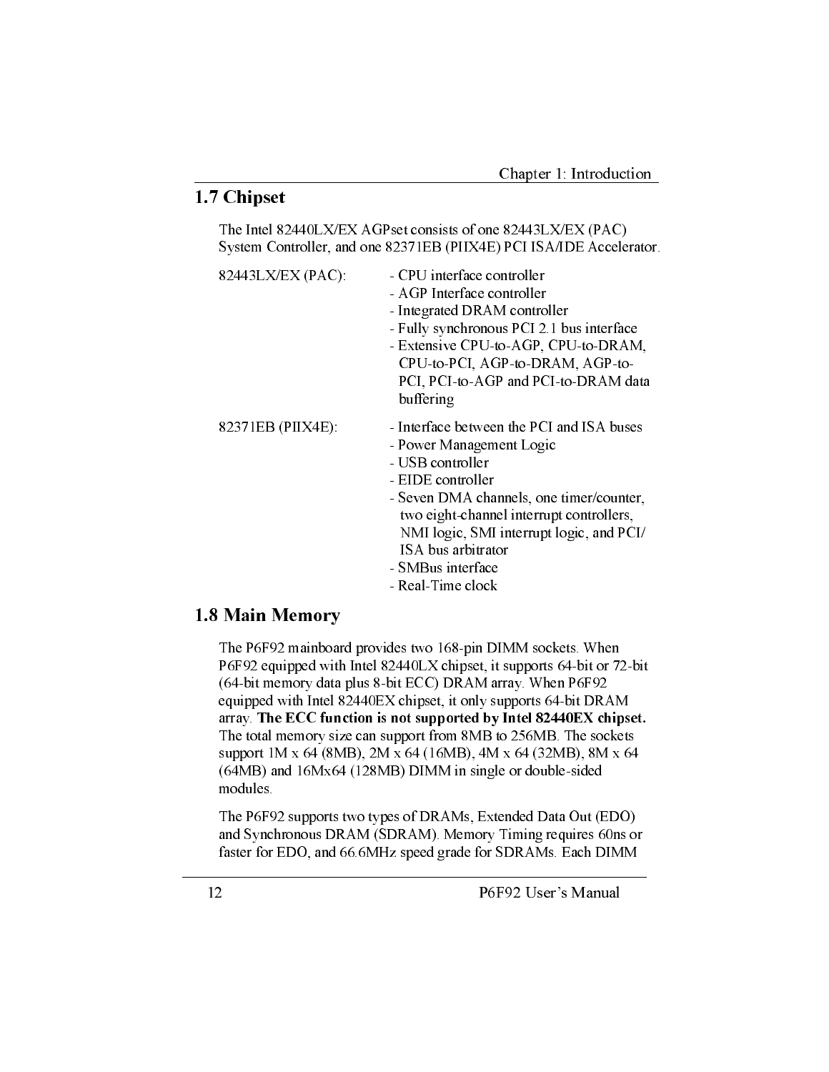## 1.7 Chipset

The Intel 82440LX/EX AGPset consists of one 82443LX/EX (PAC) System Controller, and one 82371EB (PIIX4E) PCI ISA/IDE Accelerator.

82443LX/EX (PAC):

- CPU interface controller
- AGP Interface controller
- Integrated DRAM controller
- Fully synchronous PCI 2.1 bus interface
- Extensive CPU-to-AGP, CPU-to-DRAM, CPU-to-PCI, AGP-to-DRAM, AGP-to-PCI, PCI-to-AGP and PCI-to-DRAM data buffering

82371EB (PIIX4E):

- Interface between the PCI and ISA buses
- Power Management Logic
- USB controller
- EIDE controller
- Seven DMA channels, one timer/counter, two eight-channel interrupt controllers, NMI logic, SMI interrupt logic, and PCI/ISA bus arbitrator
- SMBus interface
- Real-Time clock

## 1.8 Main Memory

The P6F92 mainboard provides two 168-pin DIMM sockets. When P6F92 equipped with Intel 82440LX chipset, it supports 64-bit or 72-bit (64-bit memory data plus 8-bit ECC) DRAM array. When P6F92 equipped with Intel 82440EX chipset, it only supports 64-bit DRAM array. **The ECC function is not supported by Intel 82440EX chipset.** The total memory size can support from 8MB to 256MB. The sockets support 1M x 64 (8MB), 2M x 64 (16MB), 4M x 64 (32MB), 8M x 64 (64MB) and 16Mx64 (128MB) DIMM in single or double-sided modules.

The P6F92 supports two types of DRAMs, Extended Data Out (EDO) and Synchronous DRAM (SDRAM). Memory Timing requires 60ns or faster for EDO, and 66.6MHz speed grade for SDRAMs. Each DIMM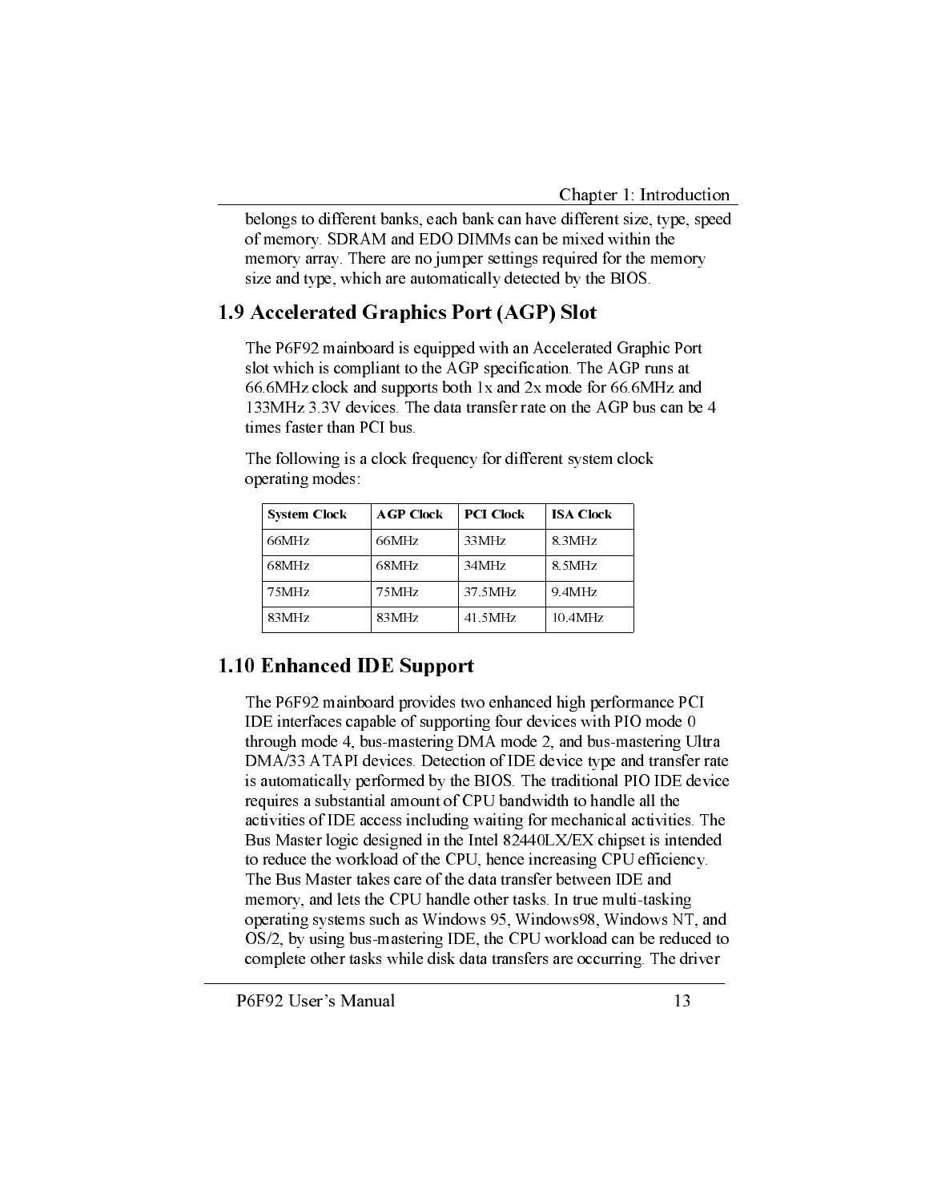belongs to different banks, each bank can have different size, type, speed of memory. SDRAM and EDO DIMMs can be mixed within the memory array. There are no jumper settings required for the memory size and type, which are automatically detected by the BIOS.

## 1.9 Accelerated Graphics Port (AGP) Slot

The P6F92 mainboard is equipped with an Accelerated Graphic Port slot which is compliant to the AGP specification. The AGP runs at 66.6MHz clock and supports both 1x and 2x mode for 66.6MHz and 133MHz 3.3V devices. The data transfer rate on the AGP bus can be 4 times faster than PCI bus.

The following is a clock frequency for different system clock operating modes:

| System Clock | AGP Clock | PCI Clock | ISA Clock |
|---|---|---|---|
| 66MHz | 66MHz | 33MHz | 8.3MHz |
| 68MHz | 68MHz | 34MHz | 8.5MHz |
| 75MHz | 75MHz | 37.5MHz | 9.4MHz |
| 83MHz | 83MHz | 41.5MHz | 10.4MHz |

## 1.10 Enhanced IDE Support

The P6F92 mainboard provides two enhanced high performance PCI IDE interfaces capable of supporting four devices with PIO mode 0 through mode 4, bus-mastering DMA mode 2, and bus-mastering Ultra DMA/33 ATAPI devices. Detection of IDE device type and transfer rate is automatically performed by the BIOS. The traditional PIO IDE device requires a substantial amount of CPU bandwidth to handle all the activities of IDE access including waiting for mechanical activities. The Bus Master logic designed in the Intel 82440LX/EX chipset is intended to reduce the workload of the CPU, hence increasing CPU efficiency. The Bus Master takes care of the data transfer between IDE and memory, and lets the CPU handle other tasks. In true multi-tasking operating systems such as Windows 95, Windows98, Windows NT, and OS/2, by using bus-mastering IDE, the CPU workload can be reduced to complete other tasks while disk data transfers are occurring. The driver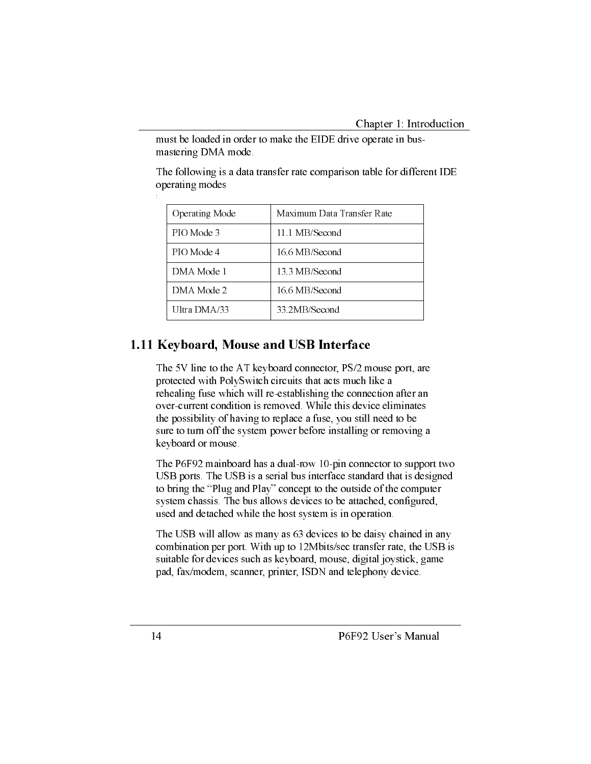must be loaded in order to make the EIDE drive operate in bus-mastering DMA mode.

The following is a data transfer rate comparison table for different IDE operating modes

:

| Operating Mode | Maximum Data Transfer Rate |
|---|---|
| PIO Mode 3 | 11.1 MB/Second |
| PIO Mode 4 | 16.6 MB/Second |
| DMA Mode 1 | 13.3 MB/Second |
| DMA Mode 2 | 16.6 MB/Second |
| Ultra DMA/33 | 33.2MB/Second |

## 1.11 Keyboard, Mouse and USB Interface

The 5V line to the AT keyboard connector, PS/2 mouse port, are protected with PolySwitch circuits that acts much like a rehealing fuse which will re-establishing the connection after an over-current condition is removed. While this device eliminates the possibility of having to replace a fuse, you still need to be sure to turn off the system power before installing or removing a keyboard or mouse.

The P6F92 mainboard has a dual-row 10-pin connector to support two USB ports. The USB is a serial bus interface standard that is designed to bring the “Plug and Play” concept to the outside of the computer system chassis. The bus allows devices to be attached, configured, used and detached while the host system is in operation.

The USB will allow as many as 63 devices to be daisy chained in any combination per port. With up to 12Mbits/sec transfer rate, the USB is suitable for devices such as keyboard, mouse, digital joystick, game pad, fax/modem, scanner, printer, ISDN and telephony device.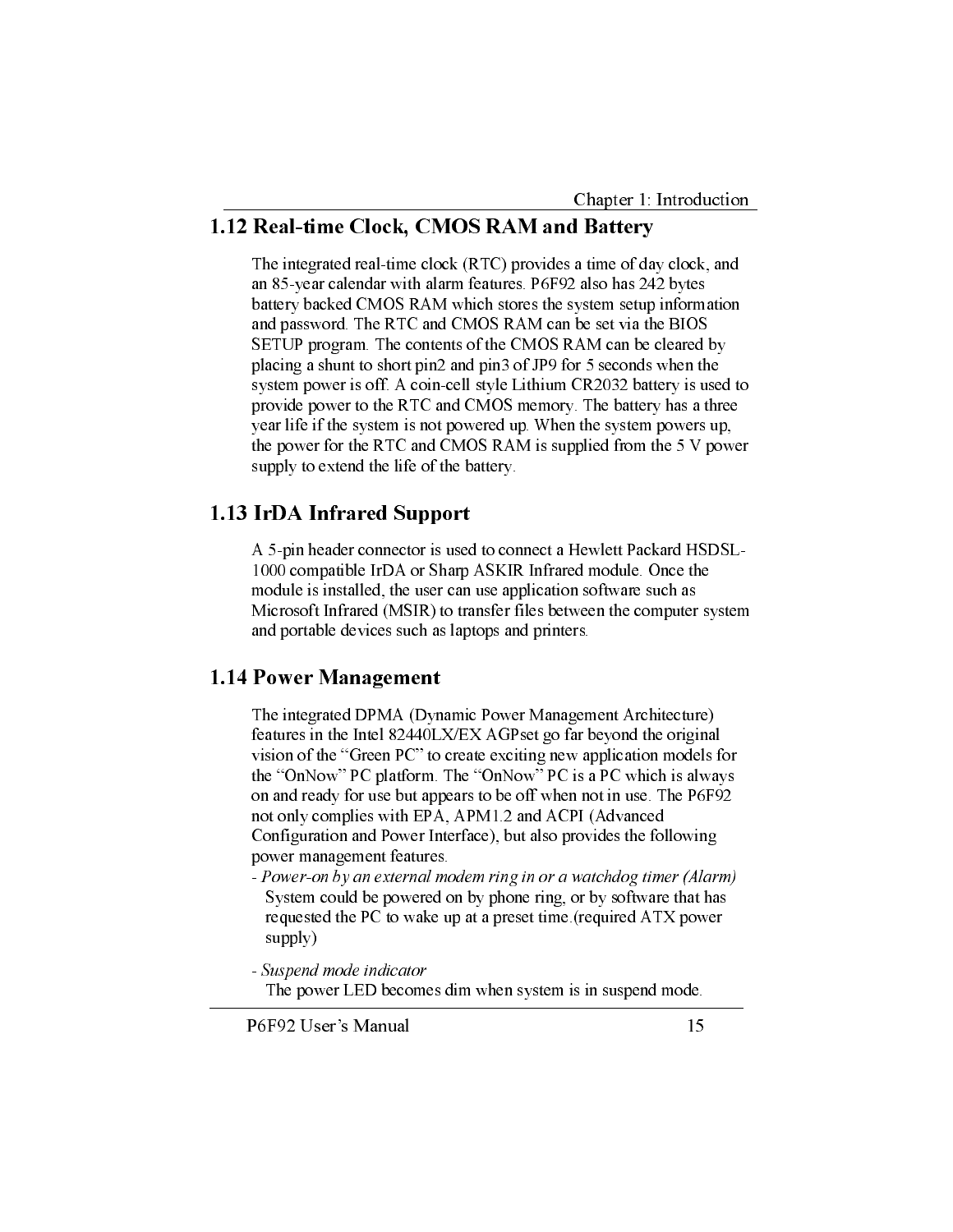## 1.12 Real-time Clock, CMOS RAM and Battery

The integrated real-time clock (RTC) provides a time of day clock, and an 85-year calendar with alarm features. P6F92 also has 242 bytes battery backed CMOS RAM which stores the system setup information and password. The RTC and CMOS RAM can be set via the BIOS SETUP program. The contents of the CMOS RAM can be cleared by placing a shunt to short pin2 and pin3 of JP9 for 5 seconds when the system power is off. A coin-cell style Lithium CR2032 battery is used to provide power to the RTC and CMOS memory. The battery has a three year life if the system is not powered up. When the system powers up, the power for the RTC and CMOS RAM is supplied from the 5 V power supply to extend the life of the battery.

## 1.13 IrDA Infrared Support

A 5-pin header connector is used to connect a Hewlett Packard HSDSL-1000 compatible IrDA or Sharp ASKIR Infrared module. Once the module is installed, the user can use application software such as Microsoft Infrared (MSIR) to transfer files between the computer system and portable devices such as laptops and printers.

## 1.14 Power Management

The integrated DPMA (Dynamic Power Management Architecture) features in the Intel 82440LX/EX AGPset go far beyond the original vision of the "Green PC" to create exciting new application models for the "OnNow" PC platform. The "OnNow" PC is a PC which is always on and ready for use but appears to be off when not in use. The P6F92 not only complies with EPA, APM1.2 and ACPI (Advanced Configuration and Power Interface), but also provides the following power management features.

- *Power-on by an external modem ring in or a watchdog timer (Alarm)*
  System could be powered on by phone ring, or by software that has requested the PC to wake up at a preset time.(required ATX power supply)

- *Suspend mode indicator*
  The power LED becomes dim when system is in suspend mode.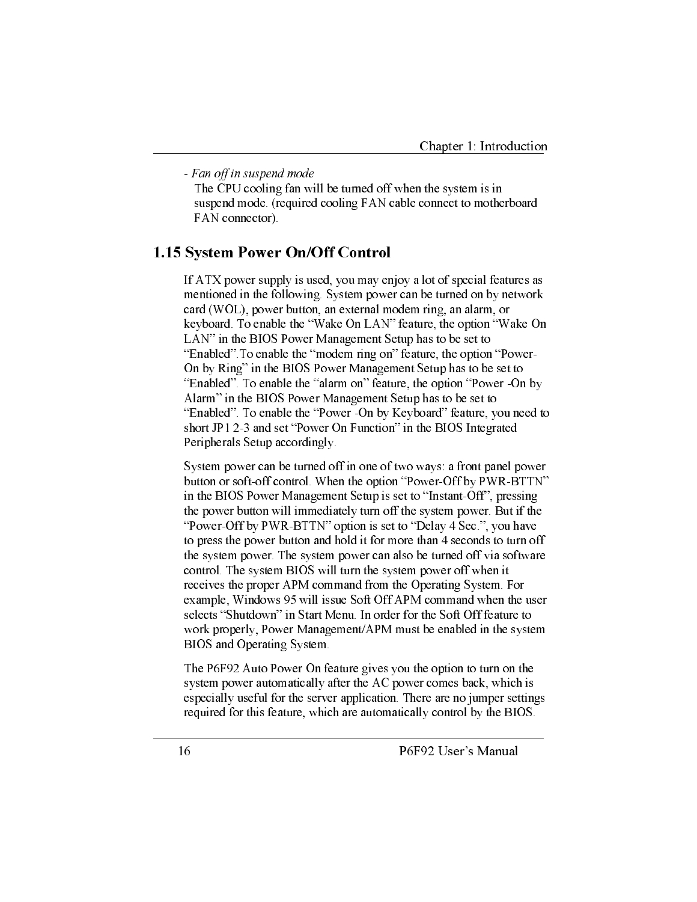*- Fan off in suspend mode*

The CPU cooling fan will be turned off when the system is in suspend mode. (required cooling FAN cable connect to motherboard FAN connector).

## 1.15 System Power On/Off Control

If ATX power supply is used, you may enjoy a lot of special features as mentioned in the following. System power can be turned on by network card (WOL), power button, an external modem ring, an alarm, or keyboard. To enable the "Wake On LAN" feature, the option "Wake On LAN" in the BIOS Power Management Setup has to be set to "Enabled".To enable the "modem ring on" feature, the option "Power-On by Ring" in the BIOS Power Management Setup has to be set to "Enabled". To enable the "alarm on" feature, the option "Power -On by Alarm" in the BIOS Power Management Setup has to be set to "Enabled". To enable the "Power -On by Keyboard" feature, you need to short JP1 2-3 and set "Power On Function" in the BIOS Integrated Peripherals Setup accordingly.

System power can be turned off in one of two ways: a front panel power button or soft-off control. When the option "Power-Off by PWR-BTTN" in the BIOS Power Management Setup is set to "Instant-Off", pressing the power button will immediately turn off the system power. But if the "Power-Off by PWR-BTTN" option is set to "Delay 4 Sec.", you have to press the power button and hold it for more than 4 seconds to turn off the system power. The system power can also be turned off via software control. The system BIOS will turn the system power off when it receives the proper APM command from the Operating System. For example, Windows 95 will issue Soft Off APM command when the user selects "Shutdown" in Start Menu. In order for the Soft Off feature to work properly, Power Management/APM must be enabled in the system BIOS and Operating System.

The P6F92 Auto Power On feature gives you the option to turn on the system power automatically after the AC power comes back, which is especially useful for the server application. There are no jumper settings required for this feature, which are automatically control by the BIOS.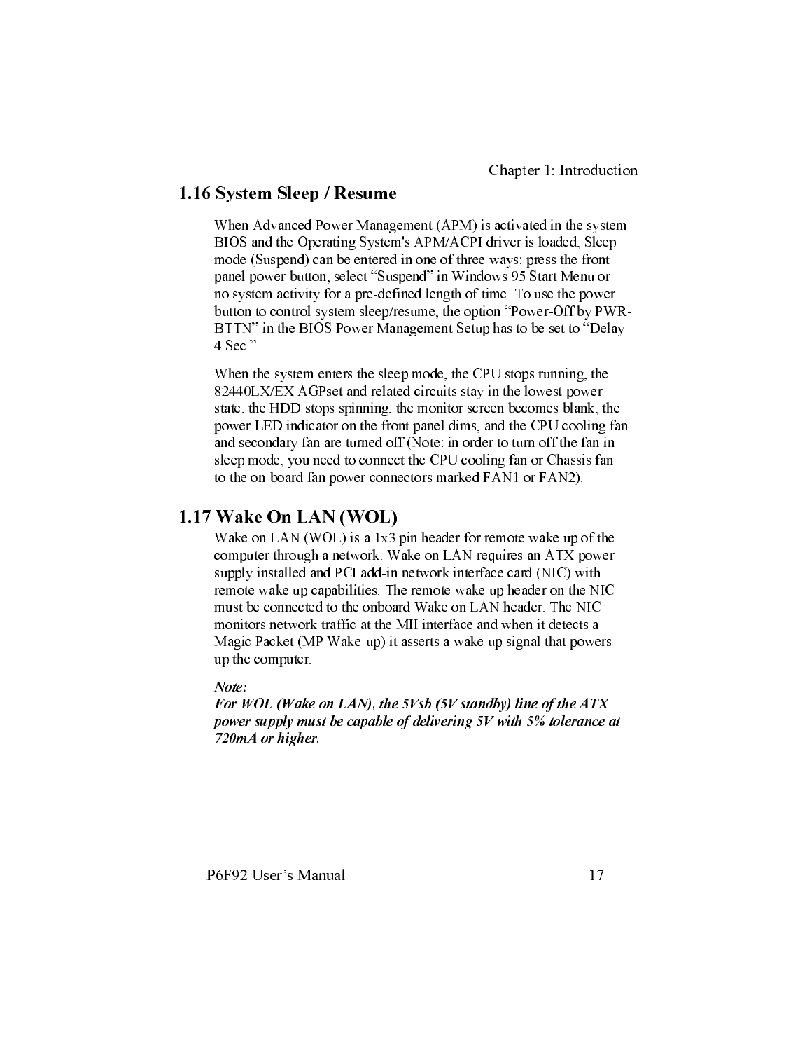## 1.16 System Sleep / Resume

When Advanced Power Management (APM) is activated in the system BIOS and the Operating System's APM/ACPI driver is loaded, Sleep mode (Suspend) can be entered in one of three ways: press the front panel power button, select "Suspend" in Windows 95 Start Menu or no system activity for a pre-defined length of time. To use the power button to control system sleep/resume, the option "Power-Off by PWR-BTTN" in the BIOS Power Management Setup has to be set to "Delay 4 Sec."

When the system enters the sleep mode, the CPU stops running, the 82440LX/EX AGPset and related circuits stay in the lowest power state, the HDD stops spinning, the monitor screen becomes blank, the power LED indicator on the front panel dims, and the CPU cooling fan and secondary fan are turned off (Note: in order to turn off the fan in sleep mode, you need to connect the CPU cooling fan or Chassis fan to the on-board fan power connectors marked FAN1 or FAN2).

## 1.17 Wake On LAN (WOL)

Wake on LAN (WOL) is a 1x3 pin header for remote wake up of the computer through a network. Wake on LAN requires an ATX power supply installed and PCI add-in network interface card (NIC) with remote wake up capabilities. The remote wake up header on the NIC must be connected to the onboard Wake on LAN header. The NIC monitors network traffic at the MII interface and when it detects a Magic Packet (MP Wake-up) it asserts a wake up signal that powers up the computer.

***Note:***
***For WOL (Wake on LAN), the 5Vsb (5V standby) line of the ATX power supply must be capable of delivering 5V with 5% tolerance at 720mA or higher.***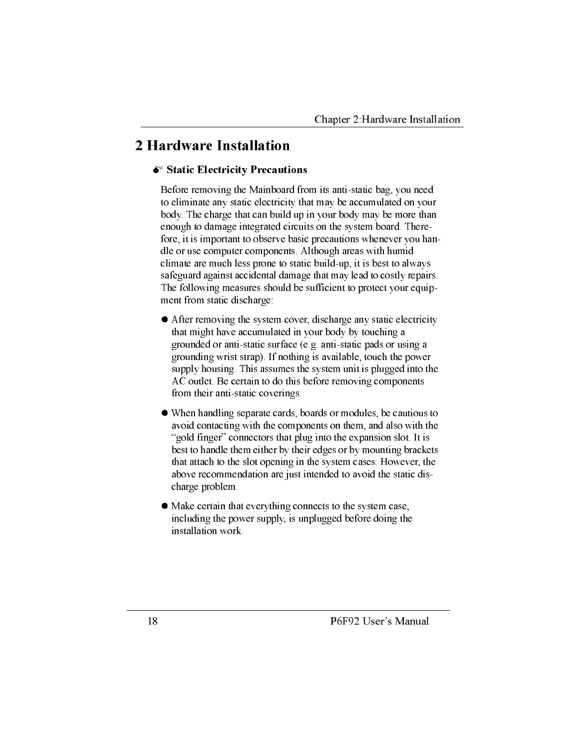# 2 Hardware Installation

## Static Electricity Precautions

Before removing the Mainboard from its anti-static bag, you need to eliminate any static electricity that may be accumulated on your body. The charge that can build up in your body may be more than enough to damage integrated circuits on the system board. Therefore, it is important to observe basic precautions whenever you handle or use computer components. Although areas with humid climate are much less prone to static build-up, it is best to always safeguard against accidental damage that may lead to costly repairs. The following measures should be sufficient to protect your equipment from static discharge:

- After removing the system cover, discharge any static electricity that might have accumulated in your body by touching a grounded or anti-static surface (e.g. anti-static pads or using a grounding wrist strap). If nothing is available, touch the power supply housing. This assumes the system unit is plugged into the AC outlet. Be certain to do this before removing components from their anti-static coverings.

- When handling separate cards, boards or modules, be cautious to avoid contacting with the components on them, and also with the "gold finger" connectors that plug into the expansion slot. It is best to handle them either by their edges or by mounting brackets that attach to the slot opening in the system cases. However, the above recommendation are just intended to avoid the static discharge problem.

- Make certain that everything connects to the system case, including the power supply, is unplugged before doing the installation work.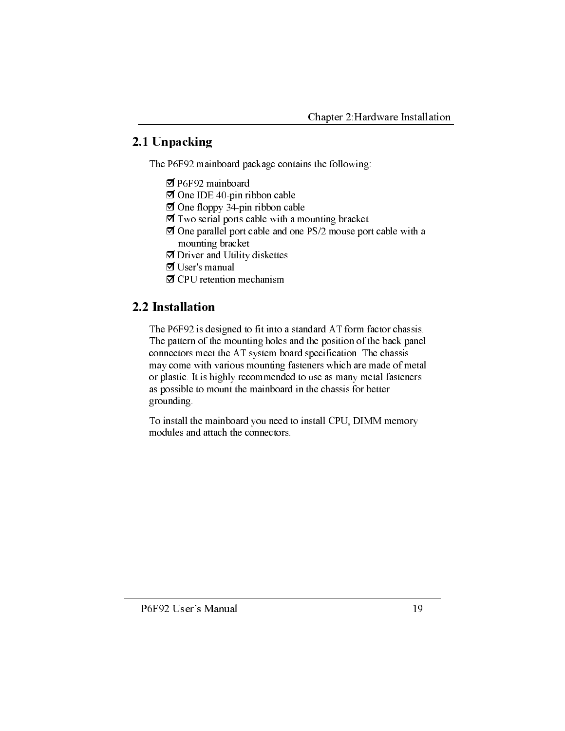## 2.1 Unpacking

The P6F92 mainboard package contains the following:

- ☑ P6F92 mainboard
- ☑ One IDE 40-pin ribbon cable
- ☑ One floppy 34-pin ribbon cable
- ☑ Two serial ports cable with a mounting bracket
- ☑ One parallel port cable and one PS/2 mouse port cable with a mounting bracket
- ☑ Driver and Utility diskettes
- ☑ User's manual
- ☑ CPU retention mechanism

## 2.2 Installation

The P6F92 is designed to fit into a standard AT form factor chassis. The pattern of the mounting holes and the position of the back panel connectors meet the AT system board specification. The chassis may come with various mounting fasteners which are made of metal or plastic. It is highly recommended to use as many metal fasteners as possible to mount the mainboard in the chassis for better grounding.

To install the mainboard you need to install CPU, DIMM memory modules and attach the connectors.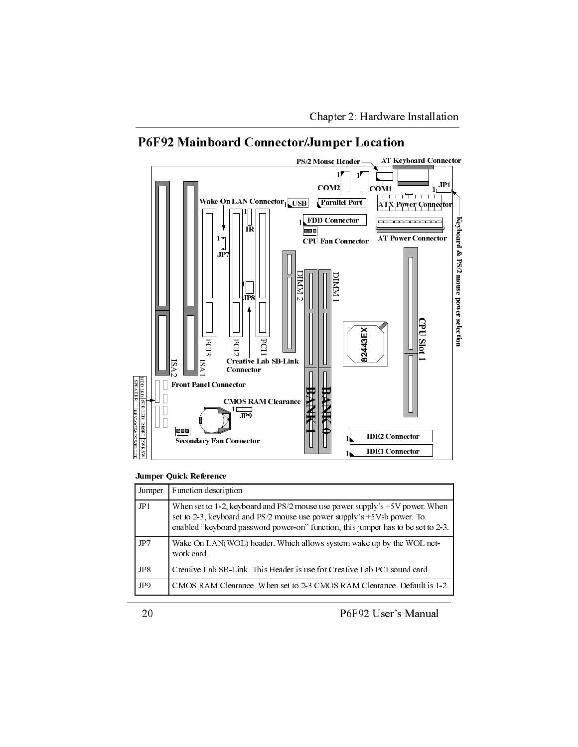## P6F92 Mainboard Connector/Jumper Location

**Jumper Quick Reference**

| Jumper | Function description |
|---|---|
| JP1 | When set to 1-2, keyboard and PS/2 mouse use power supply's +5V power. When set to 2-3, keyboard and PS/2 mouse use power supply's +5Vsb power. To enabled "keyboard password power-on" function, this jumper has to be set to 2-3. |
| JP7 | Wake On LAN(WOL) header. Which allows system wake up by the WOL network card. |
| JP8 | Creative Lab SB-Link. This Header is use for Creative Lab PCI sound card. |
| JP9 | CMOS RAM Clearance. When set to 2-3 CMOS RAM Clearance. Default is 1-2. |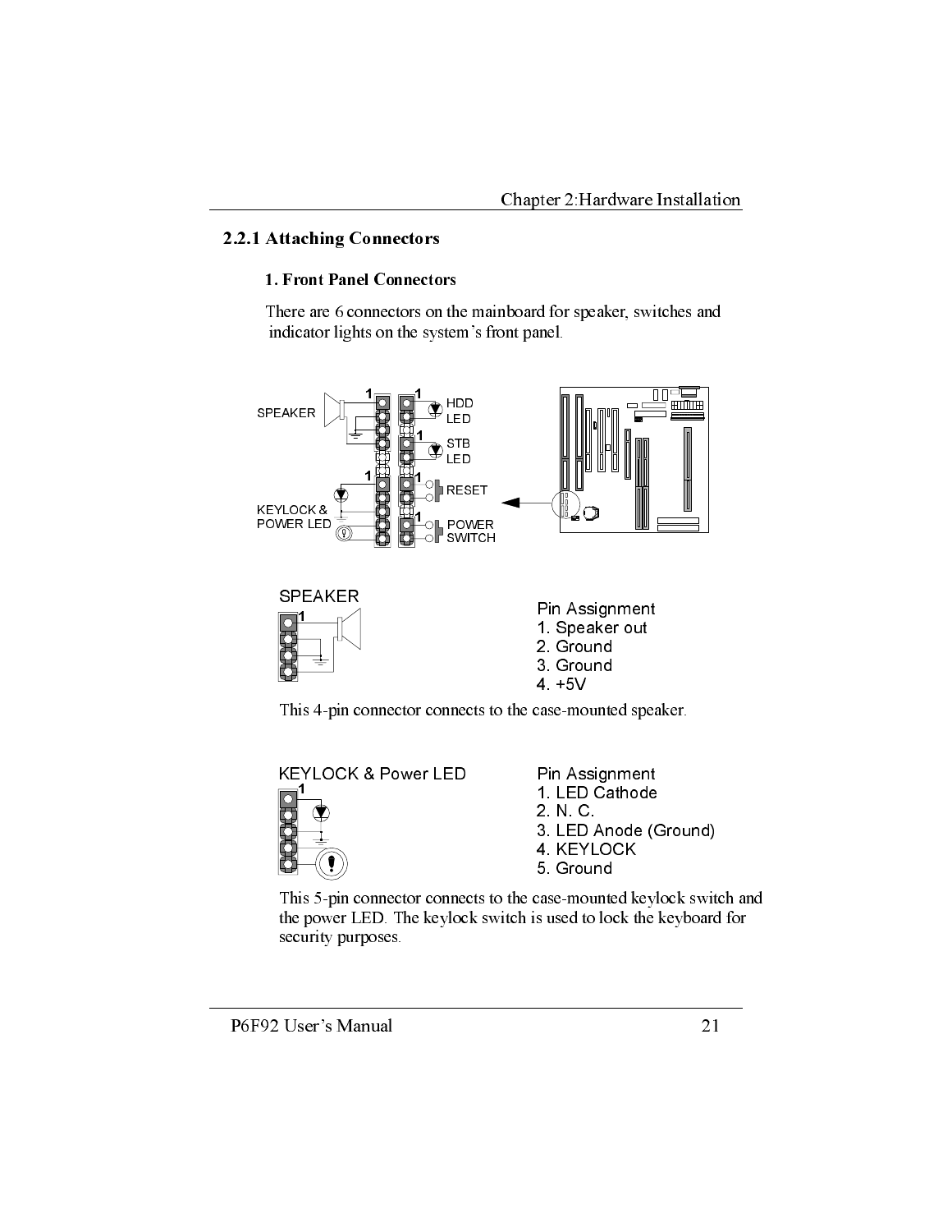## 2.2.1 Attaching Connectors

### 1. Front Panel Connectors

There are 6 connectors on the mainboard for speaker, switches and indicator lights on the system's front panel.

SPEAKER

Pin Assignment
1. Speaker out
2. Ground
3. Ground
4. +5V

This 4-pin connector connects to the case-mounted speaker.

KEYLOCK & Power LED

Pin Assignment
1. LED Cathode
2. N. C.
3. LED Anode (Ground)
4. KEYLOCK
5. Ground

This 5-pin connector connects to the case-mounted keylock switch and the power LED. The keylock switch is used to lock the keyboard for security purposes.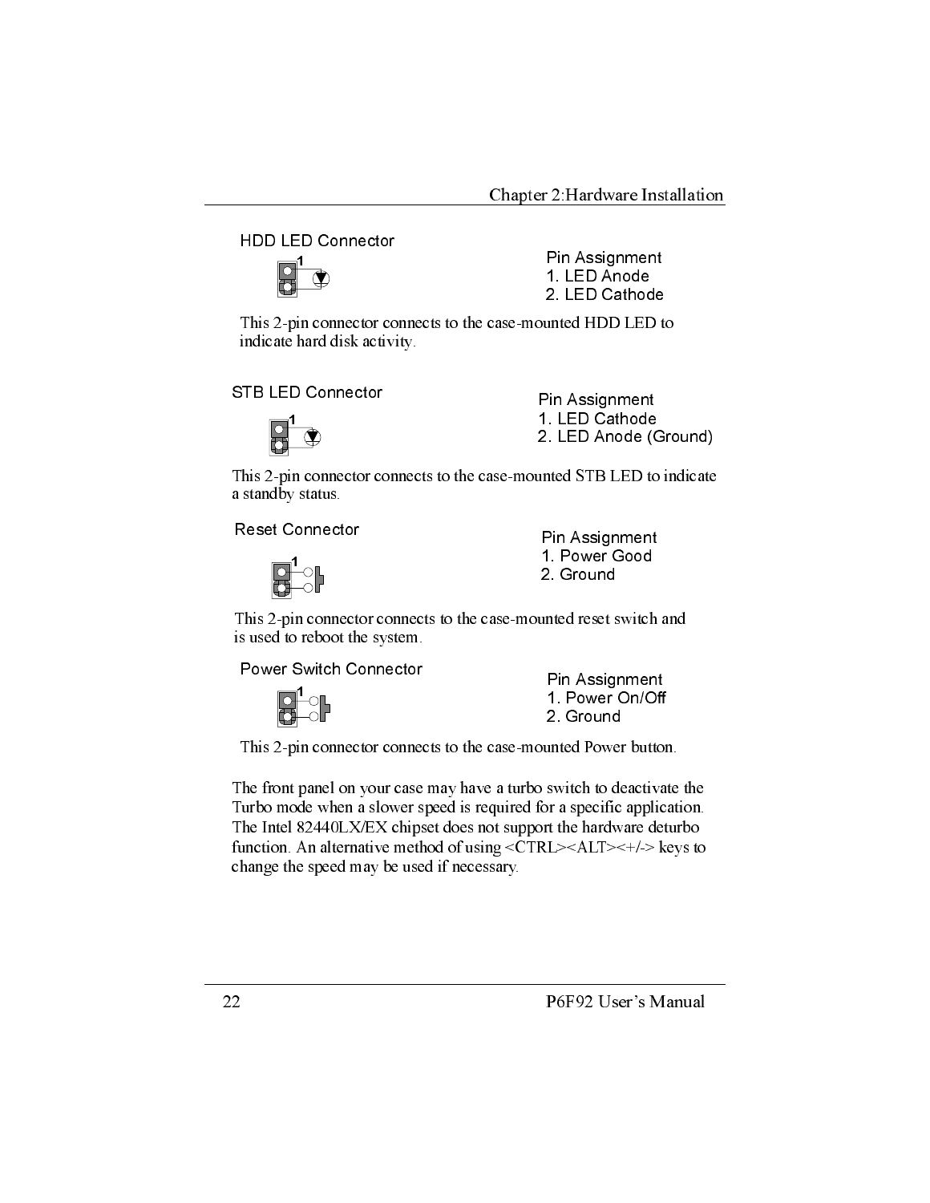### HDD LED Connector

Pin Assignment
1. LED Anode
2. LED Cathode

This 2-pin connector connects to the case-mounted HDD LED to indicate hard disk activity.

### STB LED Connector

Pin Assignment
1. LED Cathode
2. LED Anode (Ground)

This 2-pin connector connects to the case-mounted STB LED to indicate a standby status.

### Reset Connector

Pin Assignment
1. Power Good
2. Ground

This 2-pin connector connects to the case-mounted reset switch and is used to reboot the system.

### Power Switch Connector

Pin Assignment
1. Power On/Off
2. Ground

This 2-pin connector connects to the case-mounted Power button.

The front panel on your case may have a turbo switch to deactivate the Turbo mode when a slower speed is required for a specific application. The Intel 82440LX/EX chipset does not support the hardware deturbo function. An alternative method of using <CTRL><ALT><+/-> keys to change the speed may be used if necessary.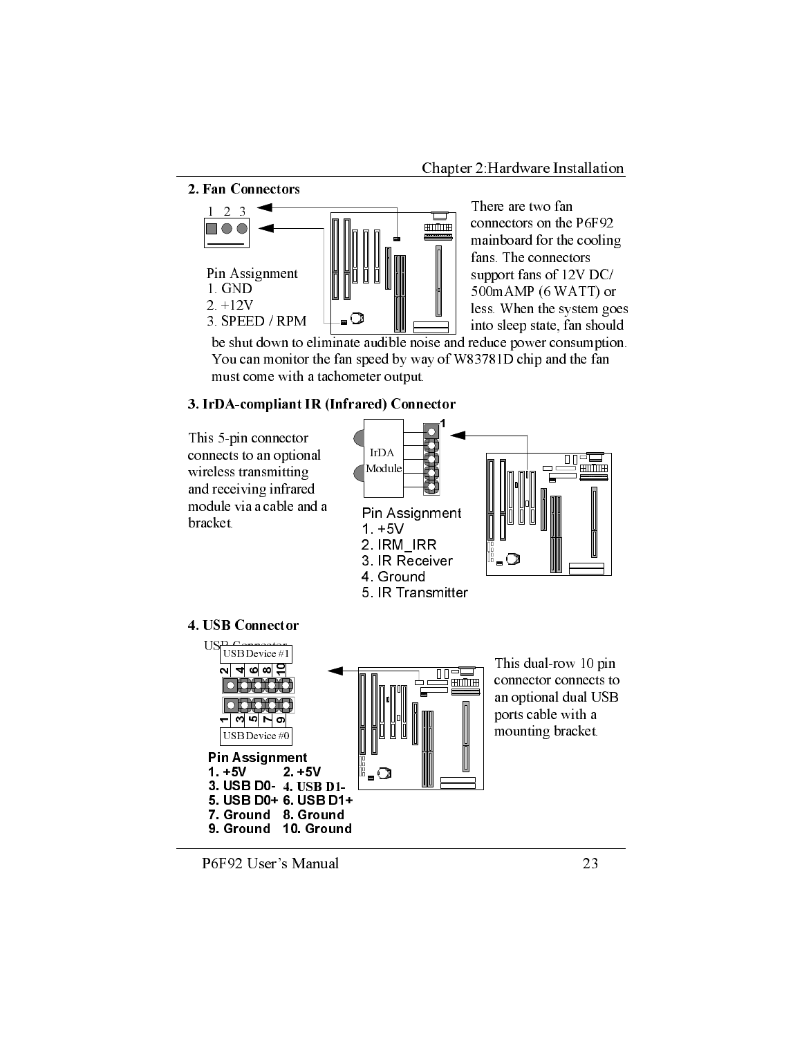## 2. Fan Connectors

Pin Assignment
1. GND
2. +12V
3. SPEED / RPM

There are two fan connectors on the P6F92 mainboard for the cooling fans. The connectors support fans of 12V DC/ 500mAMP (6 WATT) or less. When the system goes into sleep state, fan should be shut down to eliminate audible noise and reduce power consumption. You can monitor the fan speed by way of W83781D chip and the fan must come with a tachometer output.

## 3. IrDA-compliant IR (Infrared) Connector

This 5-pin connector connects to an optional wireless transmitting and receiving infrared module via a cable and a bracket.

Pin Assignment
1. +5V
2. IRM_IRR
3. IR Receiver
4. Ground
5. IR Transmitter

## 4. USB Connector

This dual-row 10 pin connector connects to an optional dual USB ports cable with a mounting bracket.

**Pin Assignment**

| | |
|---|---|
| **1. +5V** | **2. +5V** |
| **3. USB D0-** | **4. USB D1-** |
| **5. USB D0+** | **6. USB D1+** |
| **7. Ground** | **8. Ground** |
| **9. Ground** | **10. Ground** |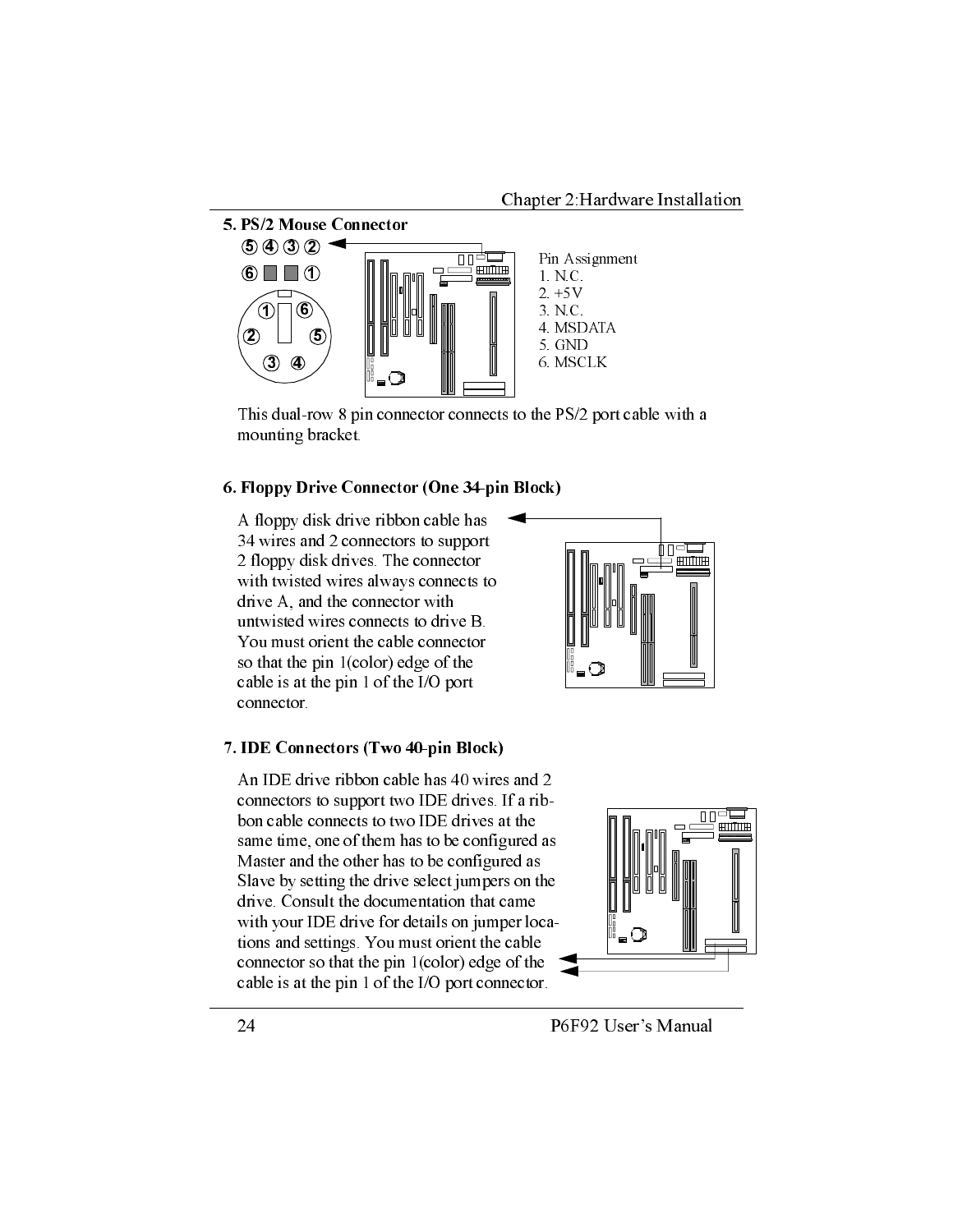## 5. PS/2 Mouse Connector

Pin Assignment
1. N.C.
2. +5V
3. N.C.
4. MSDATA
5. GND
6. MSCLK

This dual-row 8 pin connector connects to the PS/2 port cable with a mounting bracket.

## 6. Floppy Drive Connector (One 34-pin Block)

A floppy disk drive ribbon cable has 34 wires and 2 connectors to support 2 floppy disk drives. The connector with twisted wires always connects to drive A, and the connector with untwisted wires connects to drive B. You must orient the cable connector so that the pin 1(color) edge of the cable is at the pin 1 of the I/O port connector.

## 7. IDE Connectors (Two 40-pin Block)

An IDE drive ribbon cable has 40 wires and 2 connectors to support two IDE drives. If a ribbon cable connects to two IDE drives at the same time, one of them has to be configured as Master and the other has to be configured as Slave by setting the drive select jumpers on the drive. Consult the documentation that came with your IDE drive for details on jumper locations and settings. You must orient the cable connector so that the pin 1(color) edge of the cable is at the pin 1 of the I/O port connector.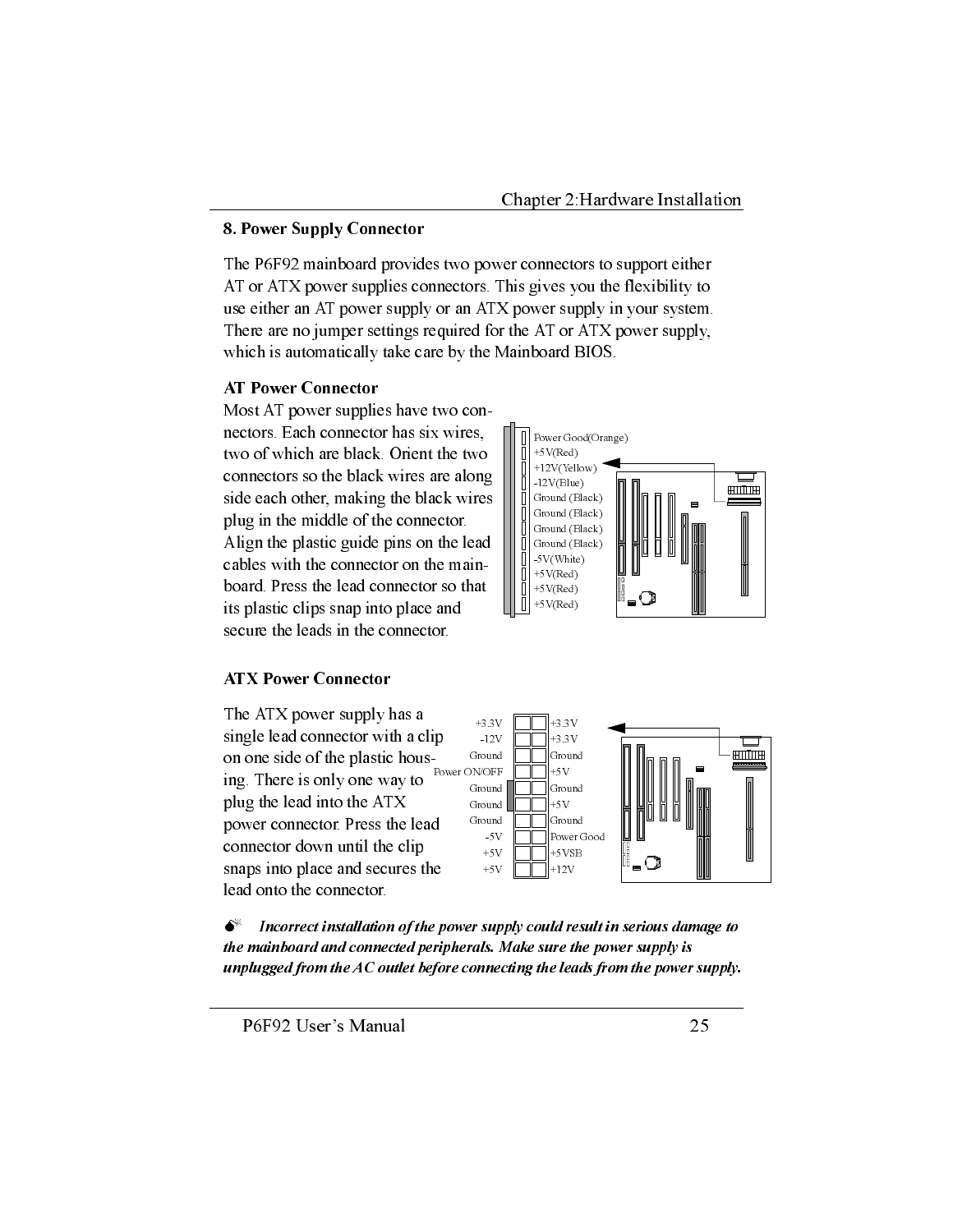## 8. Power Supply Connector

The P6F92 mainboard provides two power connectors to support either AT or ATX power supplies connectors. This gives you the flexibility to use either an AT power supply or an ATX power supply in your system. There are no jumper settings required for the AT or ATX power supply, which is automatically take care by the Mainboard BIOS.

### AT Power Connector

Most AT power supplies have two connectors. Each connector has six wires, two of which are black. Orient the two connectors so the black wires are along side each other, making the black wires plug in the middle of the connector. Align the plastic guide pins on the lead cables with the connector on the mainboard. Press the lead connector so that its plastic clips snap into place and secure the leads in the connector.

Power Good(Orange)
+5V(Red)
+12V(Yellow)
-12V(Blue)
Ground (Black)
Ground (Black)
Ground (Black)
Ground (Black)
-5V(White)
+5V(Red)
+5V(Red)
+5V(Red)

### ATX Power Connector

The ATX power supply has a single lead connector with a clip on one side of the plastic housing. There is only one way to plug the lead into the ATX power connector. Press the lead connector down until the clip snaps into place and secures the lead onto the connector.

| | |
|---|---|
| +3.3V | +3.3V |
| -12V | +3.3V |
| Ground | Ground |
| Power ON/OFF | +5V |
| Ground | Ground |
| Ground | +5V |
| Ground | Ground |
| -5V | Power Good |
| +5V | +5VSB |
| +5V | +12V |

***Incorrect installation of the power supply could result in serious damage to the mainboard and connected peripherals. Make sure the power supply is unplugged from the AC outlet before connecting the leads from the power supply.***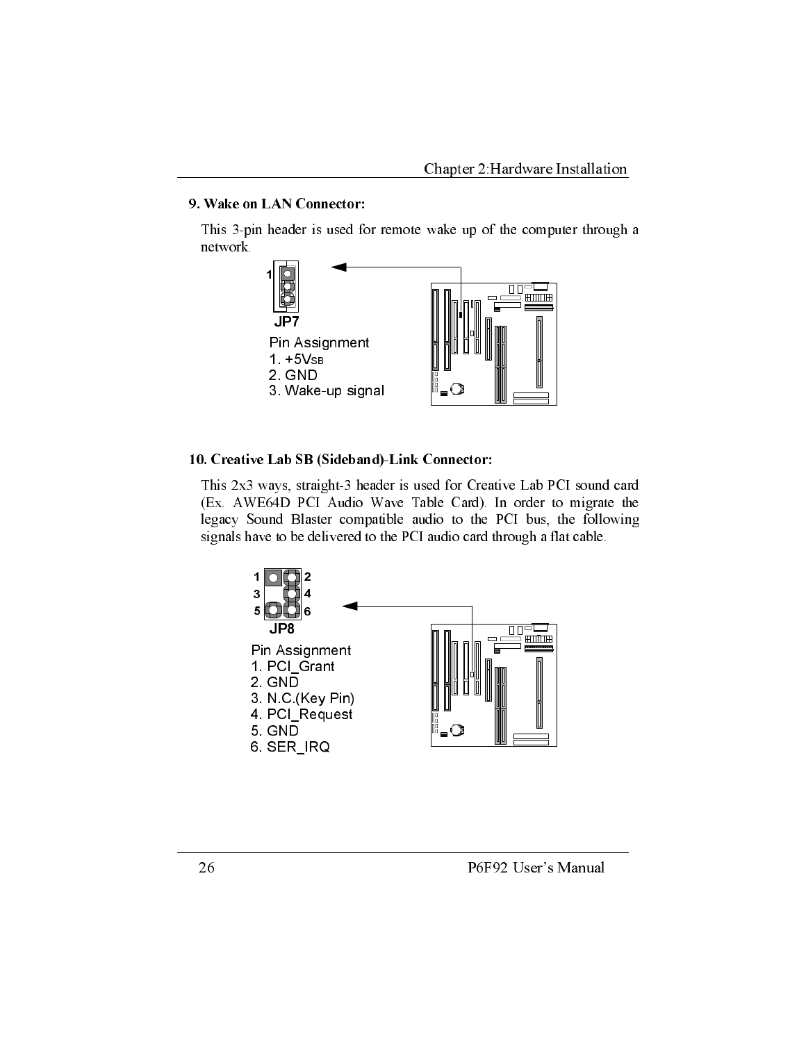## 9. Wake on LAN Connector:

This 3-pin header is used for remote wake up of the computer through a network.

JP7

Pin Assignment

1. +5V$_{SB}$
2. GND
3. Wake-up signal

## 10. Creative Lab SB (Sideband)-Link Connector:

This 2x3 ways, straight-3 header is used for Creative Lab PCI sound card (Ex. AWE64D PCI Audio Wave Table Card). In order to migrate the legacy Sound Blaster compatible audio to the PCI bus, the following signals have to be delivered to the PCI audio card through a flat cable.

JP8

Pin Assignment

1. PCI_Grant
2. GND
3. N.C.(Key Pin)
4. PCI_Request
5. GND
6. SER_IRQ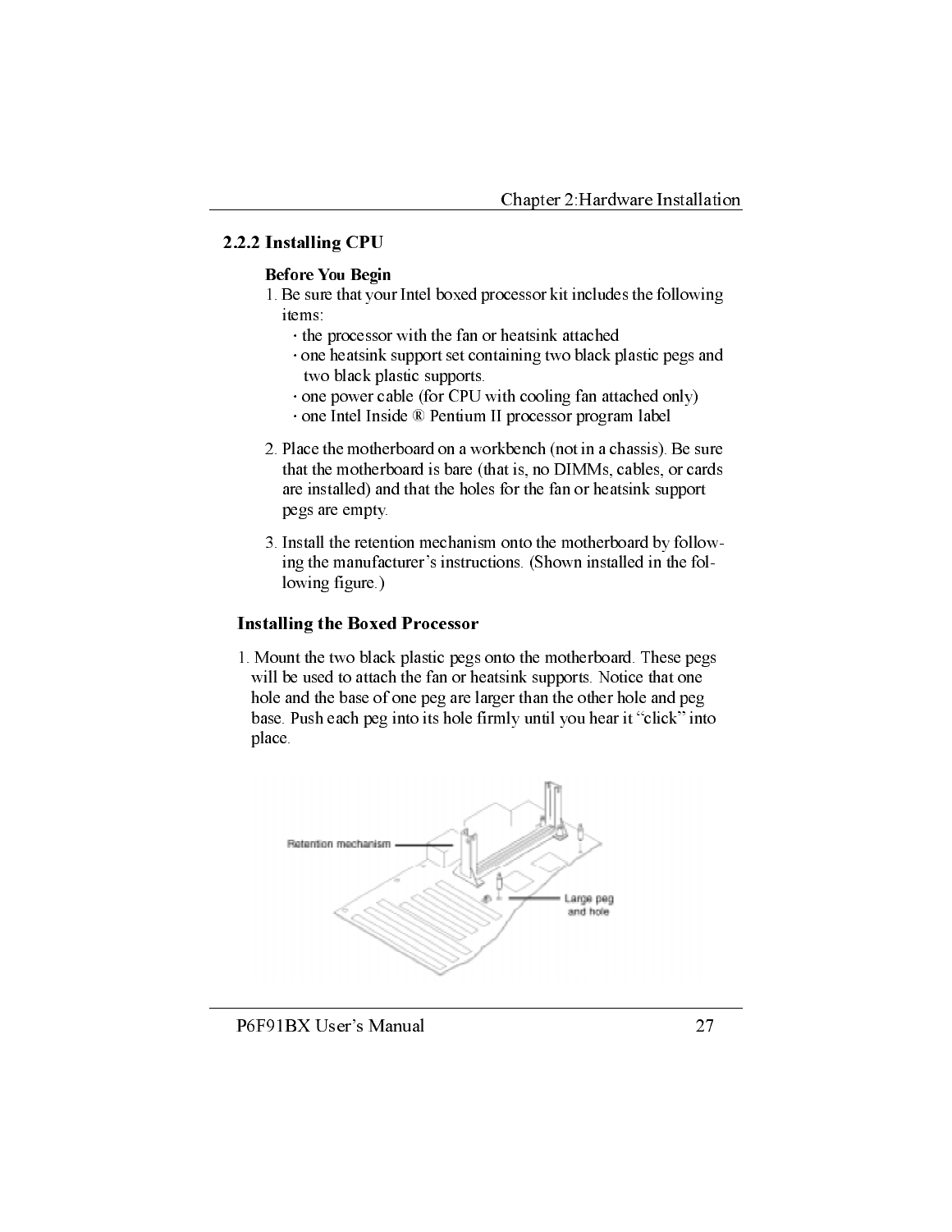### 2.2.2 Installing CPU

**Before You Begin**

1. Be sure that your Intel boxed processor kit includes the following items:
   - · the processor with the fan or heatsink attached
   - · one heatsink support set containing two black plastic pegs and two black plastic supports.
   - · one power cable (for CPU with cooling fan attached only)
   - · one Intel Inside ® Pentium II processor program label
2. Place the motherboard on a workbench (not in a chassis). Be sure that the motherboard is bare (that is, no DIMMs, cables, or cards are installed) and that the holes for the fan or heatsink support pegs are empty.
3. Install the retention mechanism onto the motherboard by following the manufacturer's instructions. (Shown installed in the following figure.)

**Installing the Boxed Processor**

1. Mount the two black plastic pegs onto the motherboard. These pegs will be used to attach the fan or heatsink supports. Notice that one hole and the base of one peg are larger than the other hole and peg base. Push each peg into its hole firmly until you hear it "click" into place.

Retention mechanism

Large peg and hole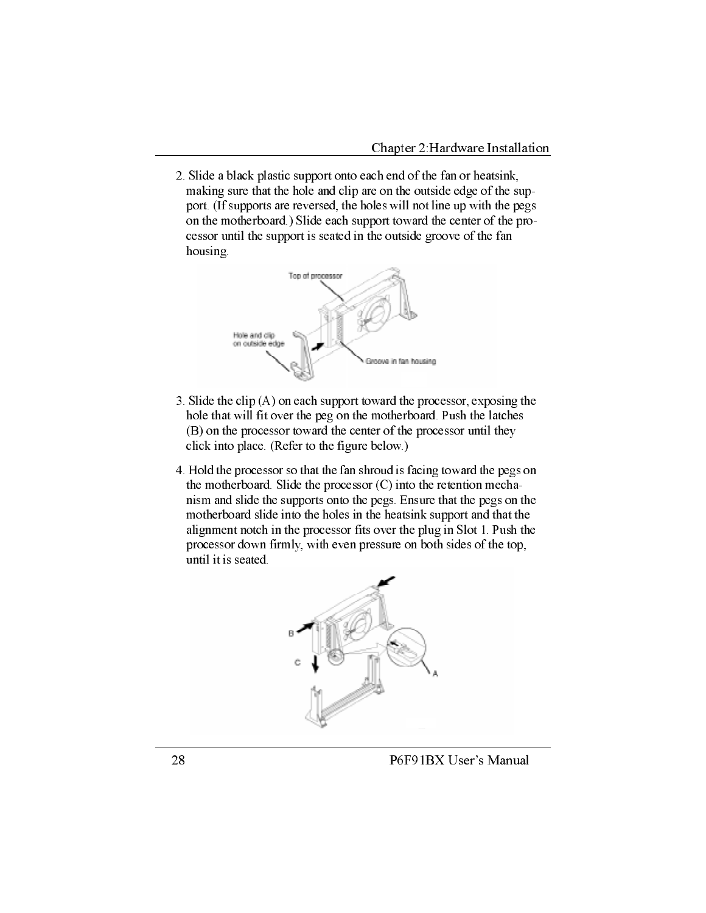2. Slide a black plastic support onto each end of the fan or heatsink, making sure that the hole and clip are on the outside edge of the support. (If supports are reversed, the holes will not line up with the pegs on the motherboard.) Slide each support toward the center of the processor until the support is seated in the outside groove of the fan housing.

3. Slide the clip (A) on each support toward the processor, exposing the hole that will fit over the peg on the motherboard. Push the latches (B) on the processor toward the center of the processor until they click into place. (Refer to the figure below.)

4. Hold the processor so that the fan shroud is facing toward the pegs on the motherboard. Slide the processor (C) into the retention mechanism and slide the supports onto the pegs. Ensure that the pegs on the motherboard slide into the holes in the heatsink support and that the alignment notch in the processor fits over the plug in Slot 1. Push the processor down firmly, with even pressure on both sides of the top, until it is seated.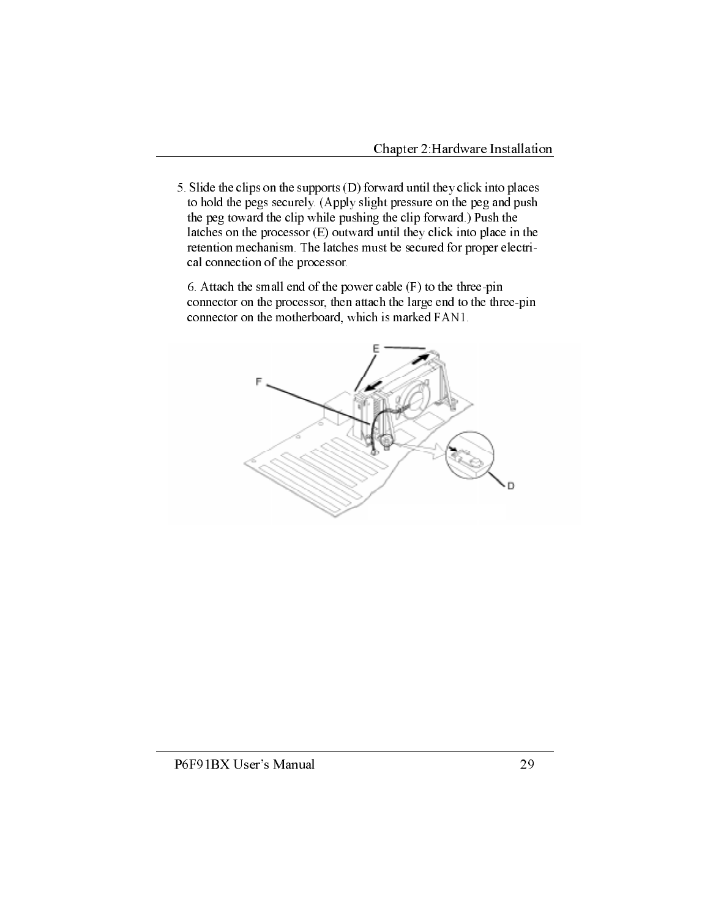5. Slide the clips on the supports (D) forward until they click into places to hold the pegs securely. (Apply slight pressure on the peg and push the peg toward the clip while pushing the clip forward.) Push the latches on the processor (E) outward until they click into place in the retention mechanism. The latches must be secured for proper electrical connection of the processor.

6. Attach the small end of the power cable (F) to the three-pin connector on the processor, then attach the large end to the three-pin connector on the motherboard, which is marked FAN1.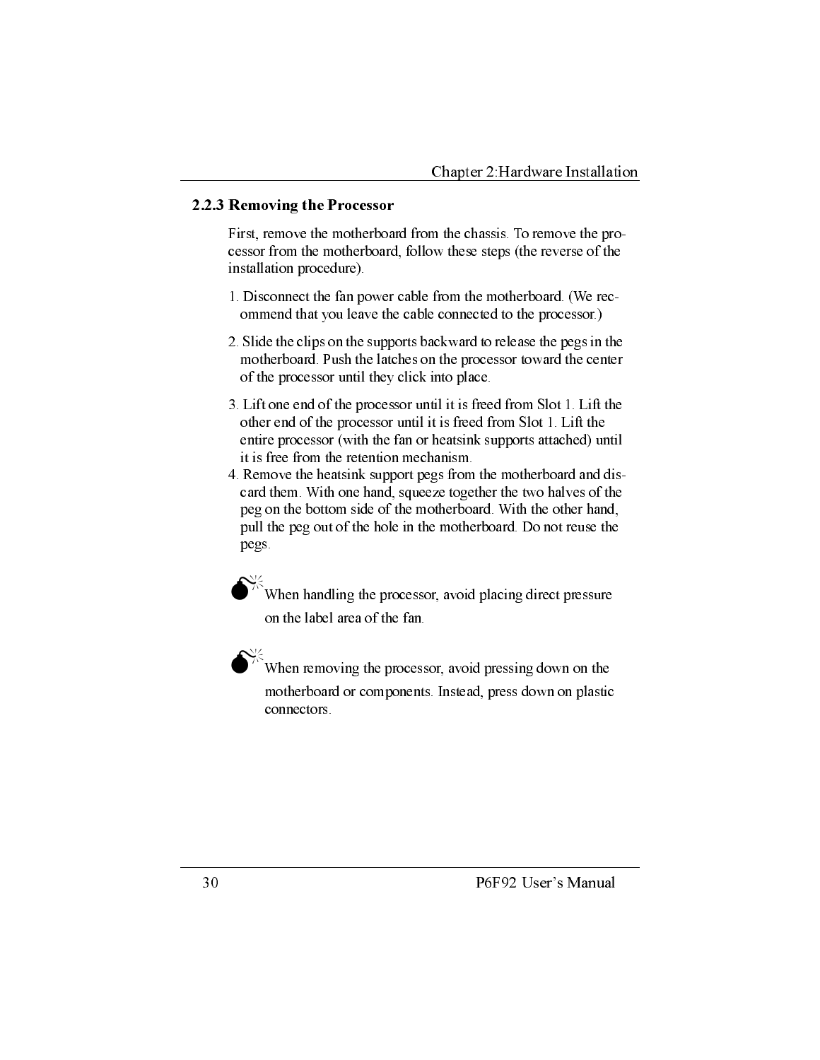### 2.2.3 Removing the Processor

First, remove the motherboard from the chassis. To remove the processor from the motherboard, follow these steps (the reverse of the installation procedure).

1. Disconnect the fan power cable from the motherboard. (We recommend that you leave the cable connected to the processor.)
2. Slide the clips on the supports backward to release the pegs in the motherboard. Push the latches on the processor toward the center of the processor until they click into place.
3. Lift one end of the processor until it is freed from Slot 1. Lift the other end of the processor until it is freed from Slot 1. Lift the entire processor (with the fan or heatsink supports attached) until it is free from the retention mechanism.
4. Remove the heatsink support pegs from the motherboard and discard them. With one hand, squeeze together the two halves of the peg on the bottom side of the motherboard. With the other hand, pull the peg out of the hole in the motherboard. Do not reuse the pegs.

When handling the processor, avoid placing direct pressure on the label area of the fan.

When removing the processor, avoid pressing down on the motherboard or components. Instead, press down on plastic connectors.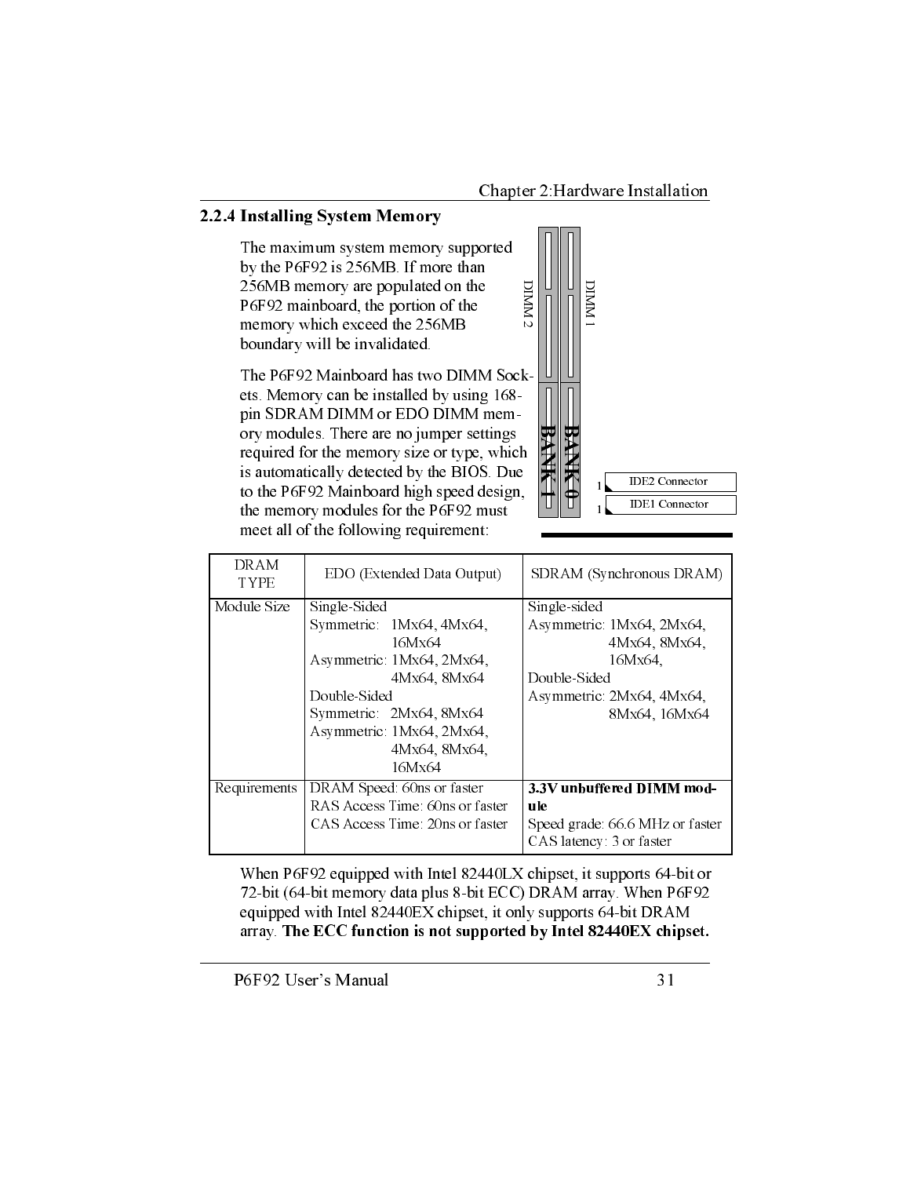## 2.2.4 Installing System Memory

The maximum system memory supported by the P6F92 is 256MB. If more than 256MB memory are populated on the P6F92 mainboard, the portion of the memory which exceed the 256MB boundary will be invalidated.

The P6F92 Mainboard has two DIMM Sockets. Memory can be installed by using 168-pin SDRAM DIMM or EDO DIMM memory modules. There are no jumper settings required for the memory size or type, which is automatically detected by the BIOS. Due to the P6F92 Mainboard high speed design, the memory modules for the P6F92 must meet all of the following requirement:

DIMM 2 DIMM 1
BANK 1 BANK 0
IDE2 Connector
IDE1 Connector

| DRAM TYPE | EDO (Extended Data Output) | SDRAM (Synchronous DRAM) |
|---|---|---|
| Module Size | Single-Sided<br>Symmetric: 1Mx64, 4Mx64, 16Mx64<br>Asymmetric: 1Mx64, 2Mx64, 4Mx64, 8Mx64<br>Double-Sided<br>Symmetric: 2Mx64, 8Mx64<br>Asymmetric: 1Mx64, 2Mx64, 4Mx64, 8Mx64, 16Mx64 | Single-sided<br>Asymmetric: 1Mx64, 2Mx64, 4Mx64, 8Mx64, 16Mx64,<br>Double-Sided<br>Asymmetric: 2Mx64, 4Mx64, 8Mx64, 16Mx64 |
| Requirements | DRAM Speed: 60ns or faster<br>RAS Access Time: 60ns or faster<br>CAS Access Time: 20ns or faster | **3.3V unbuffered DIMM module**<br>Speed grade: 66.6 MHz or faster<br>CAS latency: 3 or faster |

When P6F92 equipped with Intel 82440LX chipset, it supports 64-bit or 72-bit (64-bit memory data plus 8-bit ECC) DRAM array. When P6F92 equipped with Intel 82440EX chipset, it only supports 64-bit DRAM array. **The ECC function is not supported by Intel 82440EX chipset.**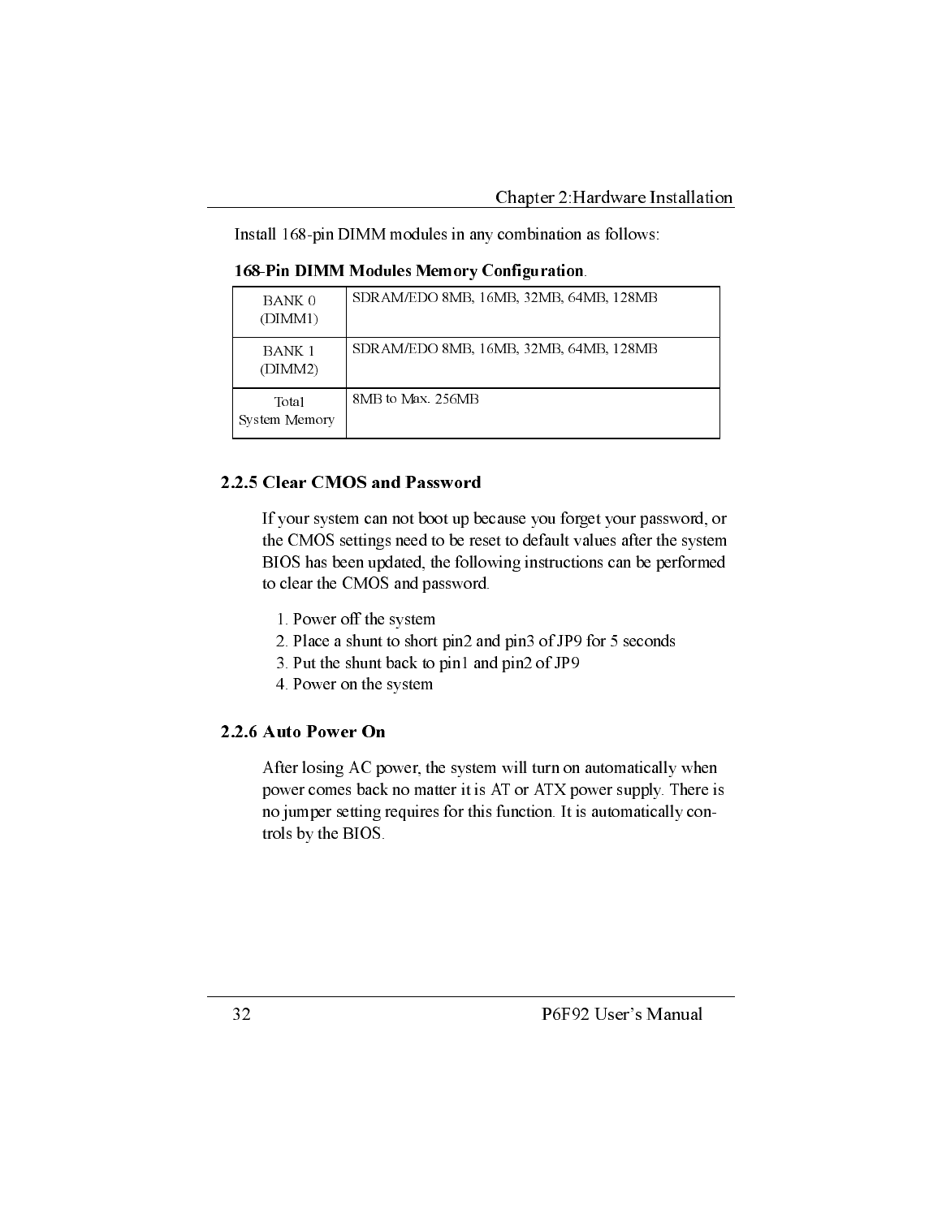Install 168-pin DIMM modules in any combination as follows:

**168-Pin DIMM Modules Memory Configuration**.

| | |
|---|---|
| BANK 0 (DIMM1) | SDRAM/EDO 8MB, 16MB, 32MB, 64MB, 128MB |
| BANK 1 (DIMM2) | SDRAM/EDO 8MB, 16MB, 32MB, 64MB, 128MB |
| Total System Memory | 8MB to Max. 256MB |

### 2.2.5 Clear CMOS and Password

If your system can not boot up because you forget your password, or the CMOS settings need to be reset to default values after the system BIOS has been updated, the following instructions can be performed to clear the CMOS and password.

1. Power off the system
2. Place a shunt to short pin2 and pin3 of JP9 for 5 seconds
3. Put the shunt back to pin1 and pin2 of JP9
4. Power on the system

### 2.2.6 Auto Power On

After losing AC power, the system will turn on automatically when power comes back no matter it is AT or ATX power supply. There is no jumper setting requires for this function. It is automatically controls by the BIOS.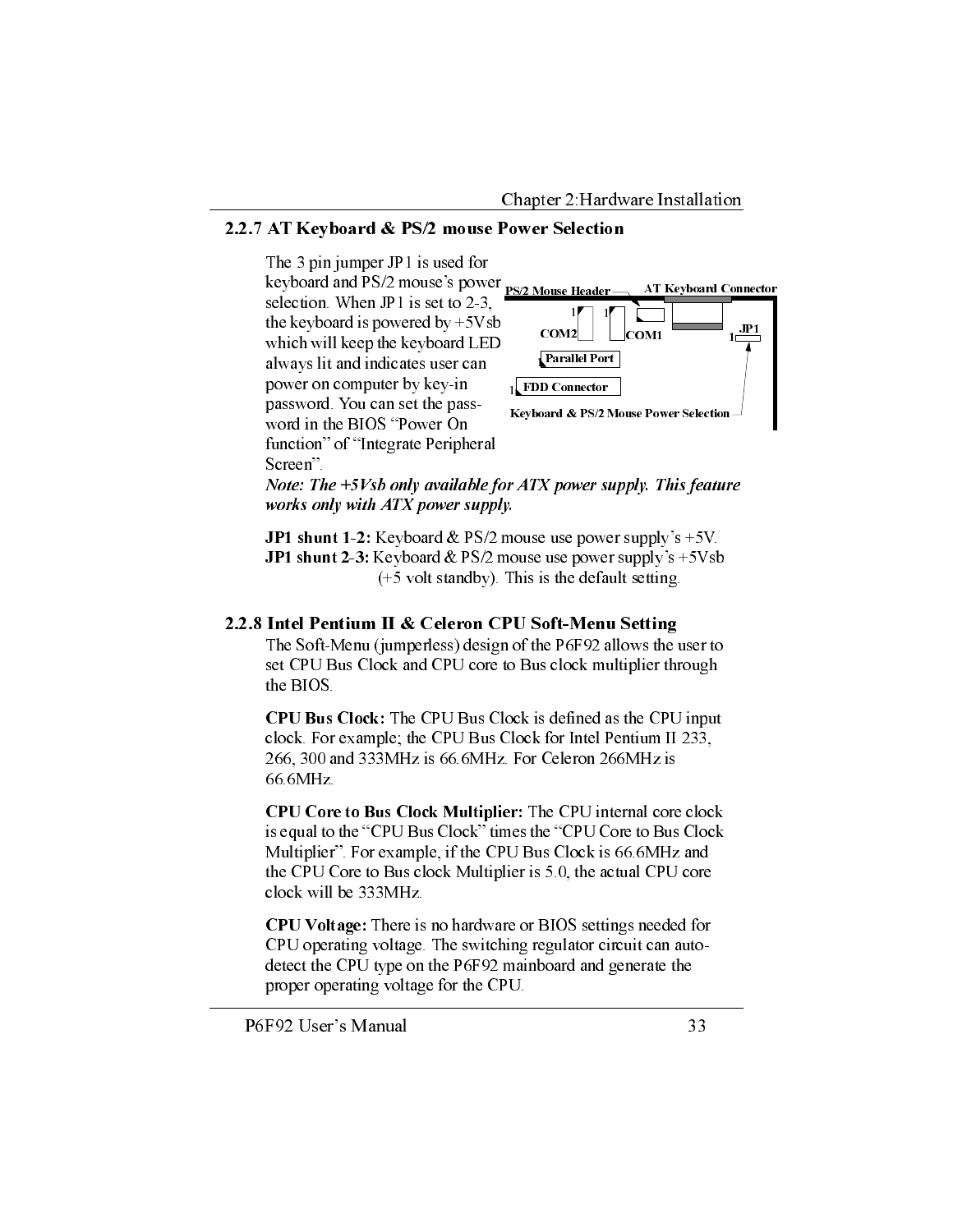## 2.2.7 AT Keyboard & PS/2 mouse Power Selection

The 3 pin jumper JP1 is used for keyboard and PS/2 mouse's power selection. When JP1 is set to 2-3, the keyboard is powered by +5Vsb which will keep the keyboard LED always lit and indicates user can power on computer by key-in password. You can set the pass-word in the BIOS "Power On function" of "Integrate Peripheral Screen".

PS/2 Mouse Header — AT Keyboard Connector — COM2 — COM1 — JP1 — Parallel Port — FDD Connector — Keyboard & PS/2 Mouse Power Selection

***Note: The +5Vsb only available for ATX power supply. This feature works only with ATX power supply.***

**JP1 shunt 1-2:** Keyboard & PS/2 mouse use power supply's +5V.
**JP1 shunt 2-3:** Keyboard & PS/2 mouse use power supply's +5Vsb (+5 volt standby). This is the default setting.

## 2.2.8 Intel Pentium II & Celeron CPU Soft-Menu Setting

The Soft-Menu (jumperless) design of the P6F92 allows the user to set CPU Bus Clock and CPU core to Bus clock multiplier through the BIOS.

**CPU Bus Clock:** The CPU Bus Clock is defined as the CPU input clock. For example; the CPU Bus Clock for Intel Pentium II 233, 266, 300 and 333MHz is 66.6MHz. For Celeron 266MHz is 66.6MHz.

**CPU Core to Bus Clock Multiplier:** The CPU internal core clock is equal to the "CPU Bus Clock" times the "CPU Core to Bus Clock Multiplier". For example, if the CPU Bus Clock is 66.6MHz and the CPU Core to Bus clock Multiplier is 5.0, the actual CPU core clock will be 333MHz.

**CPU Voltage:** There is no hardware or BIOS settings needed for CPU operating voltage. The switching regulator circuit can auto-detect the CPU type on the P6F92 mainboard and generate the proper operating voltage for the CPU.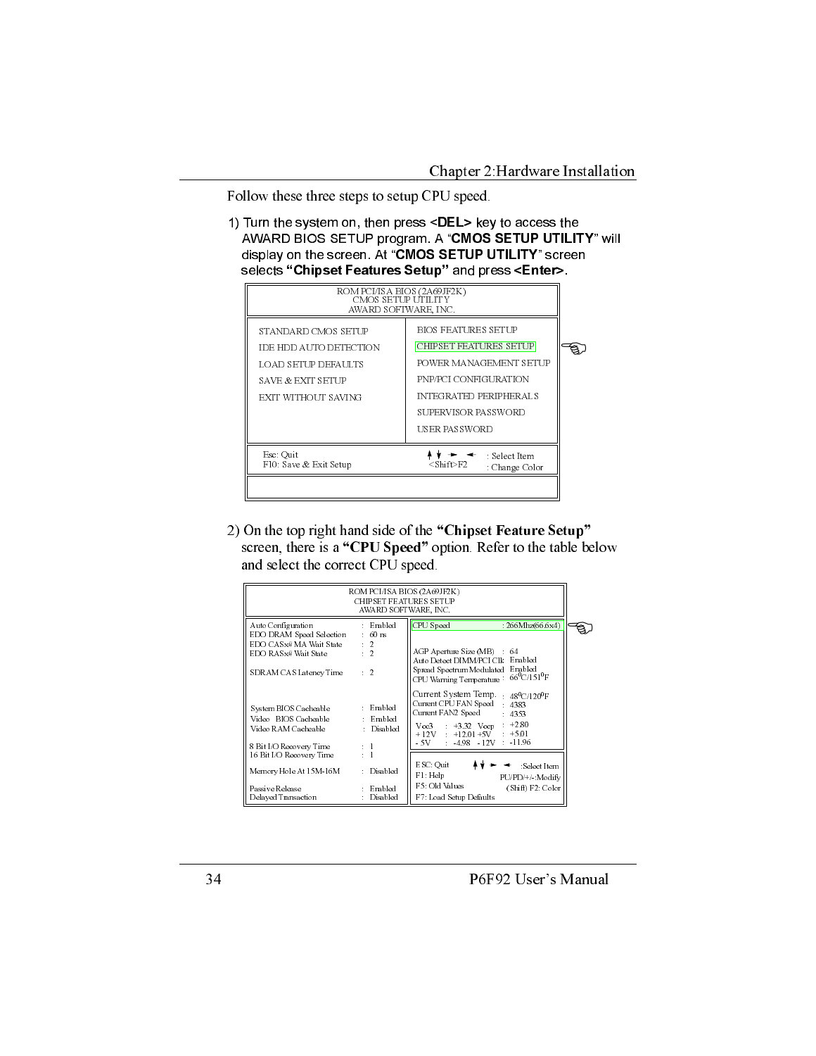Follow these three steps to setup CPU speed.

1) Turn the system on, then press **<DEL>** key to access the AWARD BIOS SETUP program. A "**CMOS SETUP UTILITY**" will display on the screen. At "**CMOS SETUP UTILITY**" screen selects **"Chipset Features Setup"** and press **<Enter>**.

```
                    ROM PCI/ISA BIOS (2A69JF2K)
                       CMOS SETUP UTILITY
                      AWARD SOFTWARE, INC.

 STANDARD CMOS SETUP          BIOS FEATURES SETUP
 IDE HDD AUTO DETECTION       CHIPSET FEATURES SETUP
 LOAD SETUP DEFAULTS          POWER MANAGEMENT SETUP
 SAVE & EXIT SETUP            PNP/PCI CONFIGURATION
 EXIT WITHOUT SAVING          INTEGRATED PERIPHERALS
                              SUPERVISOR PASSWORD
                              USER PASSWORD

 Esc: Quit                    ↑ ↓ → ←   : Select Item
 F10: Save & Exit Setup       <Shift>F2 : Change Color
```

2) On the top right hand side of the **"Chipset Feature Setup"** screen, there is a **"CPU Speed"** option. Refer to the table below and select the correct CPU speed.

```
                    ROM PCI/ISA BIOS (2A69JF2K)
                     CHIPSET FEATURES SETUP
                      AWARD SOFTWARE, INC.

 Auto Configuration          : Enabled   CPU Speed                  : 266Mhz(66.6x4)
 EDO DRAM Speed Selection    : 60 ns
 EDO CASx# MA Wait State     : 2
 EDO RASx# Wait State        : 2         AGP Aperture Size (MB)     : 64
                                         Auto Detect DIMM/PCI Clk     Enabled
 SDRAM CAS Latency Time      : 2         Spread Spectrum Modulated    Enabled
                                         CPU Warning Temperature    : 66°C/151°F

                                         Current System Temp.       : 48°C/120°F
 System BIOS Cacheable       : Enabled   Current CPU FAN Speed      : 4383
 Video  BIOS Cacheable       : Enabled   Current FAN2 Speed         : 4353
 Video RAM Cacheable         : Disabled
                                         Vcc3  : +3.32   Vccp       : +2.80
 8 Bit I/O Recovery Time     : 1         + 12V : +12.01  +5V        : +5.01
 16 Bit I/O Recovery Time    : 1         - 5V  : -4.98   - 12V      : -11.96

 Memory Hole At 15M-16M      : Disabled  ESC: Quit    ↑ ↓ → ←   :Select Item
                                         F1: Help               PU/PD/+/-:Modify
 Passive Release             : Enabled   F5: Old Values        (Shift) F2: Color
 Delayed Transaction         : Disabled  F7: Load Setup Defaults
```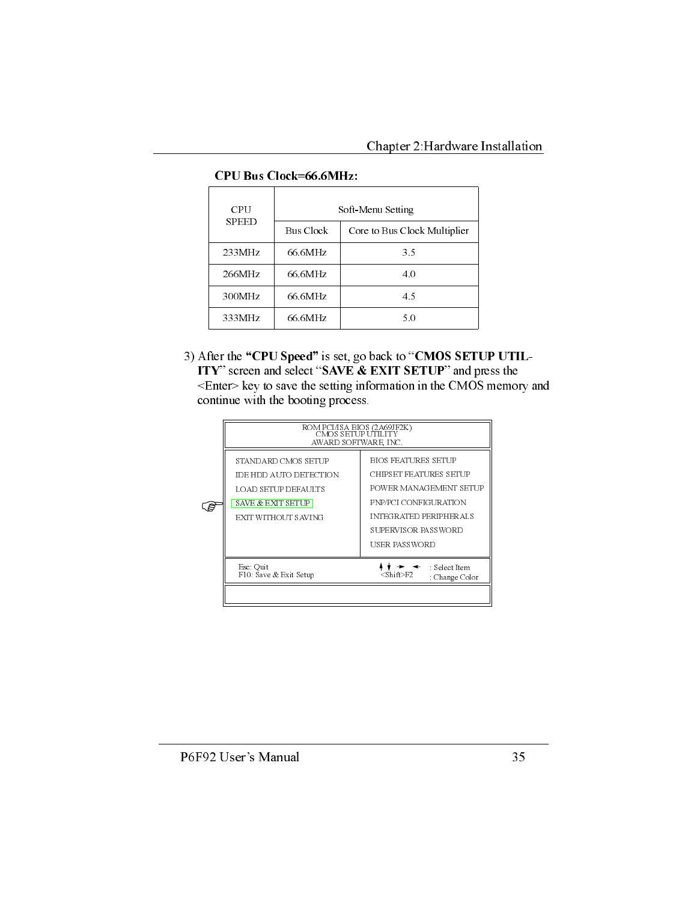**CPU Bus Clock=66.6MHz:**

| CPU SPEED | Soft-Menu Setting | |
|---|---|---|
| | Bus Clock | Core to Bus Clock Multiplier |
| 233MHz | 66.6MHz | 3.5 |
| 266MHz | 66.6MHz | 4.0 |
| 300MHz | 66.6MHz | 4.5 |
| 333MHz | 66.6MHz | 5.0 |

3) After the **"CPU Speed"** is set, go back to "**CMOS SETUP UTILITY**" screen and select "**SAVE & EXIT SETUP**" and press the <Enter> key to save the setting information in the CMOS memory and continue with the booting process.

```
                  ROM PCI/ISA BIOS (2A69JF2K)
                      CMOS SETUP UTILITY
                     AWARD SOFTWARE, INC.

  STANDARD CMOS SETUP          BIOS FEATURES SETUP
  IDE HDD AUTO DETECTION       CHIPSET FEATURES SETUP
  LOAD SETUP DEFAULTS          POWER MANAGEMENT SETUP
  SAVE & EXIT SETUP            PNP/PCI CONFIGURATION
  EXIT WITHOUT SAVING          INTEGRATED PERIPHERALS
                               SUPERVISOR PASSWORD
                               USER PASSWORD

  Esc: Quit                    ↑ ↓ → ←   : Select Item
  F10: Save & Exit Setup       <Shift>F2 : Change Color
```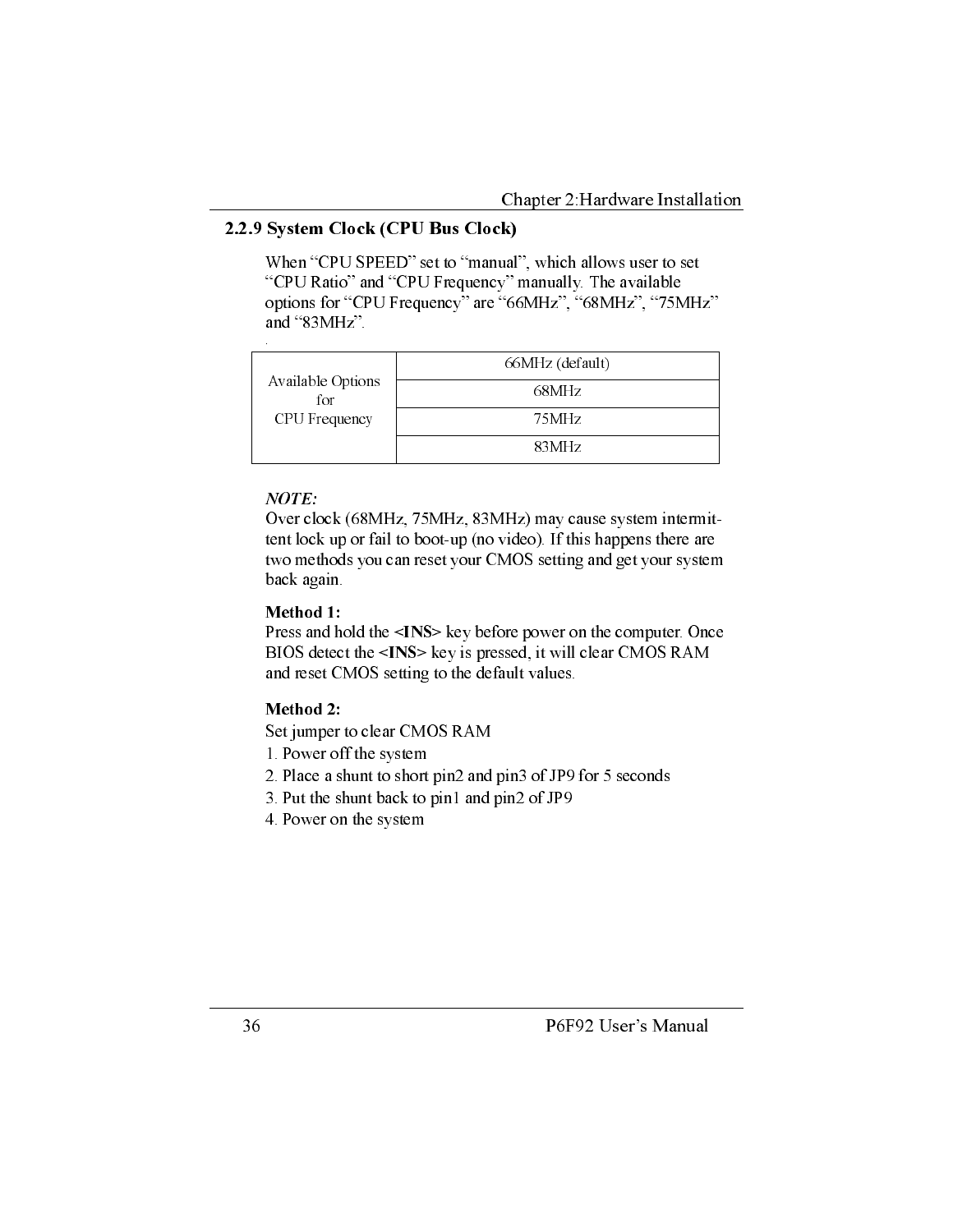### 2.2.9 System Clock (CPU Bus Clock)

When "CPU SPEED" set to "manual", which allows user to set "CPU Ratio" and "CPU Frequency" manually. The available options for "CPU Frequency" are "66MHz", "68MHz", "75MHz" and "83MHz".

| Available Options for CPU Frequency | 66MHz (default) |
|---|---|
| | 68MHz |
| | 75MHz |
| | 83MHz |

***NOTE:***
Over clock (68MHz, 75MHz, 83MHz) may cause system intermittent lock up or fail to boot-up (no video). If this happens there are two methods you can reset your CMOS setting and get your system back again.

**Method 1:**
Press and hold the **<INS>** key before power on the computer. Once BIOS detect the **<INS>** key is pressed, it will clear CMOS RAM and reset CMOS setting to the default values.

**Method 2:**
Set jumper to clear CMOS RAM

1. Power off the system
2. Place a shunt to short pin2 and pin3 of JP9 for 5 seconds
3. Put the shunt back to pin1 and pin2 of JP9
4. Power on the system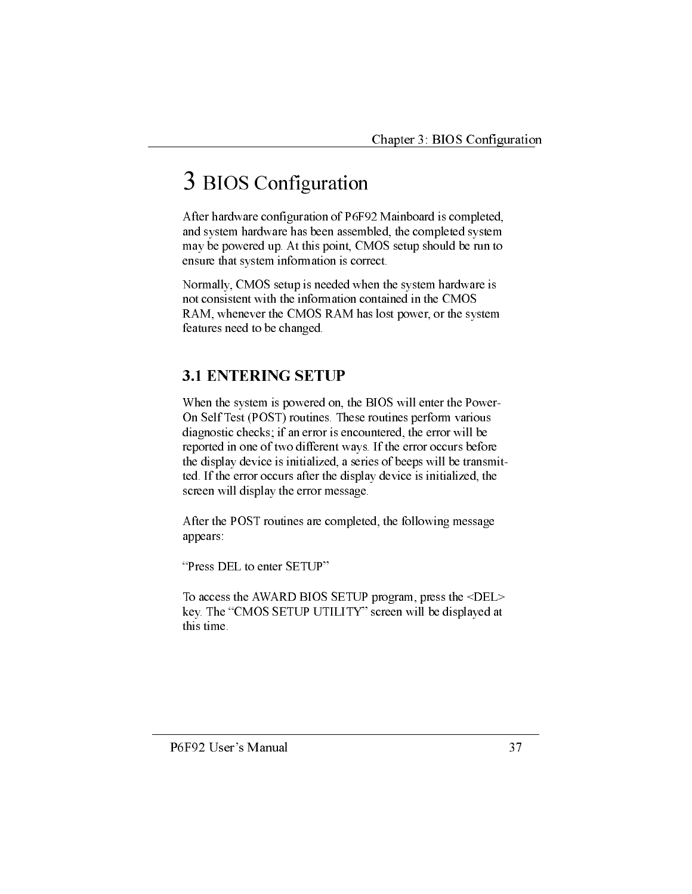# 3 BIOS Configuration

After hardware configuration of P6F92 Mainboard is completed, and system hardware has been assembled, the completed system may be powered up. At this point, CMOS setup should be run to ensure that system information is correct.

Normally, CMOS setup is needed when the system hardware is not consistent with the information contained in the CMOS RAM, whenever the CMOS RAM has lost power, or the system features need to be changed.

## 3.1 ENTERING SETUP

When the system is powered on, the BIOS will enter the Power-On Self Test (POST) routines. These routines perform various diagnostic checks; if an error is encountered, the error will be reported in one of two different ways. If the error occurs before the display device is initialized, a series of beeps will be transmitted. If the error occurs after the display device is initialized, the screen will display the error message.

After the POST routines are completed, the following message appears:

"Press DEL to enter SETUP"

To access the AWARD BIOS SETUP program, press the <DEL> key. The "CMOS SETUP UTILITY" screen will be displayed at this time.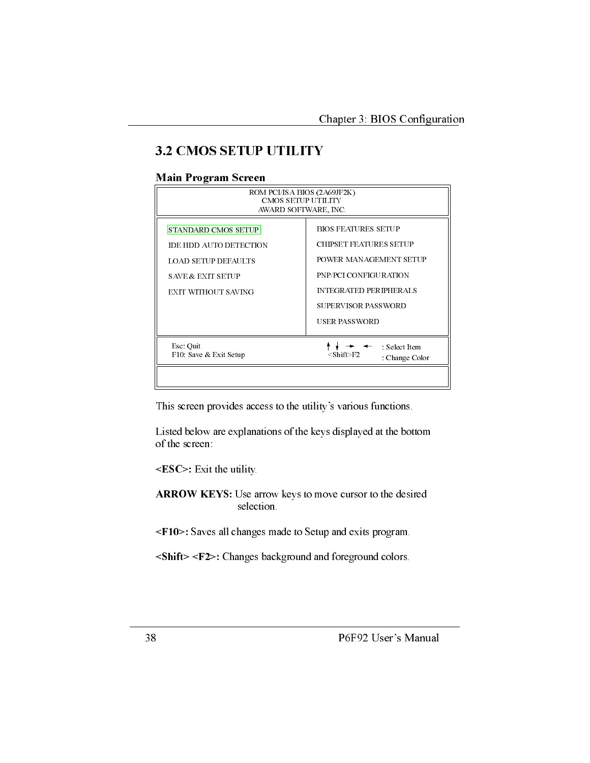## 3.2 CMOS SETUP UTILITY

### Main Program Screen

```
                    ROM PCI/ISA BIOS (2A69JF2K)
                        CMOS SETUP UTILITY
                      AWARD SOFTWARE, INC.

 STANDARD CMOS SETUP                  BIOS FEATURES SETUP
 IDE HDD AUTO DETECTION               CHIPSET FEATURES SETUP
 LOAD SETUP DEFAULTS                  POWER MANAGEMENT SETUP
 SAVE & EXIT SETUP                    PNP/PCI CONFIGURATION
 EXIT WITHOUT SAVING                  INTEGRATED PERIPHERALS
                                      SUPERVISOR PASSWORD
                                      USER PASSWORD

 Esc: Quit                            ↑ ↓ → ←     : Select Item
 F10: Save & Exit Setup               <Shift>F2   : Change Color
```

This screen provides access to the utility's various functions.

Listed below are explanations of the keys displayed at the bottom of the screen:

**<ESC>:** Exit the utility.

**ARROW KEYS:** Use arrow keys to move cursor to the desired selection.

**<F10>:** Saves all changes made to Setup and exits program.

**<Shift> <F2>:** Changes background and foreground colors.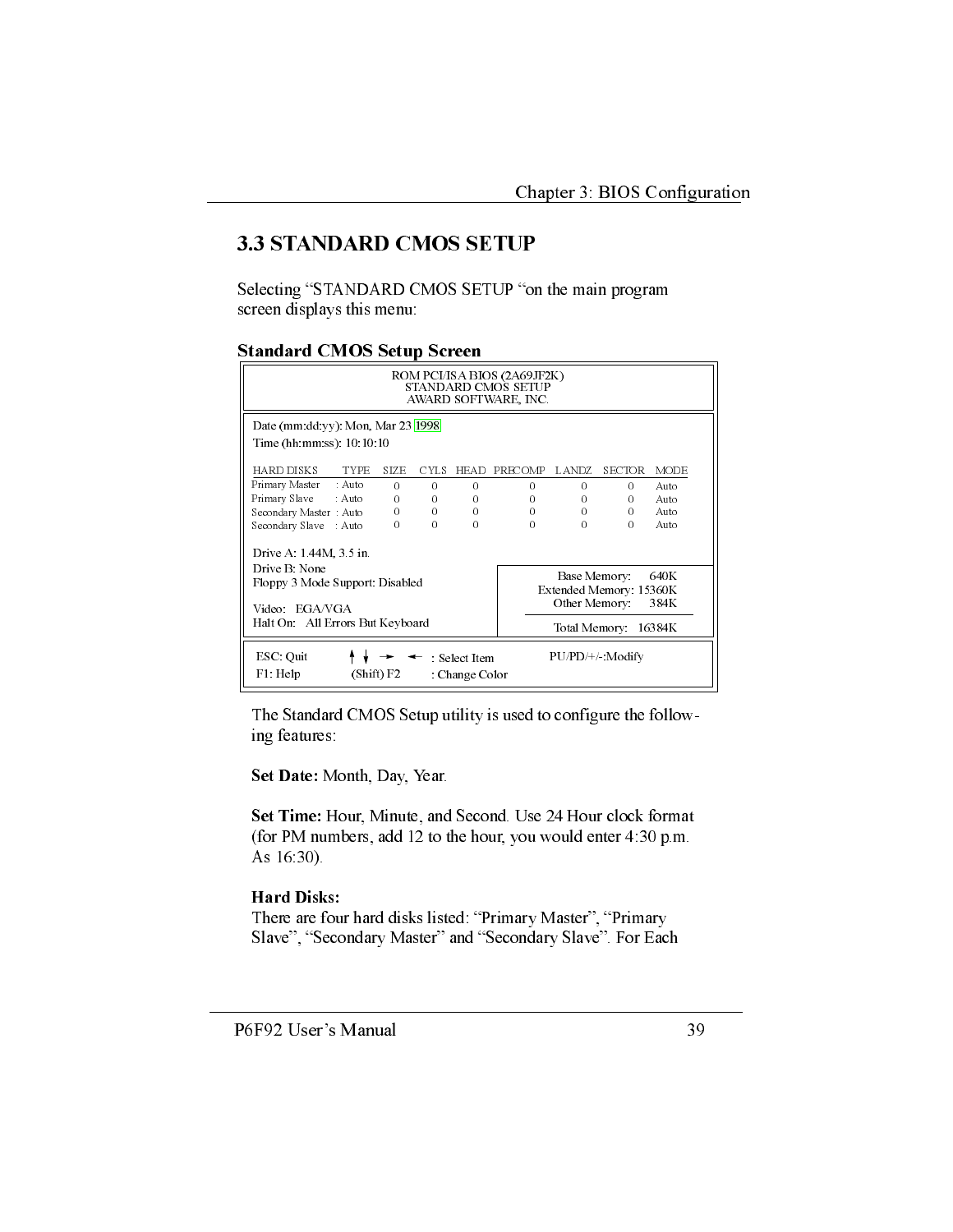## 3.3 STANDARD CMOS SETUP

Selecting "STANDARD CMOS SETUP "on the main program screen displays this menu:

**Standard CMOS Setup Screen**

```
                    ROM PCI/ISA BIOS (2A69JF2K)
                       STANDARD CMOS SETUP
                      AWARD SOFTWARE, INC.

Date (mm:dd:yy): Mon, Mar 23 1998
Time (hh:mm:ss): 10:10:10

HARD DISKS         TYPE   SIZE  CYLS  HEAD  PRECOMP  LANDZ  SECTOR  MODE
Primary Master   : Auto    0     0     0       0       0      0     Auto
Primary Slave    : Auto    0     0     0       0       0      0     Auto
Secondary Master : Auto    0     0     0       0       0      0     Auto
Secondary Slave  : Auto    0     0     0       0       0      0     Auto

Drive A: 1.44M, 3.5 in.
Drive B: None                          Base Memory:      640K
Floppy 3 Mode Support: Disabled    Extended Memory:  15360K
                                      Other Memory:      384K
Video:   EGA/VGA                   -------------------------
Halt On:   All Errors But Keyboard     Total Memory:   16384K

ESC: Quit      ↑ ↓ → ←  : Select Item      PU/PD/+/-:Modify
F1: Help       (Shift) F2 : Change Color
```

The Standard CMOS Setup utility is used to configure the following features:

**Set Date:** Month, Day, Year.

**Set Time:** Hour, Minute, and Second. Use 24 Hour clock format (for PM numbers, add 12 to the hour, you would enter 4:30 p.m. As 16:30).

**Hard Disks:**
There are four hard disks listed: "Primary Master", "Primary Slave", "Secondary Master" and "Secondary Slave". For Each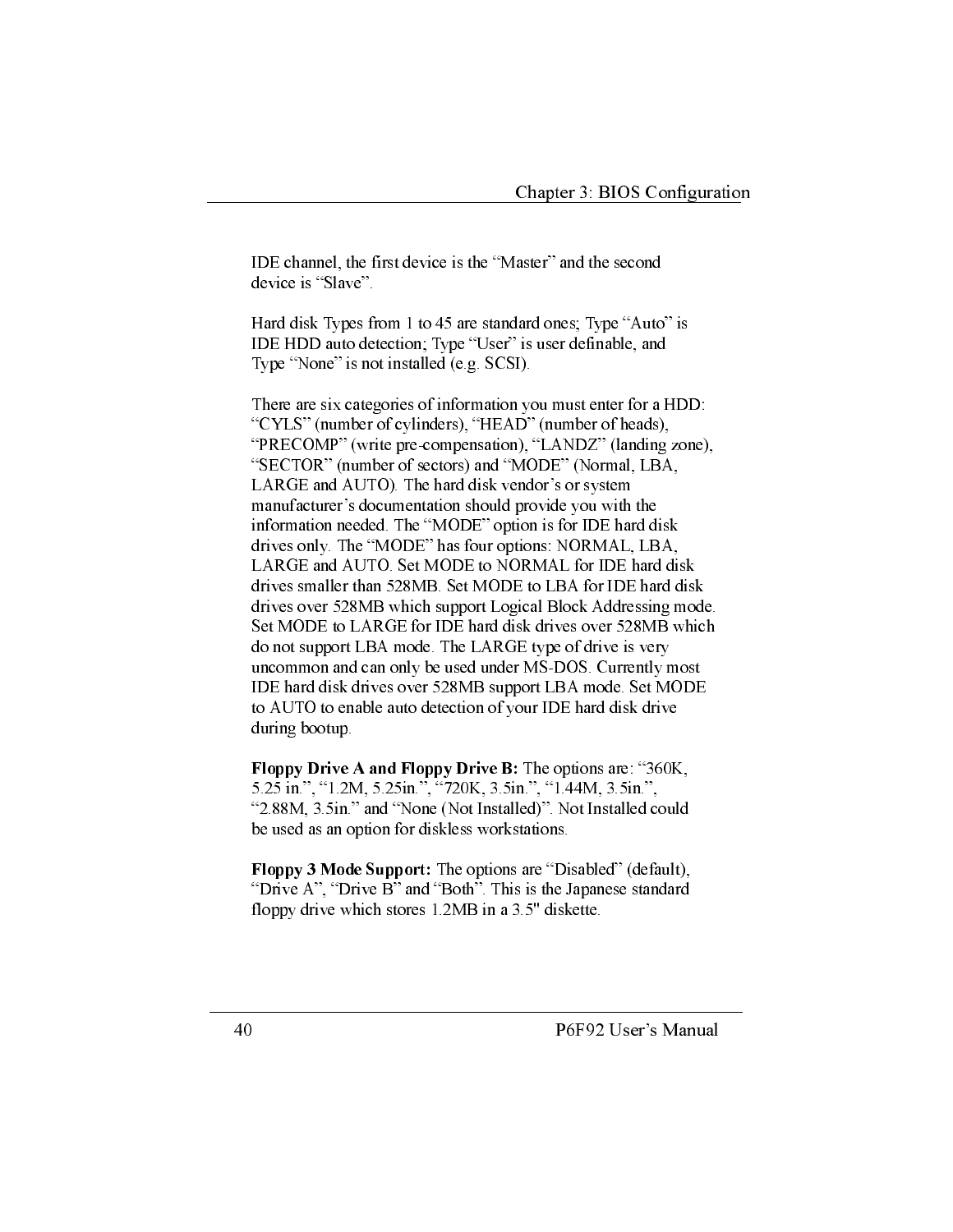IDE channel, the first device is the “Master” and the second device is “Slave”.

Hard disk Types from 1 to 45 are standard ones; Type “Auto” is IDE HDD auto detection; Type “User” is user definable, and Type “None” is not installed (e.g. SCSI).

There are six categories of information you must enter for a HDD: “CYLS” (number of cylinders), “HEAD” (number of heads), “PRECOMP” (write pre-compensation), “LANDZ” (landing zone), “SECTOR” (number of sectors) and “MODE” (Normal, LBA, LARGE and AUTO). The hard disk vendor’s or system manufacturer’s documentation should provide you with the information needed. The “MODE” option is for IDE hard disk drives only. The “MODE” has four options: NORMAL, LBA, LARGE and AUTO. Set MODE to NORMAL for IDE hard disk drives smaller than 528MB. Set MODE to LBA for IDE hard disk drives over 528MB which support Logical Block Addressing mode. Set MODE to LARGE for IDE hard disk drives over 528MB which do not support LBA mode. The LARGE type of drive is very uncommon and can only be used under MS-DOS. Currently most IDE hard disk drives over 528MB support LBA mode. Set MODE to AUTO to enable auto detection of your IDE hard disk drive during bootup.

**Floppy Drive A and Floppy Drive B:** The options are: “360K, 5.25 in.”, “1.2M, 5.25in.”, “720K, 3.5in.”, “1.44M, 3.5in.”, “2.88M, 3.5in.” and “None (Not Installed)”. Not Installed could be used as an option for diskless workstations.

**Floppy 3 Mode Support:** The options are “Disabled” (default), “Drive A”, “Drive B” and “Both”. This is the Japanese standard floppy drive which stores 1.2MB in a 3.5" diskette.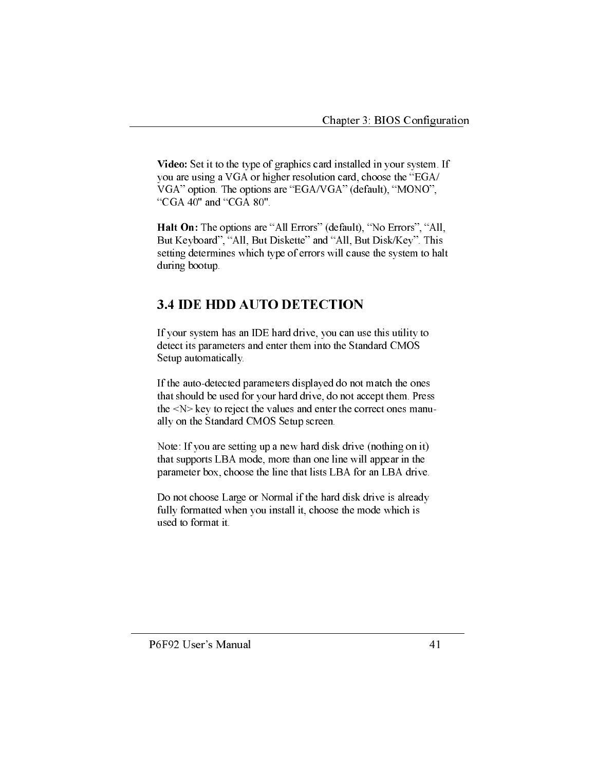**Video:** Set it to the type of graphics card installed in your system. If you are using a VGA or higher resolution card, choose the "EGA/VGA" option. The options are "EGA/VGA" (default), "MONO", "CGA 40" and "CGA 80".

**Halt On:** The options are "All Errors" (default), "No Errors", "All, But Keyboard", "All, But Diskette" and "All, But Disk/Key". This setting determines which type of errors will cause the system to halt during bootup.

## 3.4 IDE HDD AUTO DETECTION

If your system has an IDE hard drive, you can use this utility to detect its parameters and enter them into the Standard CMOS Setup automatically.

If the auto-detected parameters displayed do not match the ones that should be used for your hard drive, do not accept them. Press the <N> key to reject the values and enter the correct ones manually on the Standard CMOS Setup screen.

Note: If you are setting up a new hard disk drive (nothing on it) that supports LBA mode, more than one line will appear in the parameter box, choose the line that lists LBA for an LBA drive.

Do not choose Large or Normal if the hard disk drive is already fully formatted when you install it, choose the mode which is used to format it.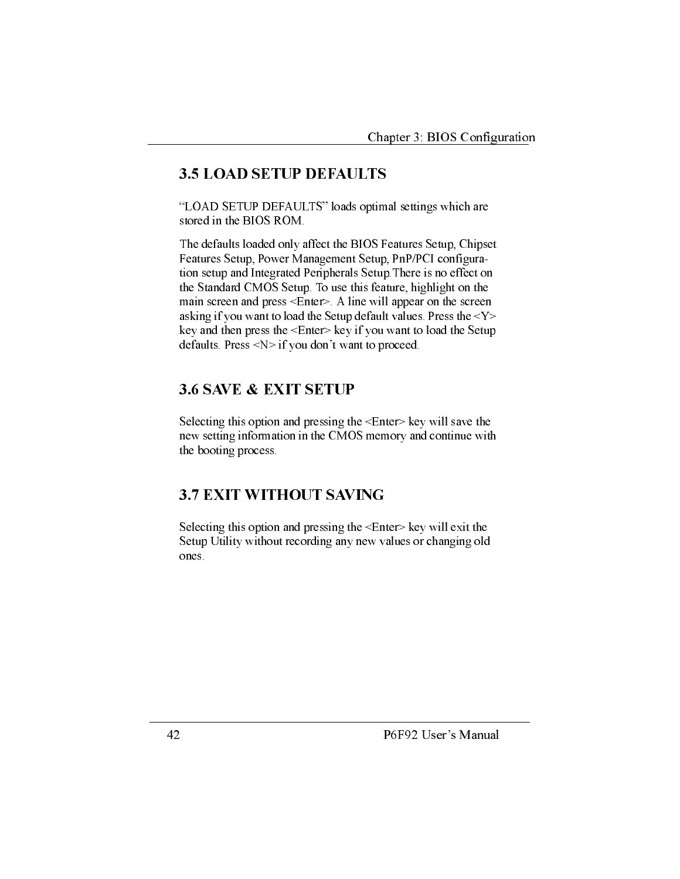## 3.5 LOAD SETUP DEFAULTS

"LOAD SETUP DEFAULTS" loads optimal settings which are stored in the BIOS ROM.

The defaults loaded only affect the BIOS Features Setup, Chipset Features Setup, Power Management Setup, PnP/PCI configuration setup and Integrated Peripherals Setup.There is no effect on the Standard CMOS Setup. To use this feature, highlight on the main screen and press <Enter>. A line will appear on the screen asking if you want to load the Setup default values. Press the <Y> key and then press the <Enter> key if you want to load the Setup defaults. Press <N> if you don't want to proceed.

## 3.6 SAVE & EXIT SETUP

Selecting this option and pressing the <Enter> key will save the new setting information in the CMOS memory and continue with the booting process.

## 3.7 EXIT WITHOUT SAVING

Selecting this option and pressing the <Enter> key will exit the Setup Utility without recording any new values or changing old ones.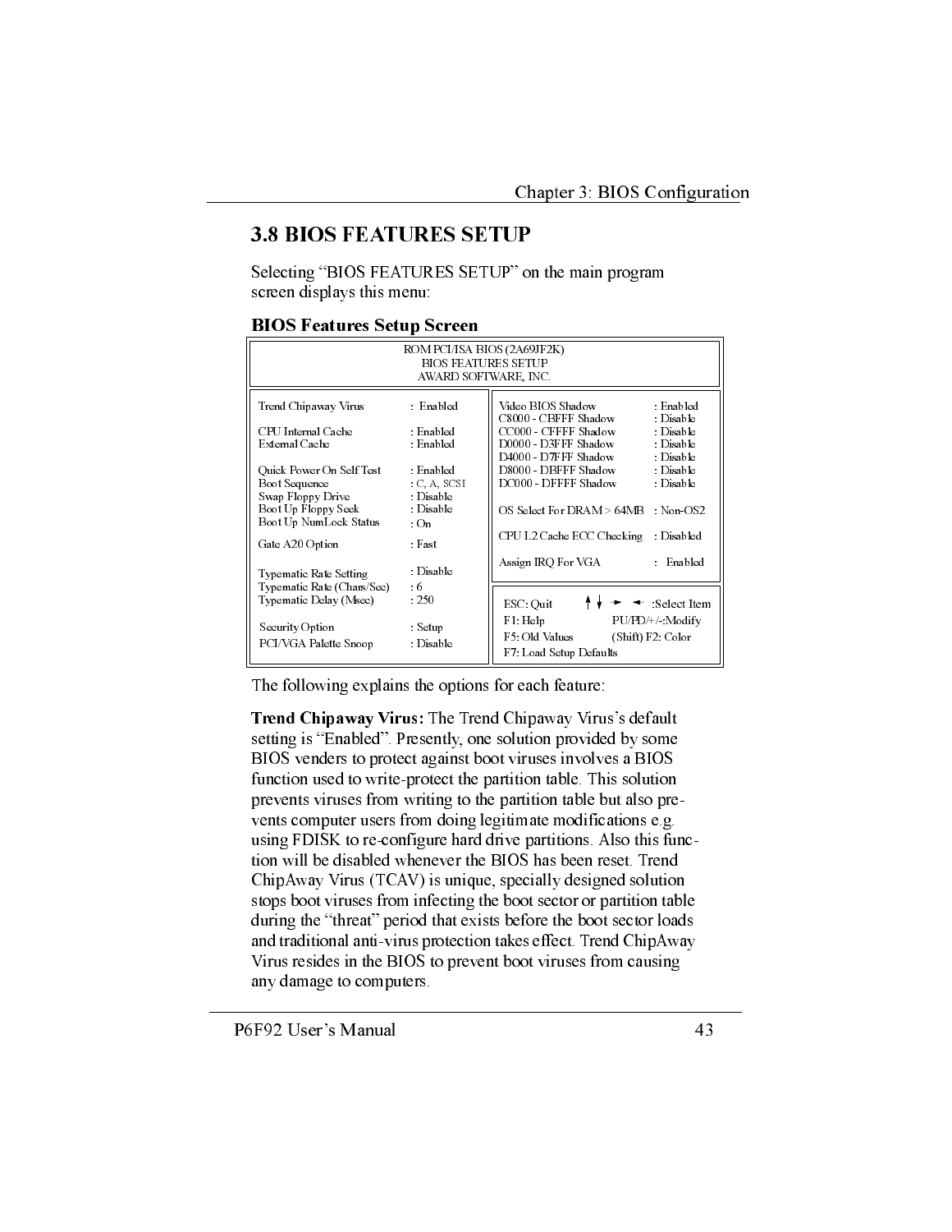## 3.8 BIOS FEATURES SETUP

Selecting "BIOS FEATURES SETUP" on the main program screen displays this menu:

**BIOS Features Setup Screen**

```
                      ROM PCI/ISA BIOS (2A69JF2K)
                          BIOS FEATURES SETUP
                         AWARD SOFTWARE, INC.

Trend Chipaway Virus        : Enabled     Video BIOS Shadow           : Enabled
                                          C8000 - CBFFF Shadow        : Disable
CPU Internal Cache          : Enabled     CC000 - CFFFF Shadow        : Disable
External Cache              : Enabled     D0000 - D3FFF Shadow        : Disable
                                          D4000 - D7FFF Shadow        : Disable
Quick Power On Self Test    : Enabled     D8000 - DBFFF Shadow        : Disable
Boot Sequence               : C, A, SCSI  DC000 - DFFFF Shadow        : Disable
Swap Floppy Drive           : Disable
Boot Up Floppy Seek         : Disable     OS Select For DRAM > 64MB   : Non-OS2
Boot Up NumLock Status      : On
                                          CPU L2 Cache ECC Checking   : Disabled
Gate A20 Option             : Fast
                                          Assign IRQ For VGA          : Enabled
Typematic Rate Setting      : Disable
Typematic Rate (Chars/Sec)  : 6
Typematic Delay (Msec)      : 250         ESC: Quit    ↑↓→←  :Select Item
                                          F1: Help        PU/PD/+/-:Modify
Security Option             : Setup       F5: Old Values  (Shift) F2: Color
PCI/VGA Palette Snoop       : Disable     F7: Load Setup Defaults
```

The following explains the options for each feature:

**Trend Chipaway Virus:** The Trend Chipaway Virus's default setting is "Enabled". Presently, one solution provided by some BIOS venders to protect against boot viruses involves a BIOS function used to write-protect the partition table. This solution prevents viruses from writing to the partition table but also prevents computer users from doing legitimate modifications e.g. using FDISK to re-configure hard drive partitions. Also this function will be disabled whenever the BIOS has been reset. Trend ChipAway Virus (TCAV) is unique, specially designed solution stops boot viruses from infecting the boot sector or partition table during the "threat" period that exists before the boot sector loads and traditional anti-virus protection takes effect. Trend ChipAway Virus resides in the BIOS to prevent boot viruses from causing any damage to computers.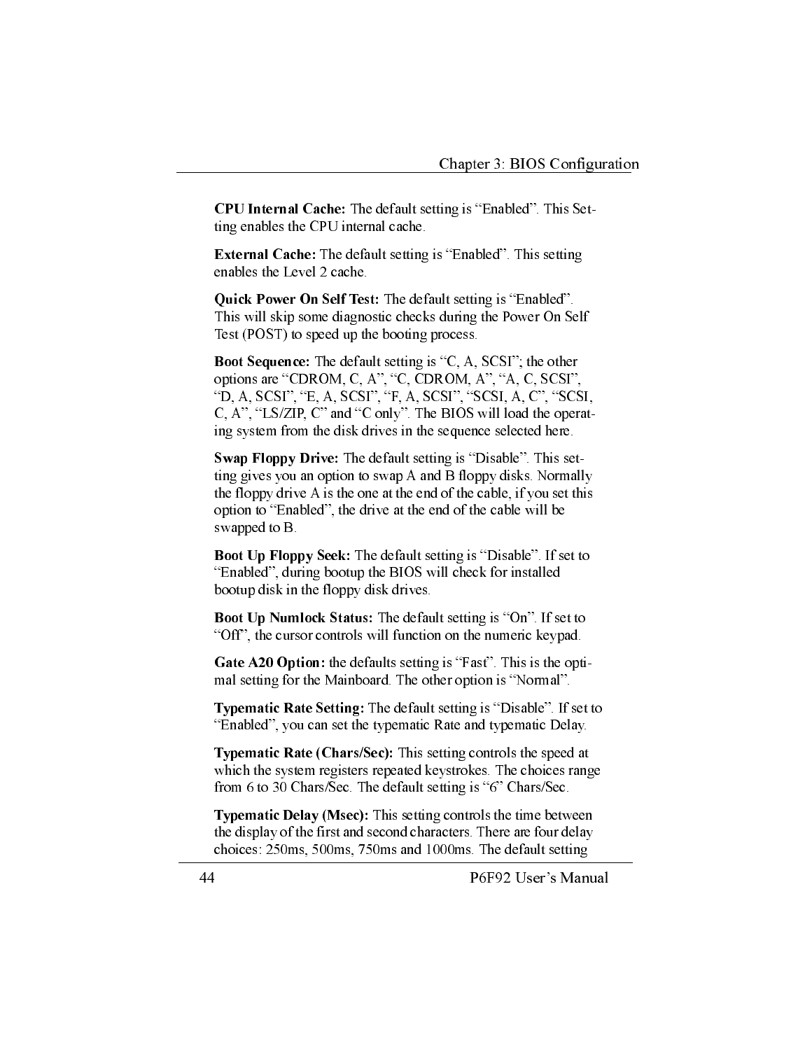**CPU Internal Cache:** The default setting is "Enabled". This Setting enables the CPU internal cache.

**External Cache:** The default setting is "Enabled". This setting enables the Level 2 cache.

**Quick Power On Self Test:** The default setting is "Enabled". This will skip some diagnostic checks during the Power On Self Test (POST) to speed up the booting process.

**Boot Sequence:** The default setting is "C, A, SCSI"; the other options are "CDROM, C, A", "C, CDROM, A", "A, C, SCSI", "D, A, SCSI", "E, A, SCSI", "F, A, SCSI", "SCSI, A, C", "SCSI, C, A", "LS/ZIP, C" and "C only". The BIOS will load the operating system from the disk drives in the sequence selected here.

**Swap Floppy Drive:** The default setting is "Disable". This setting gives you an option to swap A and B floppy disks. Normally the floppy drive A is the one at the end of the cable, if you set this option to "Enabled", the drive at the end of the cable will be swapped to B.

**Boot Up Floppy Seek:** The default setting is "Disable". If set to "Enabled", during bootup the BIOS will check for installed bootup disk in the floppy disk drives.

**Boot Up Numlock Status:** The default setting is "On". If set to "Off", the cursor controls will function on the numeric keypad.

**Gate A20 Option:** the defaults setting is "Fast". This is the optimal setting for the Mainboard. The other option is "Normal".

**Typematic Rate Setting:** The default setting is "Disable". If set to "Enabled", you can set the typematic Rate and typematic Delay.

**Typematic Rate (Chars/Sec):** This setting controls the speed at which the system registers repeated keystrokes. The choices range from 6 to 30 Chars/Sec. The default setting is "6" Chars/Sec.

**Typematic Delay (Msec):** This setting controls the time between the display of the first and second characters. There are four delay choices: 250ms, 500ms, 750ms and 1000ms. The default setting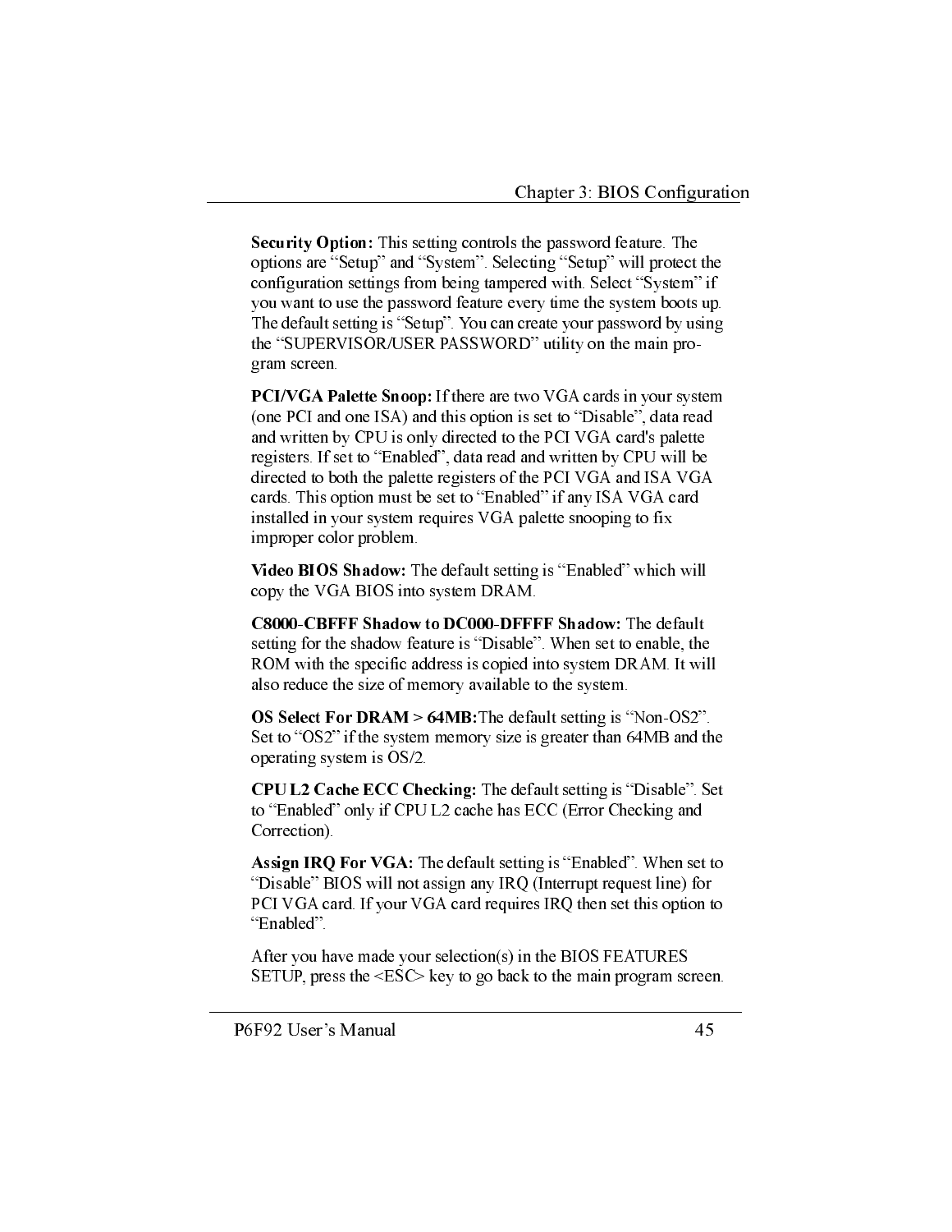**Security Option:** This setting controls the password feature. The options are "Setup" and "System". Selecting "Setup" will protect the configuration settings from being tampered with. Select "System" if you want to use the password feature every time the system boots up. The default setting is "Setup". You can create your password by using the "SUPERVISOR/USER PASSWORD" utility on the main program screen.

**PCI/VGA Palette Snoop:** If there are two VGA cards in your system (one PCI and one ISA) and this option is set to "Disable", data read and written by CPU is only directed to the PCI VGA card's palette registers. If set to "Enabled", data read and written by CPU will be directed to both the palette registers of the PCI VGA and ISA VGA cards. This option must be set to "Enabled" if any ISA VGA card installed in your system requires VGA palette snooping to fix improper color problem.

**Video BIOS Shadow:** The default setting is "Enabled" which will copy the VGA BIOS into system DRAM.

**C8000-CBFFF Shadow to DC000-DFFFF Shadow:** The default setting for the shadow feature is "Disable". When set to enable, the ROM with the specific address is copied into system DRAM. It will also reduce the size of memory available to the system.

**OS Select For DRAM > 64MB:** The default setting is "Non-OS2". Set to "OS2" if the system memory size is greater than 64MB and the operating system is OS/2.

**CPU L2 Cache ECC Checking:** The default setting is "Disable". Set to "Enabled" only if CPU L2 cache has ECC (Error Checking and Correction).

**Assign IRQ For VGA:** The default setting is "Enabled". When set to "Disable" BIOS will not assign any IRQ (Interrupt request line) for PCI VGA card. If your VGA card requires IRQ then set this option to "Enabled".

After you have made your selection(s) in the BIOS FEATURES SETUP, press the <ESC> key to go back to the main program screen.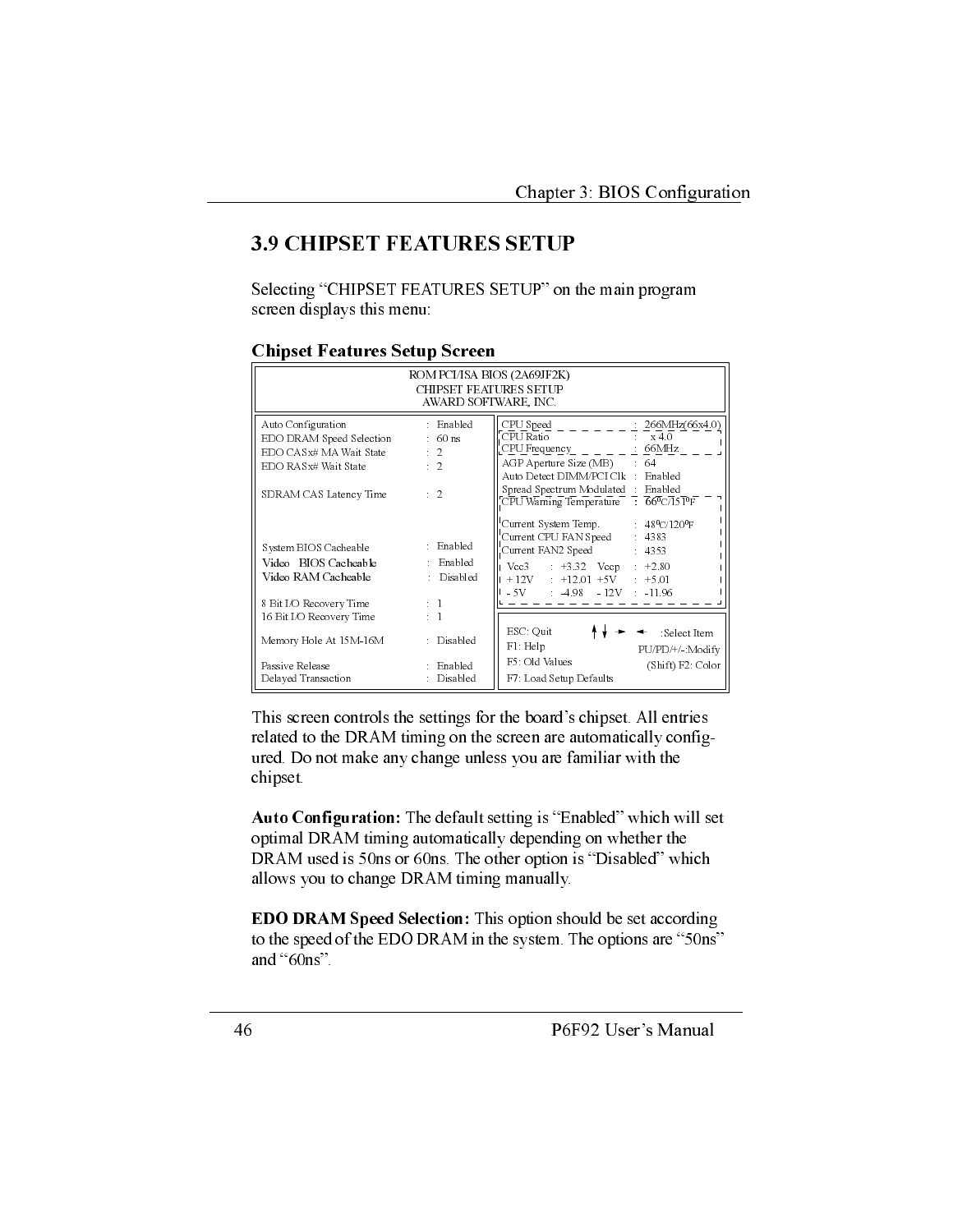## 3.9 CHIPSET FEATURES SETUP

Selecting "CHIPSET FEATURES SETUP" on the main program screen displays this menu:

### Chipset Features Setup Screen

```
                        ROM PCI/ISA BIOS (2A69JF2K)
                         CHIPSET FEATURES SETUP
                          AWARD SOFTWARE, INC.

Auto Configuration          : Enabled    | CPU Speed                : 266MHz(66x4.0)
EDO DRAM Speed Selection    : 60 ns      | CPU Ratio                :  x 4.0
EDO CASx# MA Wait State     : 2          | CPU Frequency            : 66MHz
EDO RASx# Wait State        : 2          | AGP Aperture Size (MB)   : 64
                                         | Auto Detect DIMM/PCI Clk : Enabled
SDRAM CAS Latency Time      : 2          | Spread Spectrum Modulated: Enabled
                                         | CPU Warning Temperature  : 66°C/151°F
                                         |
                                         | Current System Temp.     : 48°C/120°F
                                         | Current CPU FAN Speed    : 4383
System BIOS Cacheable       : Enabled    | Current FAN2 Speed       : 4353
Video  BIOS Cacheable       : Enabled    | Vcc3  : +3.32   Vccp  : +2.80
Video RAM Cacheable         : Disabled   | + 12V : +12.01  +5V   : +5.01
                                         | - 5V  : -4.98   - 12V : -11.96
8 Bit I/O Recovery Time     : 1          |
16 Bit I/O Recovery Time    : 1          | ESC: Quit      ↑↓→←   :Select Item
Memory Hole At 15M-16M      : Disabled   | F1: Help          PU/PD/+/-:Modify
                                         | F5: Old Values    (Shift) F2: Color
Passive Release             : Enabled    | F7: Load Setup Defaults
Delayed Transaction         : Disabled   |
```

This screen controls the settings for the board's chipset. All entries related to the DRAM timing on the screen are automatically configured. Do not make any change unless you are familiar with the chipset.

**Auto Configuration:** The default setting is "Enabled" which will set optimal DRAM timing automatically depending on whether the DRAM used is 50ns or 60ns. The other option is "Disabled" which allows you to change DRAM timing manually.

**EDO DRAM Speed Selection:** This option should be set according to the speed of the EDO DRAM in the system. The options are "50ns" and "60ns".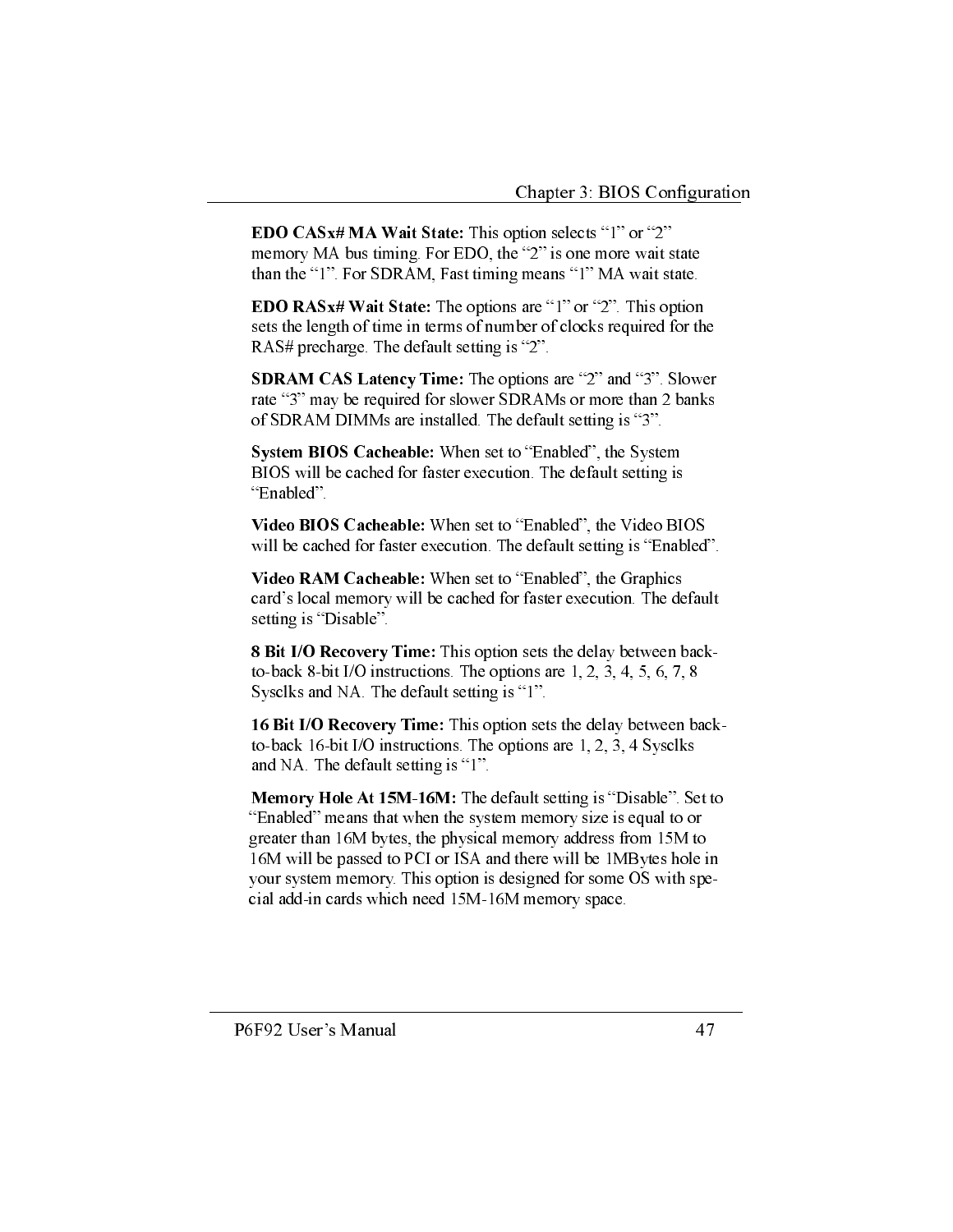**EDO CASx# MA Wait State:** This option selects "1" or "2" memory MA bus timing. For EDO, the "2" is one more wait state than the "1". For SDRAM, Fast timing means "1" MA wait state.

**EDO RASx# Wait State:** The options are "1" or "2". This option sets the length of time in terms of number of clocks required for the RAS# precharge. The default setting is "2".

**SDRAM CAS Latency Time:** The options are "2" and "3". Slower rate "3" may be required for slower SDRAMs or more than 2 banks of SDRAM DIMMs are installed. The default setting is "3".

**System BIOS Cacheable:** When set to "Enabled", the System BIOS will be cached for faster execution. The default setting is "Enabled".

**Video BIOS Cacheable:** When set to "Enabled", the Video BIOS will be cached for faster execution. The default setting is "Enabled".

**Video RAM Cacheable:** When set to "Enabled", the Graphics card's local memory will be cached for faster execution. The default setting is "Disable".

**8 Bit I/O Recovery Time:** This option sets the delay between back-to-back 8-bit I/O instructions. The options are 1, 2, 3, 4, 5, 6, 7, 8 Sysclks and NA. The default setting is "1".

**16 Bit I/O Recovery Time:** This option sets the delay between back-to-back 16-bit I/O instructions. The options are 1, 2, 3, 4 Sysclks and NA. The default setting is "1".

**Memory Hole At 15M-16M:** The default setting is "Disable". Set to "Enabled" means that when the system memory size is equal to or greater than 16M bytes, the physical memory address from 15M to 16M will be passed to PCI or ISA and there will be 1MBytes hole in your system memory. This option is designed for some OS with special add-in cards which need 15M-16M memory space.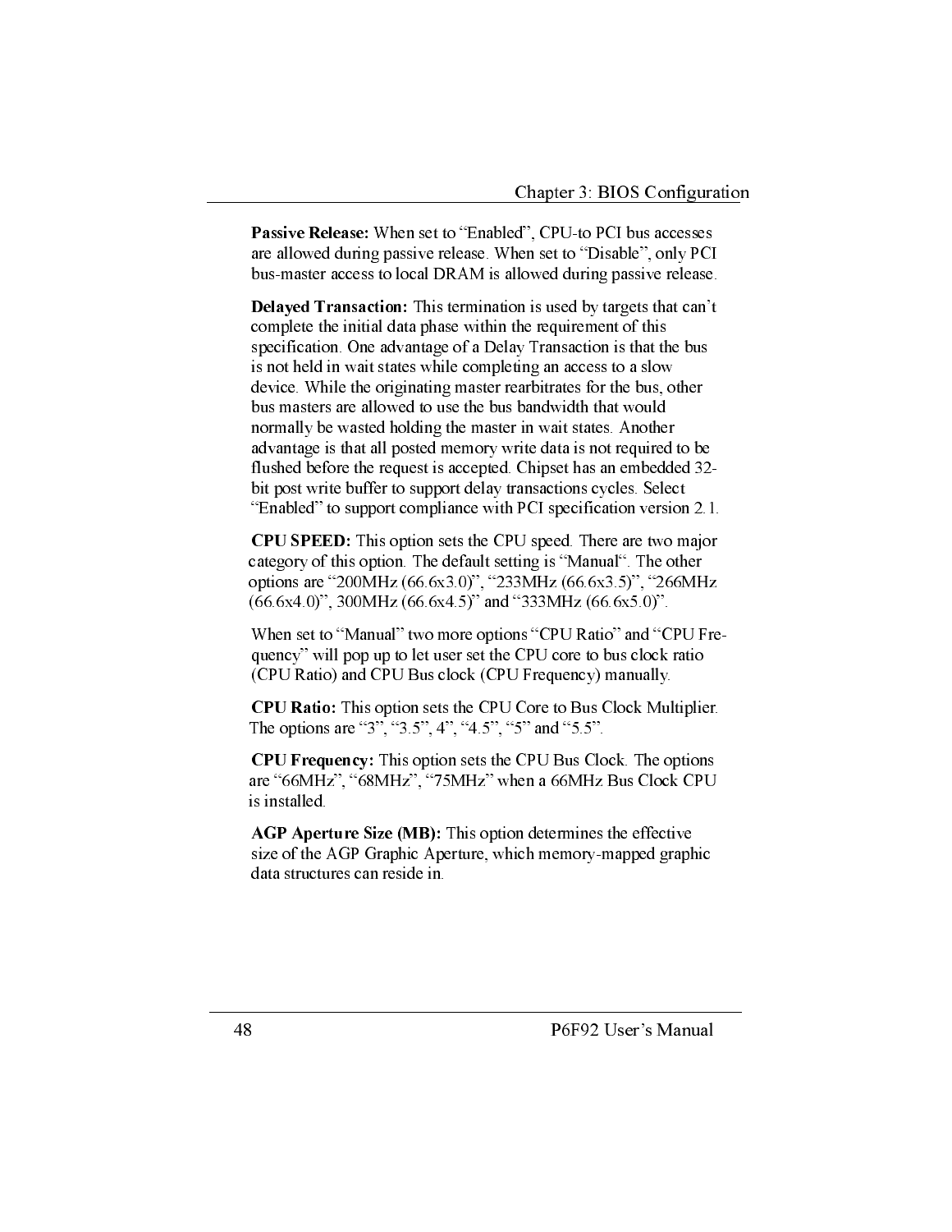**Passive Release:** When set to “Enabled”, CPU-to PCI bus accesses are allowed during passive release. When set to “Disable”, only PCI bus-master access to local DRAM is allowed during passive release.

**Delayed Transaction:** This termination is used by targets that can’t complete the initial data phase within the requirement of this specification. One advantage of a Delay Transaction is that the bus is not held in wait states while completing an access to a slow device. While the originating master rearbitrates for the bus, other bus masters are allowed to use the bus bandwidth that would normally be wasted holding the master in wait states. Another advantage is that all posted memory write data is not required to be flushed before the request is accepted. Chipset has an embedded 32-bit post write buffer to support delay transactions cycles. Select “Enabled” to support compliance with PCI specification version 2.1.

**CPU SPEED:** This option sets the CPU speed. There are two major category of this option. The default setting is “Manual“. The other options are “200MHz (66.6x3.0)”, “233MHz (66.6x3.5)”, “266MHz (66.6x4.0)”, 300MHz (66.6x4.5)” and “333MHz (66.6x5.0)”.

When set to “Manual” two more options “CPU Ratio” and “CPU Frequency” will pop up to let user set the CPU core to bus clock ratio (CPU Ratio) and CPU Bus clock (CPU Frequency) manually.

**CPU Ratio:** This option sets the CPU Core to Bus Clock Multiplier. The options are “3”, “3.5”, 4”, “4.5”, “5” and “5.5”.

**CPU Frequency:** This option sets the CPU Bus Clock. The options are “66MHz”, “68MHz”, “75MHz” when a 66MHz Bus Clock CPU is installed.

**AGP Aperture Size (MB):** This option determines the effective size of the AGP Graphic Aperture, which memory-mapped graphic data structures can reside in.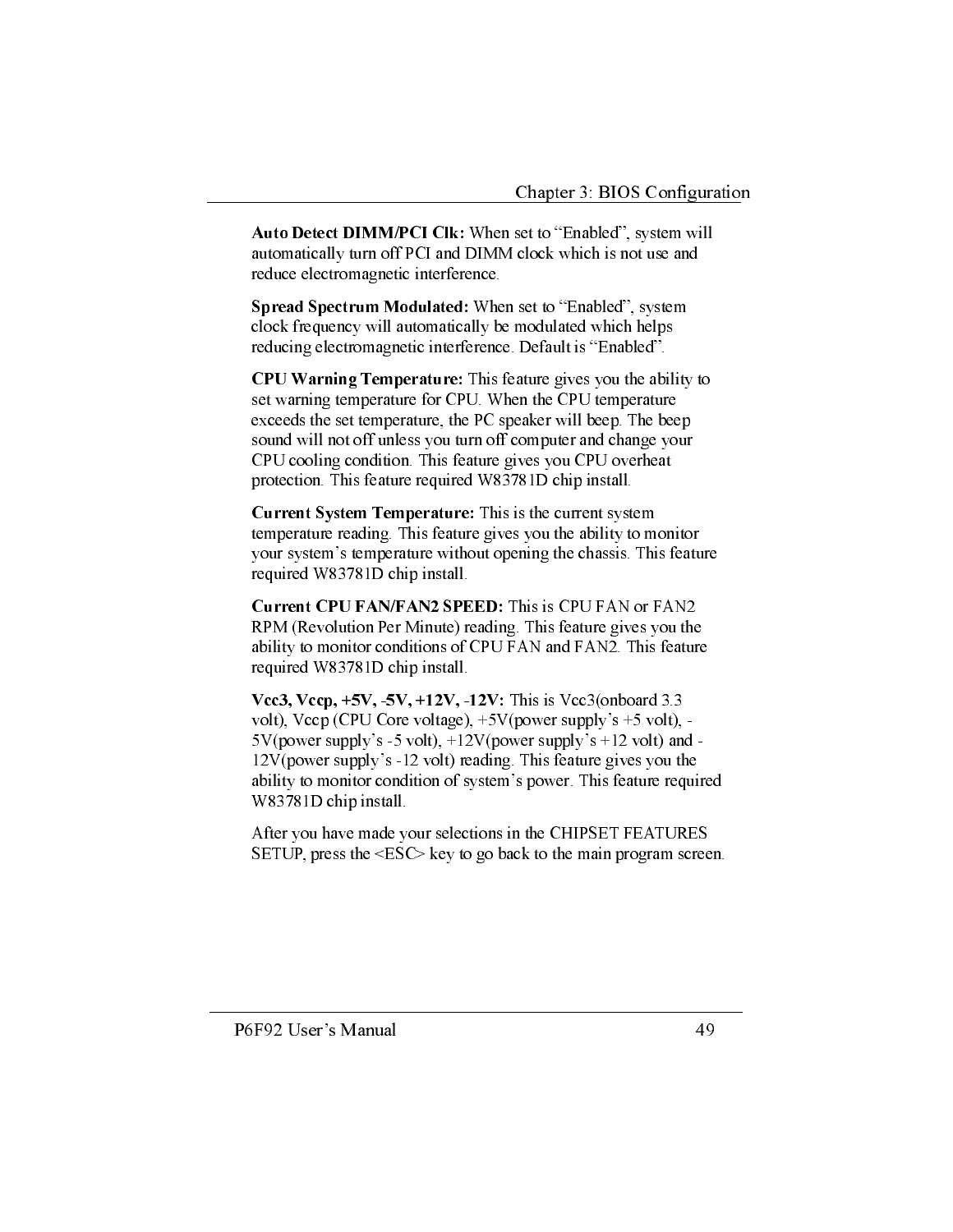**Auto Detect DIMM/PCI Clk:** When set to "Enabled", system will automatically turn off PCI and DIMM clock which is not use and reduce electromagnetic interference.

**Spread Spectrum Modulated:** When set to "Enabled", system clock frequency will automatically be modulated which helps reducing electromagnetic interference. Default is "Enabled".

**CPU Warning Temperature:** This feature gives you the ability to set warning temperature for CPU. When the CPU temperature exceeds the set temperature, the PC speaker will beep. The beep sound will not off unless you turn off computer and change your CPU cooling condition. This feature gives you CPU overheat protection. This feature required W83781D chip install.

**Current System Temperature:** This is the current system temperature reading. This feature gives you the ability to monitor your system's temperature without opening the chassis. This feature required W83781D chip install.

**Current CPU FAN/FAN2 SPEED:** This is CPU FAN or FAN2 RPM (Revolution Per Minute) reading. This feature gives you the ability to monitor conditions of CPU FAN and FAN2. This feature required W83781D chip install.

**Vcc3, Vccp, +5V, -5V, +12V, -12V:** This is Vcc3(onboard 3.3 volt), Vccp (CPU Core voltage), +5V(power supply's +5 volt), -5V(power supply's -5 volt), +12V(power supply's +12 volt) and -12V(power supply's -12 volt) reading. This feature gives you the ability to monitor condition of system's power. This feature required W83781D chip install.

After you have made your selections in the CHIPSET FEATURES SETUP, press the <ESC> key to go back to the main program screen.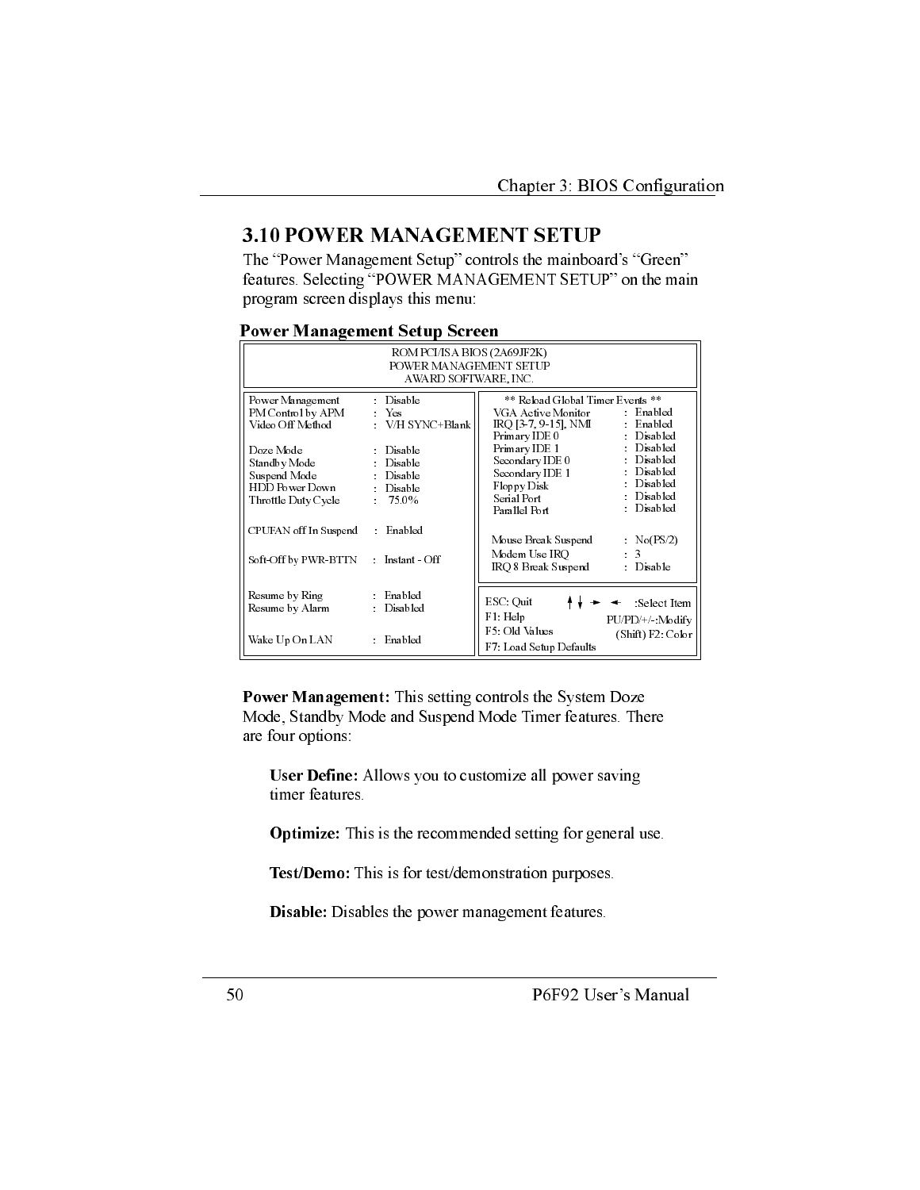## 3.10 POWER MANAGEMENT SETUP

The "Power Management Setup" controls the mainboard's "Green" features. Selecting "POWER MANAGEMENT SETUP" on the main program screen displays this menu:

**Power Management Setup Screen**

```
                    ROM PCI/ISA BIOS (2A69JF2K)
                      POWER MANAGEMENT SETUP
                       AWARD SOFTWARE, INC.

Power Management     : Disable           ** Reload Global Timer Events **
PM Control by APM    : Yes                VGA Active Monitor    : Enabled
Video Off Method     : V/H SYNC+Blank     IRQ [3-7, 9-15], NMI  : Enabled
                                          Primary IDE 0         : Disabled
Doze Mode            : Disable            Primary IDE 1         : Disabled
Standby Mode         : Disable            Secondary IDE 0       : Disabled
Suspend Mode         : Disable            Secondary IDE 1       : Disabled
HDD Power Down       : Disable            Floppy Disk           : Disabled
Throttle Duty Cycle  :  75.0%             Serial Port           : Disabled
                                          Parallel Port         : Disabled
CPUFAN off In Suspend : Enabled
                                          Mouse Break Suspend   : No(PS/2)
Soft-Off by PWR-BTTN : Instant - Off      Modem Use IRQ         : 3
                                          IRQ 8 Break Suspend   : Disable

Resume by Ring       : Enabled            ESC: Quit      ↑↓→←  :Select Item
Resume by Alarm      : Disabled           F1: Help       PU/PD/+/-:Modify
                                          F5: Old Values  (Shift) F2: Color
Wake Up On LAN       : Enabled            F7: Load Setup Defaults
```

**Power Management:** This setting controls the System Doze Mode, Standby Mode and Suspend Mode Timer features. There are four options:

**User Define:** Allows you to customize all power saving timer features.

**Optimize:** This is the recommended setting for general use.

**Test/Demo:** This is for test/demonstration purposes.

**Disable:** Disables the power management features.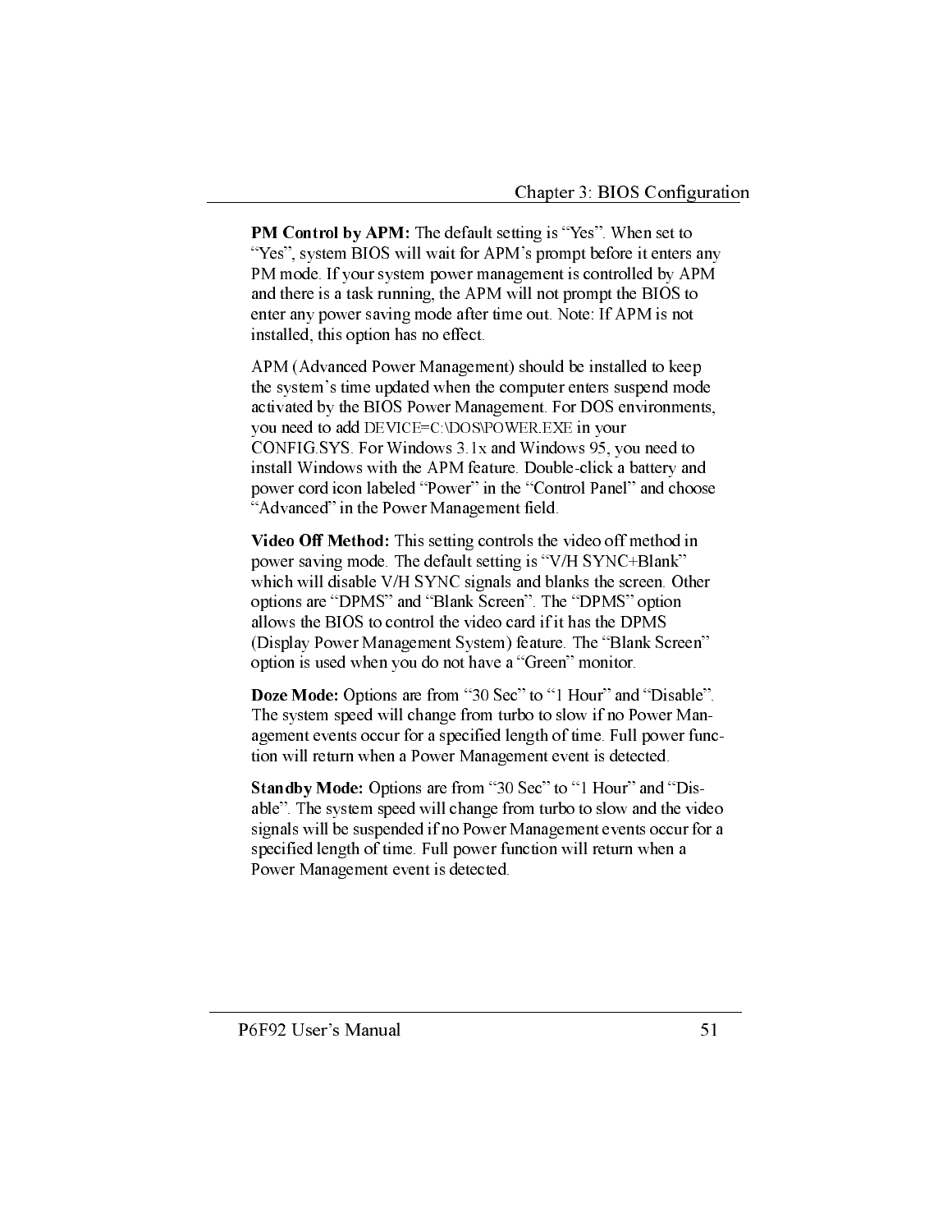**PM Control by APM:** The default setting is “Yes”. When set to “Yes”, system BIOS will wait for APM’s prompt before it enters any PM mode. If your system power management is controlled by APM and there is a task running, the APM will not prompt the BIOS to enter any power saving mode after time out. Note: If APM is not installed, this option has no effect.

APM (Advanced Power Management) should be installed to keep the system’s time updated when the computer enters suspend mode activated by the BIOS Power Management. For DOS environments, you need to add DEVICE=C:\DOS\POWER.EXE in your CONFIG.SYS. For Windows 3.1x and Windows 95, you need to install Windows with the APM feature. Double-click a battery and power cord icon labeled “Power” in the “Control Panel” and choose “Advanced” in the Power Management field.

**Video Off Method:** This setting controls the video off method in power saving mode. The default setting is “V/H SYNC+Blank” which will disable V/H SYNC signals and blanks the screen. Other options are “DPMS” and “Blank Screen”. The “DPMS” option allows the BIOS to control the video card if it has the DPMS (Display Power Management System) feature. The “Blank Screen” option is used when you do not have a “Green” monitor.

**Doze Mode:** Options are from “30 Sec” to “1 Hour” and “Disable”. The system speed will change from turbo to slow if no Power Management events occur for a specified length of time. Full power function will return when a Power Management event is detected.

**Standby Mode:** Options are from “30 Sec” to “1 Hour” and “Disable”. The system speed will change from turbo to slow and the video signals will be suspended if no Power Management events occur for a specified length of time. Full power function will return when a Power Management event is detected.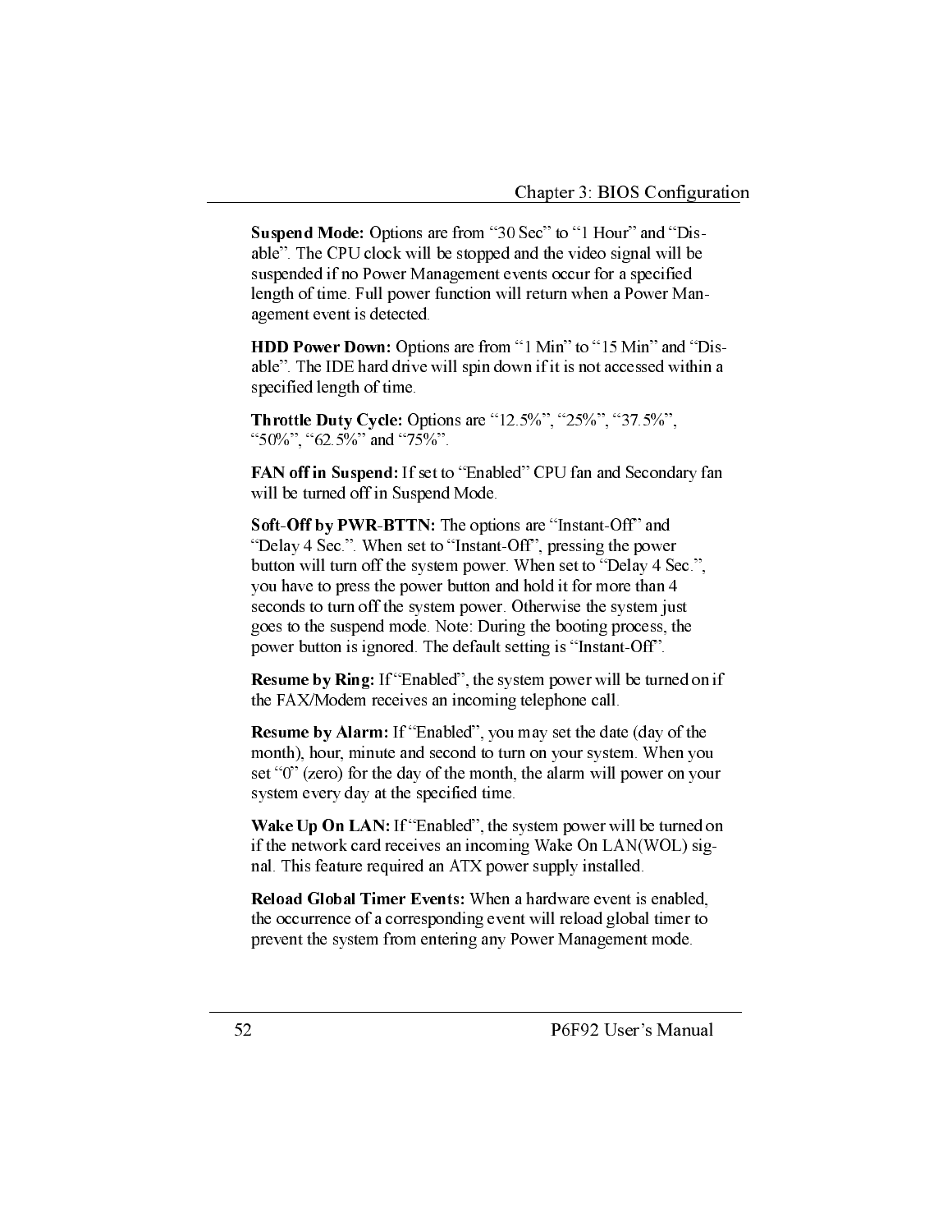**Suspend Mode:** Options are from "30 Sec" to "1 Hour" and "Disable". The CPU clock will be stopped and the video signal will be suspended if no Power Management events occur for a specified length of time. Full power function will return when a Power Management event is detected.

**HDD Power Down:** Options are from "1 Min" to "15 Min" and "Disable". The IDE hard drive will spin down if it is not accessed within a specified length of time.

**Throttle Duty Cycle:** Options are "12.5%", "25%", "37.5%", "50%", "62.5%" and "75%".

**FAN off in Suspend:** If set to "Enabled" CPU fan and Secondary fan will be turned off in Suspend Mode.

**Soft-Off by PWR-BTTN:** The options are "Instant-Off" and "Delay 4 Sec.". When set to "Instant-Off", pressing the power button will turn off the system power. When set to "Delay 4 Sec.", you have to press the power button and hold it for more than 4 seconds to turn off the system power. Otherwise the system just goes to the suspend mode. Note: During the booting process, the power button is ignored. The default setting is "Instant-Off".

**Resume by Ring:** If "Enabled", the system power will be turned on if the FAX/Modem receives an incoming telephone call.

**Resume by Alarm:** If "Enabled", you may set the date (day of the month), hour, minute and second to turn on your system. When you set "0" (zero) for the day of the month, the alarm will power on your system every day at the specified time.

**Wake Up On LAN:** If "Enabled", the system power will be turned on if the network card receives an incoming Wake On LAN(WOL) signal. This feature required an ATX power supply installed.

**Reload Global Timer Events:** When a hardware event is enabled, the occurrence of a corresponding event will reload global timer to prevent the system from entering any Power Management mode.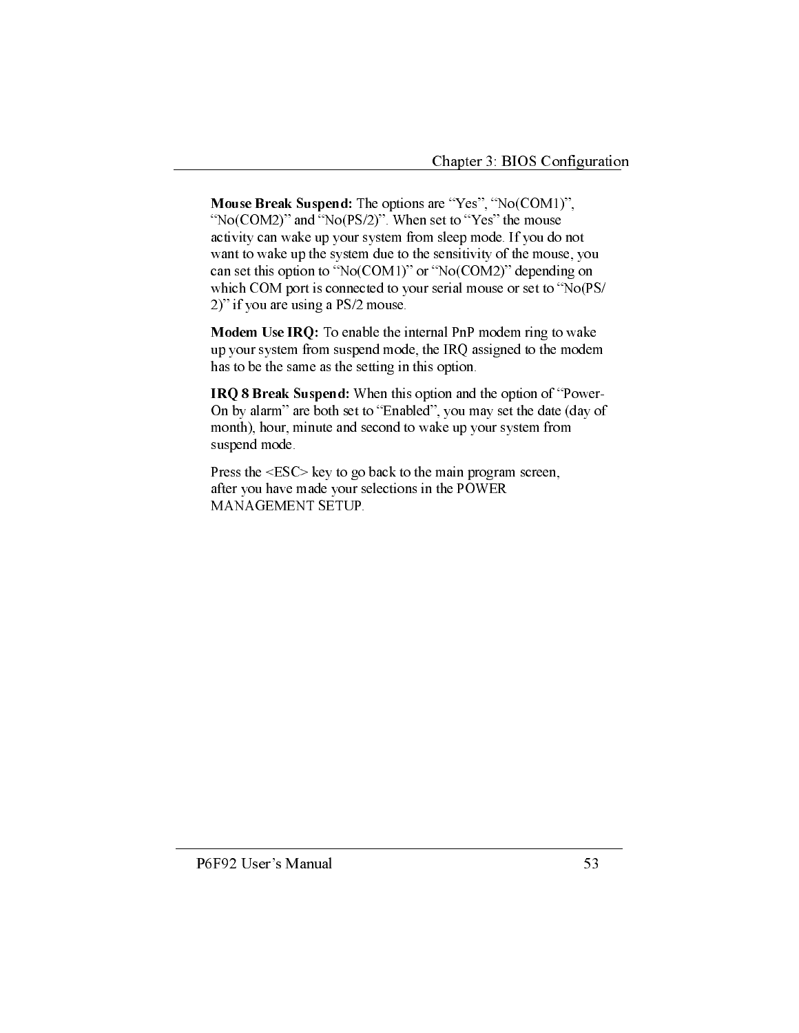**Mouse Break Suspend:** The options are “Yes”, “No(COM1)”, “No(COM2)” and “No(PS/2)”. When set to “Yes” the mouse activity can wake up your system from sleep mode. If you do not want to wake up the system due to the sensitivity of the mouse, you can set this option to “No(COM1)” or “No(COM2)” depending on which COM port is connected to your serial mouse or set to “No(PS/2)” if you are using a PS/2 mouse.

**Modem Use IRQ:** To enable the internal PnP modem ring to wake up your system from suspend mode, the IRQ assigned to the modem has to be the same as the setting in this option.

**IRQ 8 Break Suspend:** When this option and the option of “Power-On by alarm” are both set to “Enabled”, you may set the date (day of month), hour, minute and second to wake up your system from suspend mode.

Press the <ESC> key to go back to the main program screen, after you have made your selections in the POWER MANAGEMENT SETUP.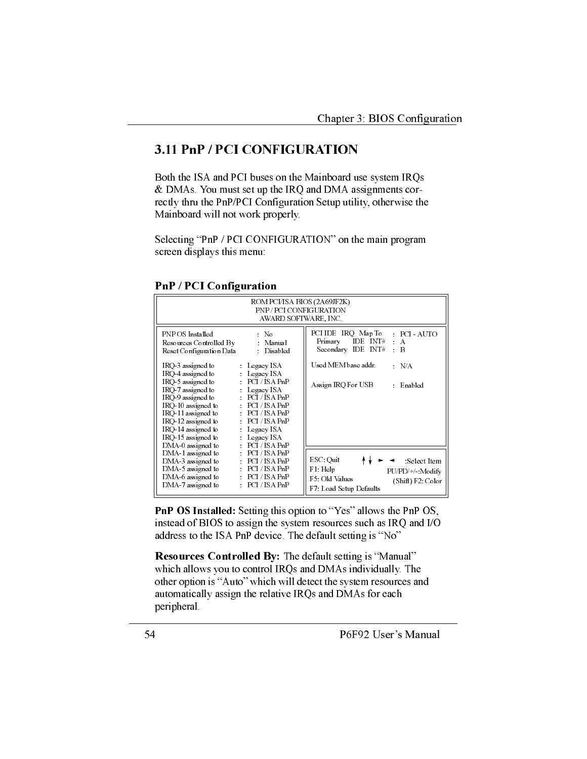## 3.11 PnP / PCI CONFIGURATION

Both the ISA and PCI buses on the Mainboard use system IRQs & DMAs. You must set up the IRQ and DMA assignments correctly thru the PnP/PCI Configuration Setup utility, otherwise the Mainboard will not work properly.

Selecting "PnP / PCI CONFIGURATION" on the main program screen displays this menu:

**PnP / PCI Configuration**

```
                         ROM PCI/ISA BIOS (2A69JF2K)
                         PNP / PCI CONFIGURATION
                          AWARD SOFTWARE, INC.

PNP OS Installed           : No          | PCI IDE  IRQ  Map To   : PCI - AUTO
Resources Controlled By    : Manual      |   Primary   IDE  INT#  : A
Reset Configuration Data   : Disabled    |   Secondary IDE  INT#  : B
                                         |
IRQ-3  assigned to    : Legacy ISA       | Used MEM base addr.    : N/A
IRQ-4  assigned to    : Legacy ISA       |
IRQ-5  assigned to    : PCI / ISA PnP    | Assign IRQ For USB     : Enabled
IRQ-7  assigned to    : Legacy ISA       |
IRQ-9  assigned to    : PCI / ISA PnP    |
IRQ-10 assigned to    : PCI / ISA PnP    |
IRQ-11 assigned to    : PCI / ISA PnP    |
IRQ-12 assigned to    : PCI / ISA PnP    |
IRQ-14 assigned to    : Legacy ISA       |
IRQ-15 assigned to    : Legacy ISA       |
DMA-0  assigned to    : PCI / ISA PnP    |
DMA-1  assigned to    : PCI / ISA PnP    |
DMA-3  assigned to    : PCI / ISA PnP    | ESC: Quit        ↑↓ → ←  :Select Item
DMA-5  assigned to    : PCI / ISA PnP    | F1: Help          PU/PD/+/-:Modify
DMA-6  assigned to    : PCI / ISA PnP    | F5: Old Values    (Shift) F2: Color
DMA-7  assigned to    : PCI / ISA PnP    | F7: Load Setup Defaults
```

**PnP OS Installed:** Setting this option to "Yes" allows the PnP OS, instead of BIOS to assign the system resources such as IRQ and I/O address to the ISA PnP device. The default setting is "No"

**Resources Controlled By:** The default setting is "Manual" which allows you to control IRQs and DMAs individually. The other option is "Auto" which will detect the system resources and automatically assign the relative IRQs and DMAs for each peripheral.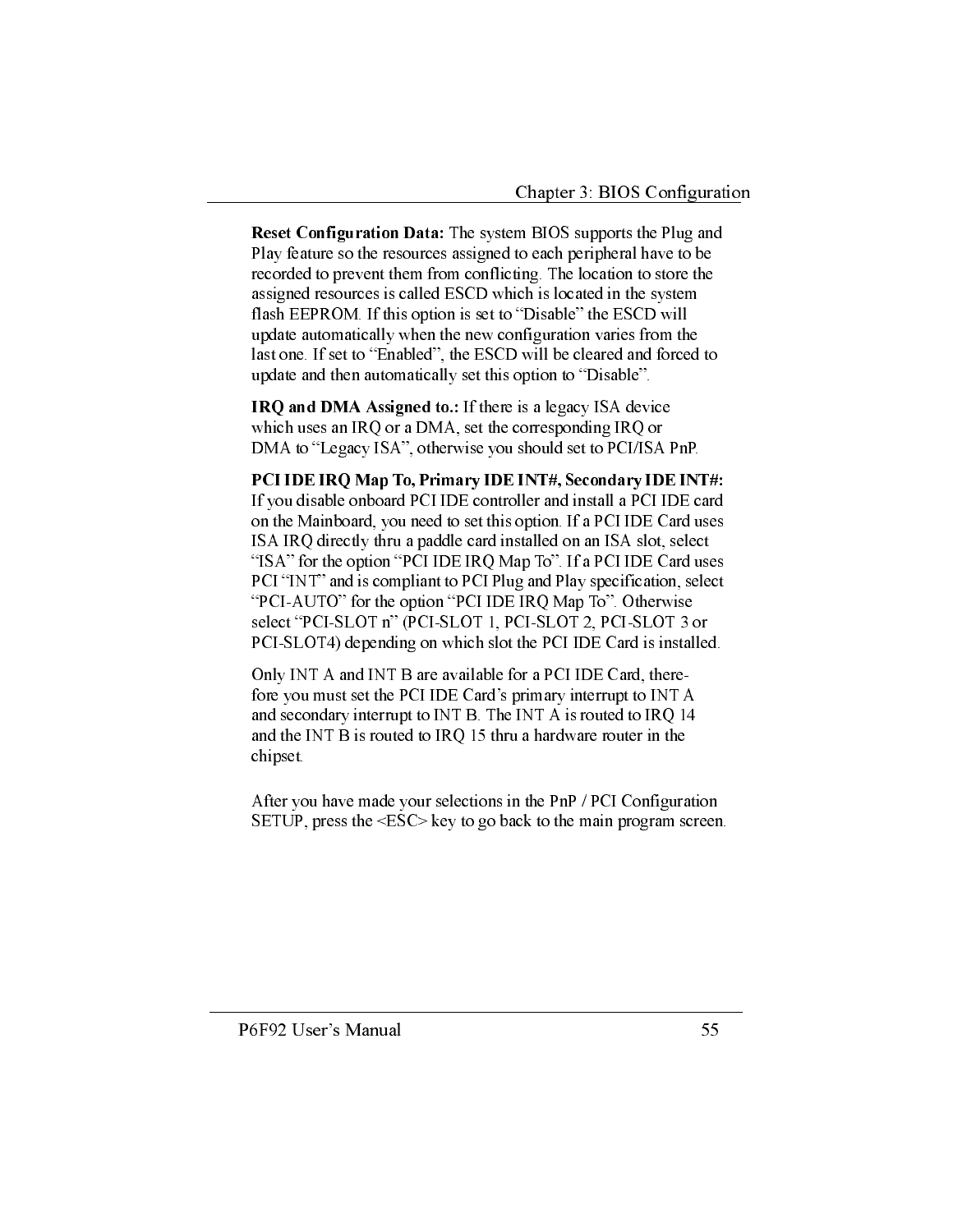**Reset Configuration Data:** The system BIOS supports the Plug and Play feature so the resources assigned to each peripheral have to be recorded to prevent them from conflicting. The location to store the assigned resources is called ESCD which is located in the system flash EEPROM. If this option is set to "Disable" the ESCD will update automatically when the new configuration varies from the last one. If set to "Enabled", the ESCD will be cleared and forced to update and then automatically set this option to "Disable".

**IRQ and DMA Assigned to.:** If there is a legacy ISA device which uses an IRQ or a DMA, set the corresponding IRQ or DMA to "Legacy ISA", otherwise you should set to PCI/ISA PnP.

**PCI IDE IRQ Map To, Primary IDE INT#, Secondary IDE INT#:** If you disable onboard PCI IDE controller and install a PCI IDE card on the Mainboard, you need to set this option. If a PCI IDE Card uses ISA IRQ directly thru a paddle card installed on an ISA slot, select "ISA" for the option "PCI IDE IRQ Map To". If a PCI IDE Card uses PCI "INT" and is compliant to PCI Plug and Play specification, select "PCI-AUTO" for the option "PCI IDE IRQ Map To". Otherwise select "PCI-SLOT n" (PCI-SLOT 1, PCI-SLOT 2, PCI-SLOT 3 or PCI-SLOT4) depending on which slot the PCI IDE Card is installed.

Only INT A and INT B are available for a PCI IDE Card, therefore you must set the PCI IDE Card's primary interrupt to INT A and secondary interrupt to INT B. The INT A is routed to IRQ 14 and the INT B is routed to IRQ 15 thru a hardware router in the chipset.

After you have made your selections in the PnP / PCI Configuration SETUP, press the <ESC> key to go back to the main program screen.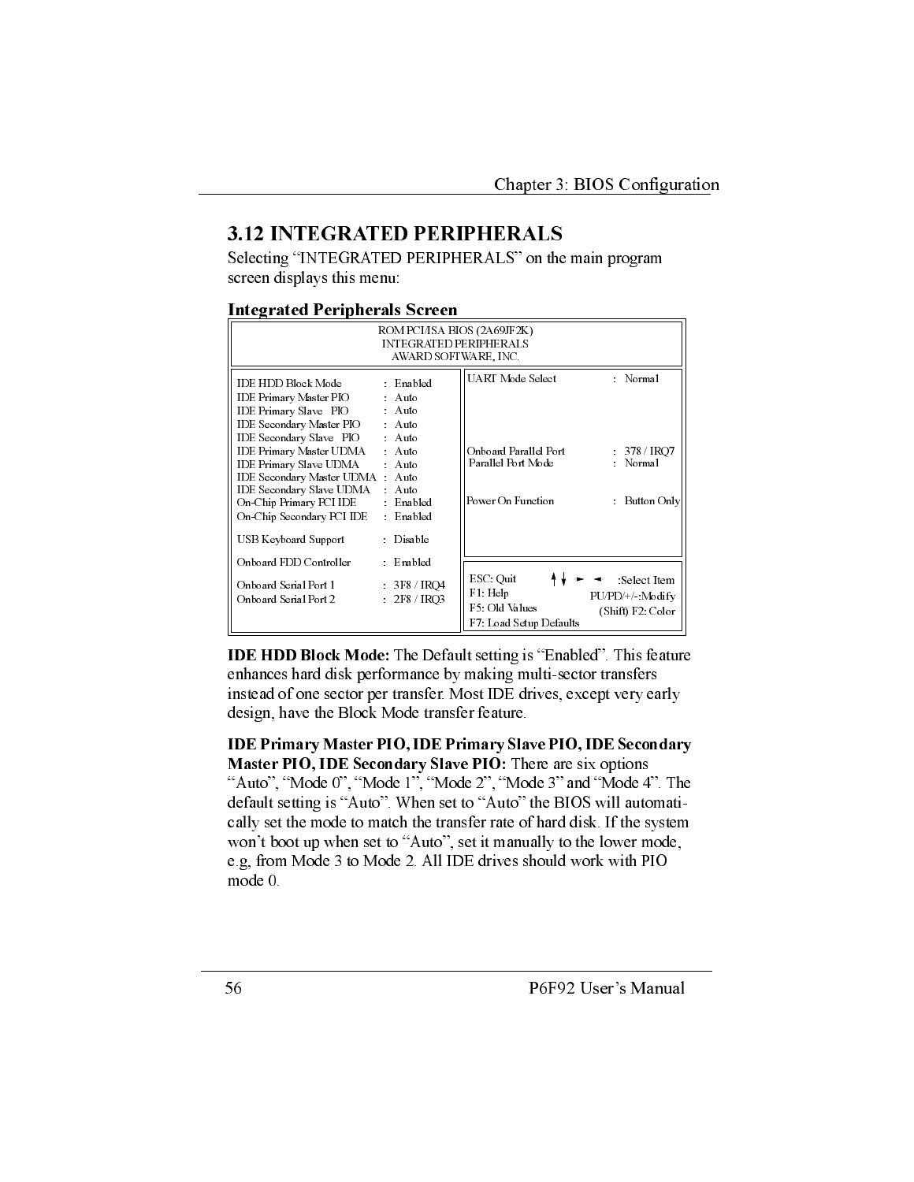## 3.12 INTEGRATED PERIPHERALS

Selecting "INTEGRATED PERIPHERALS" on the main program screen displays this menu:

### Integrated Peripherals Screen

```
ROM PCI/ISA BIOS (2A69JF2K)
INTEGRATED PERIPHERALS
AWARD SOFTWARE, INC.

IDE HDD Block Mode          : Enabled     UART Mode Select        : Normal
IDE Primary Master PIO      : Auto
IDE Primary Slave   PIO     : Auto
IDE Secondary Master PIO    : Auto
IDE Secondary Slave   PIO   : Auto
IDE Primary Master UDMA     : Auto        Onboard Parallel Port   : 378 / IRQ7
IDE Primary Slave UDMA      : Auto        Parallel Port Mode      : Normal
IDE Secondary Master UDMA   : Auto
IDE Secondary Slave UDMA    : Auto
On-Chip Primary PCI IDE     : Enabled     Power On Function       : Button Only
On-Chip Secondary PCI IDE   : Enabled

USB Keyboard Support        : Disable

Onboard FDD Controller      : Enabled     ESC: Quit       ↑↓ → ←   :Select Item
                                          F1: Help           PU/PD/+/-:Modify
Onboard Serial Port 1       : 3F8 / IRQ4  F5: Old Values     (Shift) F2: Color
Onboard Serial Port 2       : 2F8 / IRQ3  F7: Load Setup Defaults
```

**IDE HDD Block Mode:** The Default setting is "Enabled". This feature enhances hard disk performance by making multi-sector transfers instead of one sector per transfer. Most IDE drives, except very early design, have the Block Mode transfer feature.

**IDE Primary Master PIO, IDE Primary Slave PIO, IDE Secondary Master PIO, IDE Secondary Slave PIO:** There are six options "Auto", "Mode 0", "Mode 1", "Mode 2", "Mode 3" and "Mode 4". The default setting is "Auto". When set to "Auto" the BIOS will automatically set the mode to match the transfer rate of hard disk. If the system won't boot up when set to "Auto", set it manually to the lower mode, e.g, from Mode 3 to Mode 2. All IDE drives should work with PIO mode 0.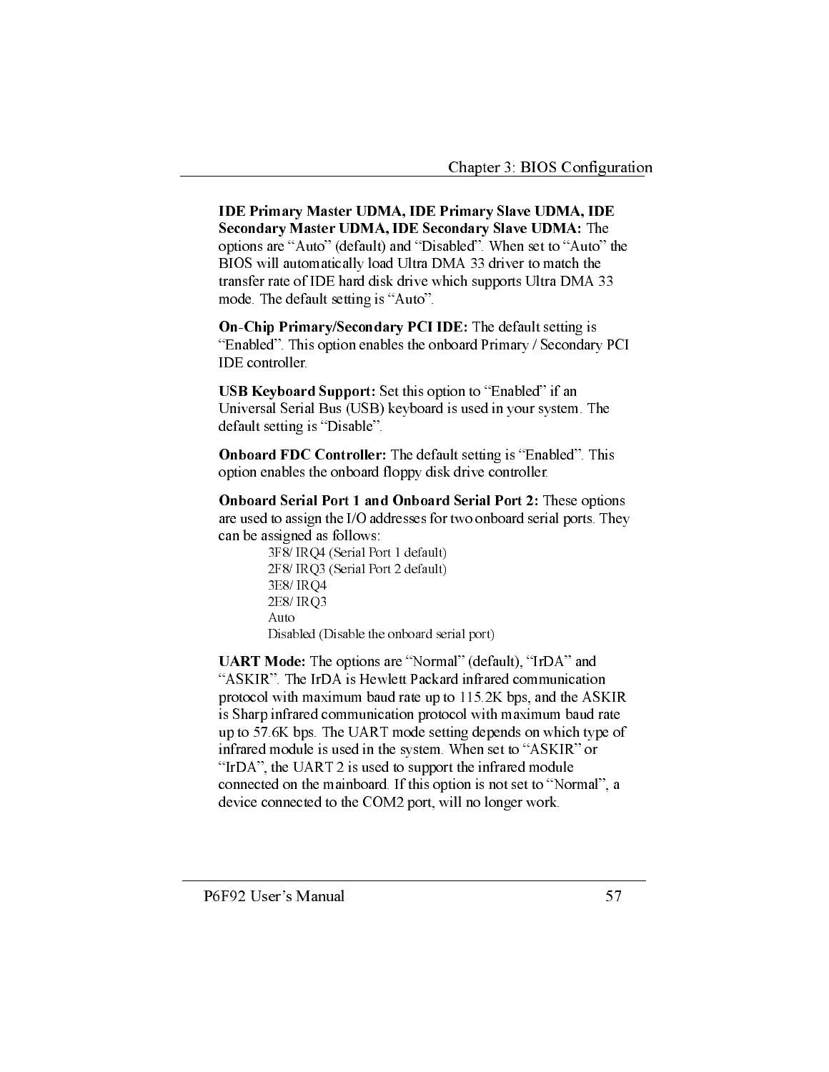**IDE Primary Master UDMA, IDE Primary Slave UDMA, IDE Secondary Master UDMA, IDE Secondary Slave UDMA:** The options are "Auto" (default) and "Disabled". When set to "Auto" the BIOS will automatically load Ultra DMA 33 driver to match the transfer rate of IDE hard disk drive which supports Ultra DMA 33 mode. The default setting is "Auto".

**On-Chip Primary/Secondary PCI IDE:** The default setting is "Enabled". This option enables the onboard Primary / Secondary PCI IDE controller.

**USB Keyboard Support:** Set this option to "Enabled" if an Universal Serial Bus (USB) keyboard is used in your system. The default setting is "Disable".

**Onboard FDC Controller:** The default setting is "Enabled". This option enables the onboard floppy disk drive controller.

**Onboard Serial Port 1 and Onboard Serial Port 2:** These options are used to assign the I/O addresses for two onboard serial ports. They can be assigned as follows:

3F8/ IRQ4 (Serial Port 1 default)
2F8/ IRQ3 (Serial Port 2 default)
3E8/ IRQ4
2E8/ IRQ3
Auto
Disabled (Disable the onboard serial port)

**UART Mode:** The options are "Normal" (default), "IrDA" and "ASKIR". The IrDA is Hewlett Packard infrared communication protocol with maximum baud rate up to 115.2K bps, and the ASKIR is Sharp infrared communication protocol with maximum baud rate up to 57.6K bps. The UART mode setting depends on which type of infrared module is used in the system. When set to "ASKIR" or "IrDA", the UART 2 is used to support the infrared module connected on the mainboard. If this option is not set to "Normal", a device connected to the COM2 port, will no longer work.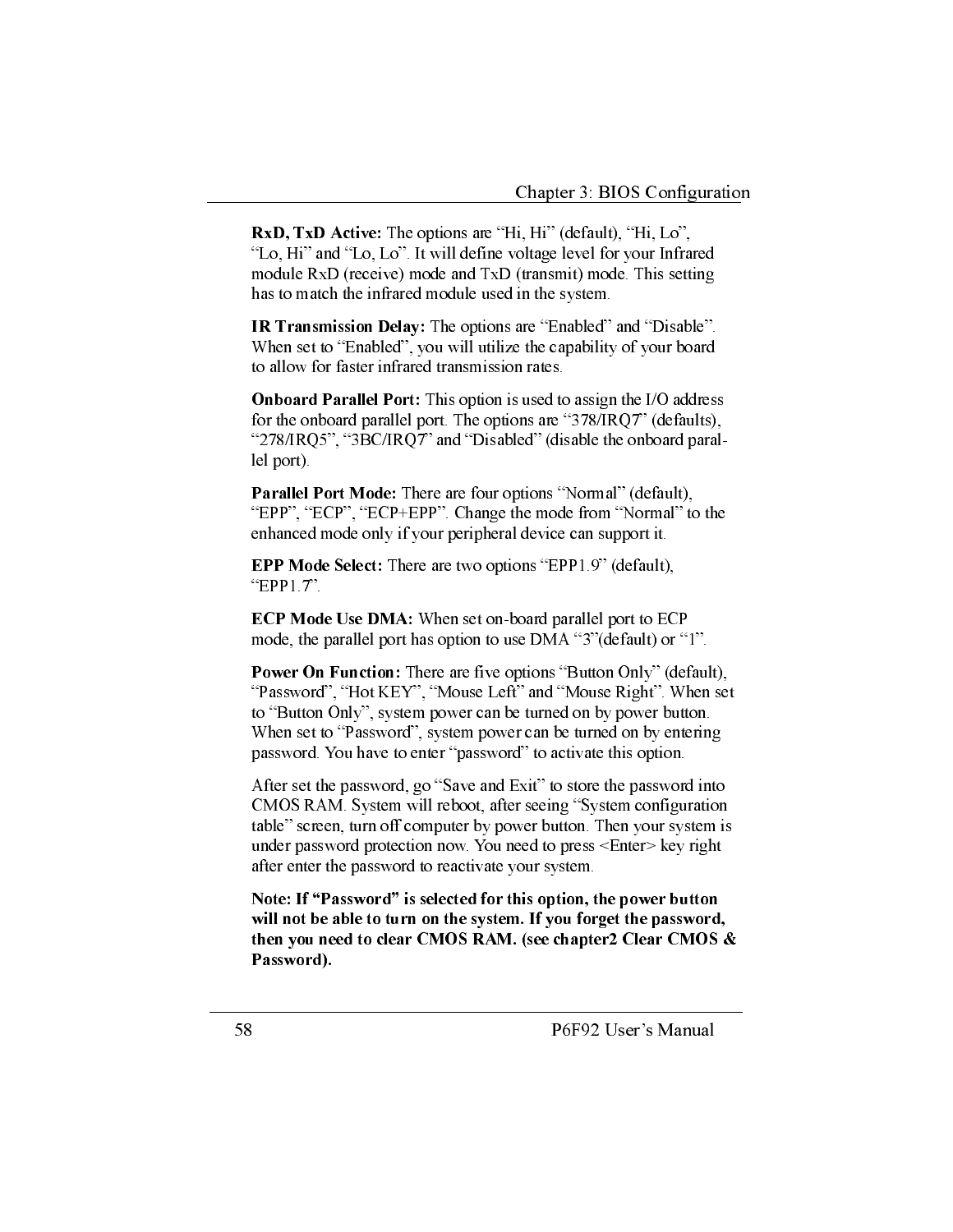**RxD, TxD Active:** The options are "Hi, Hi" (default), "Hi, Lo", "Lo, Hi" and "Lo, Lo". It will define voltage level for your Infrared module RxD (receive) mode and TxD (transmit) mode. This setting has to match the infrared module used in the system.

**IR Transmission Delay:** The options are "Enabled" and "Disable". When set to "Enabled", you will utilize the capability of your board to allow for faster infrared transmission rates.

**Onboard Parallel Port:** This option is used to assign the I/O address for the onboard parallel port. The options are "378/IRQ7" (defaults), "278/IRQ5", "3BC/IRQ7" and "Disabled" (disable the onboard parallel port).

**Parallel Port Mode:** There are four options "Normal" (default), "EPP", "ECP", "ECP+EPP". Change the mode from "Normal" to the enhanced mode only if your peripheral device can support it.

**EPP Mode Select:** There are two options "EPP1.9" (default), "EPP1.7".

**ECP Mode Use DMA:** When set on-board parallel port to ECP mode, the parallel port has option to use DMA "3"(default) or "1".

**Power On Function:** There are five options "Button Only" (default), "Password", "Hot KEY", "Mouse Left" and "Mouse Right". When set to "Button Only", system power can be turned on by power button. When set to "Password", system power can be turned on by entering password. You have to enter "password" to activate this option.

After set the password, go "Save and Exit" to store the password into CMOS RAM. System will reboot, after seeing "System configuration table" screen, turn off computer by power button. Then your system is under password protection now. You need to press <Enter> key right after enter the password to reactivate your system.

**Note: If "Password" is selected for this option, the power button will not be able to turn on the system. If you forget the password, then you need to clear CMOS RAM. (see chapter2 Clear CMOS & Password).**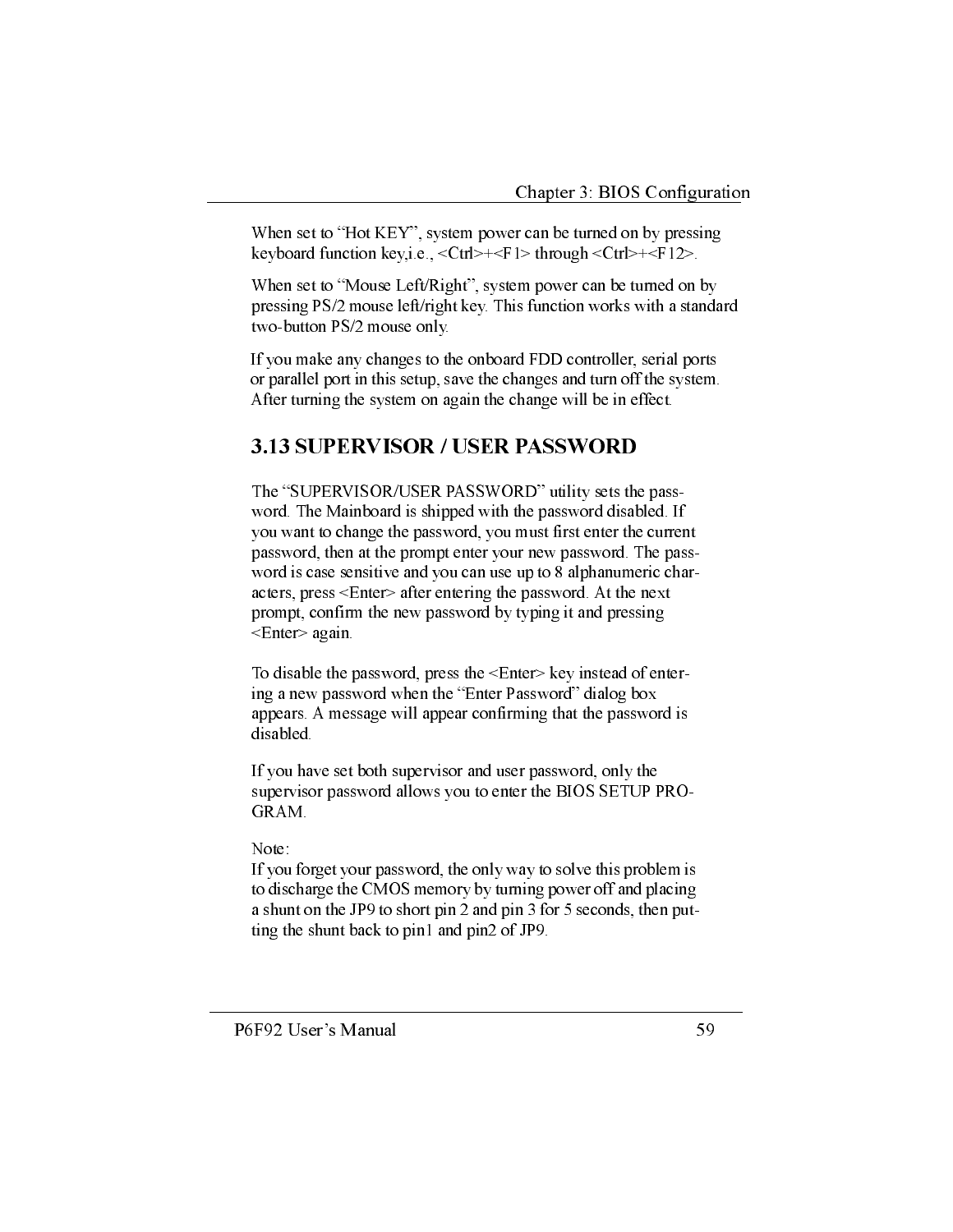When set to "Hot KEY", system power can be turned on by pressing keyboard function key,i.e., <Ctrl>+<F1> through <Ctrl>+<F12>.

When set to "Mouse Left/Right", system power can be turned on by pressing PS/2 mouse left/right key. This function works with a standard two-button PS/2 mouse only.

If you make any changes to the onboard FDD controller, serial ports or parallel port in this setup, save the changes and turn off the system. After turning the system on again the change will be in effect.

## 3.13 SUPERVISOR / USER PASSWORD

The "SUPERVISOR/USER PASSWORD" utility sets the password. The Mainboard is shipped with the password disabled. If you want to change the password, you must first enter the current password, then at the prompt enter your new password. The password is case sensitive and you can use up to 8 alphanumeric characters, press <Enter> after entering the password. At the next prompt, confirm the new password by typing it and pressing <Enter> again.

To disable the password, press the <Enter> key instead of entering a new password when the "Enter Password" dialog box appears. A message will appear confirming that the password is disabled.

If you have set both supervisor and user password, only the supervisor password allows you to enter the BIOS SETUP PROGRAM.

Note:
If you forget your password, the only way to solve this problem is to discharge the CMOS memory by turning power off and placing a shunt on the JP9 to short pin 2 and pin 3 for 5 seconds, then putting the shunt back to pin1 and pin2 of JP9.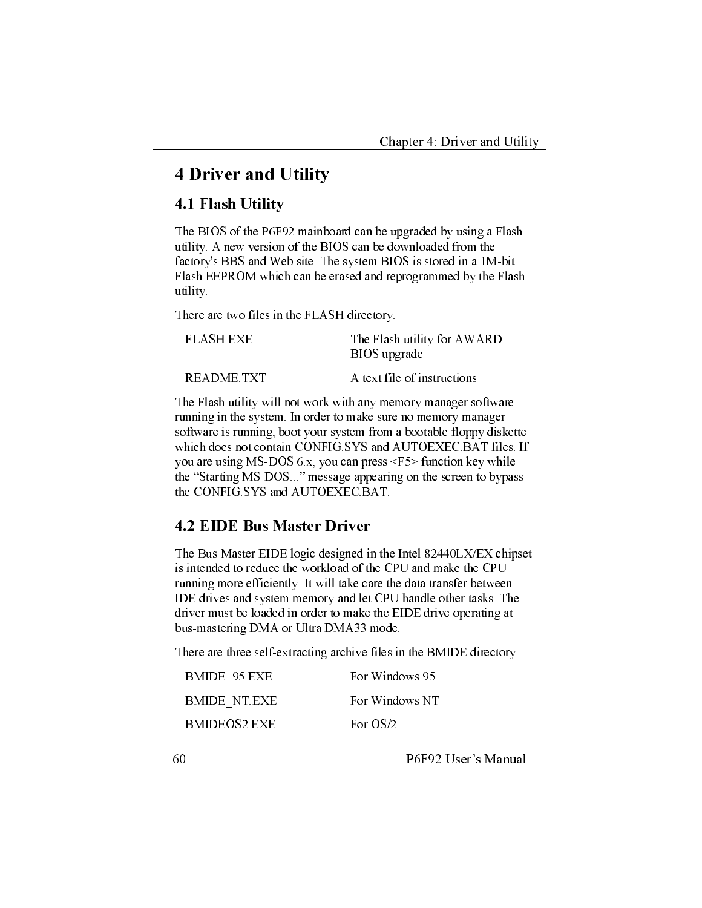# 4 Driver and Utility

## 4.1 Flash Utility

The BIOS of the P6F92 mainboard can be upgraded by using a Flash utility. A new version of the BIOS can be downloaded from the factory's BBS and Web site. The system BIOS is stored in a 1M-bit Flash EEPROM which can be erased and reprogrammed by the Flash utility.

There are two files in the FLASH directory.

| | |
|---|---|
| FLASH.EXE | The Flash utility for AWARD BIOS upgrade |
| README.TXT | A text file of instructions |

The Flash utility will not work with any memory manager software running in the system. In order to make sure no memory manager software is running, boot your system from a bootable floppy diskette which does not contain CONFIG.SYS and AUTOEXEC.BAT files. If you are using MS-DOS 6.x, you can press <F5> function key while the "Starting MS-DOS..." message appearing on the screen to bypass the CONFIG.SYS and AUTOEXEC.BAT.

## 4.2 EIDE Bus Master Driver

The Bus Master EIDE logic designed in the Intel 82440LX/EX chipset is intended to reduce the workload of the CPU and make the CPU running more efficiently. It will take care the data transfer between IDE drives and system memory and let CPU handle other tasks. The driver must be loaded in order to make the EIDE drive operating at bus-mastering DMA or Ultra DMA33 mode.

There are three self-extracting archive files in the BMIDE directory.

| | |
|---|---|
| BMIDE_95.EXE | For Windows 95 |
| BMIDE_NT.EXE | For Windows NT |
| BMIDEOS2.EXE | For OS/2 |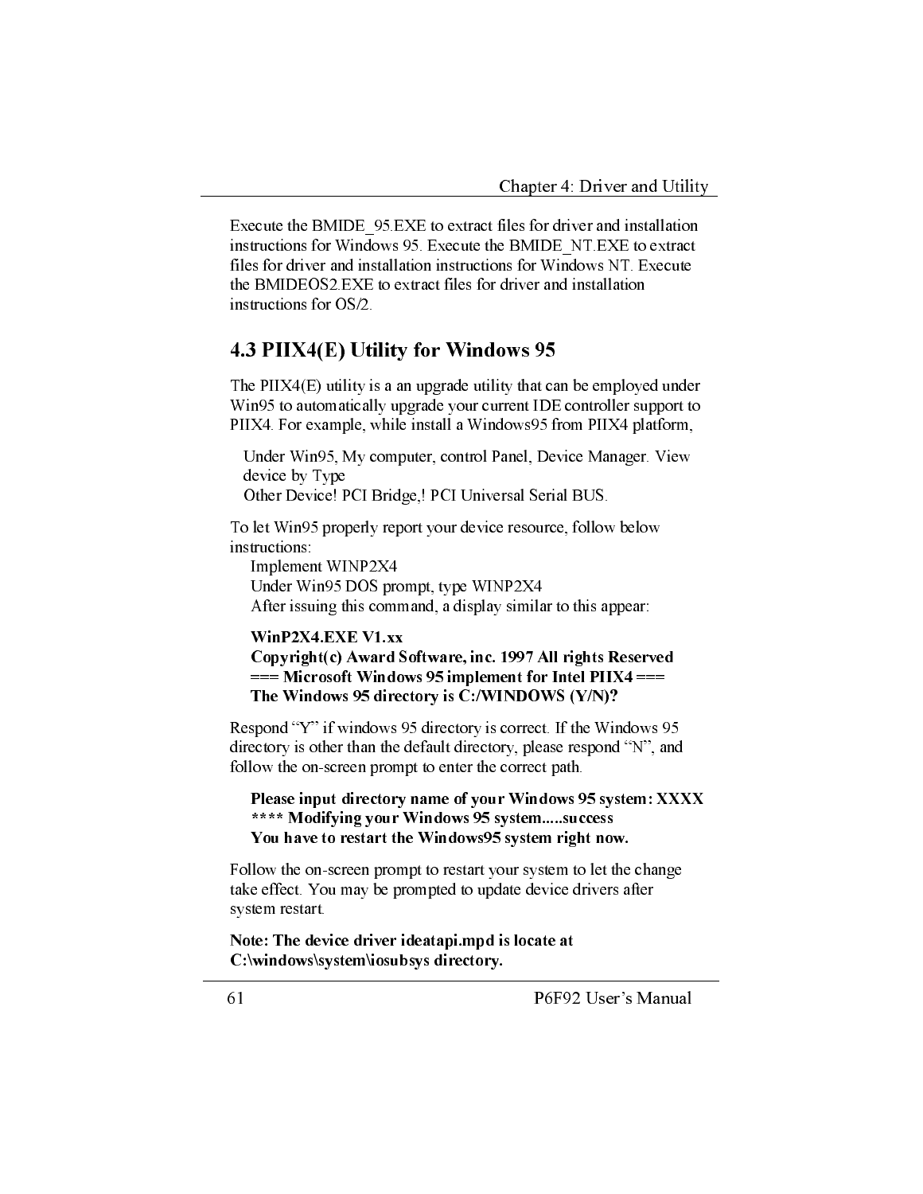Execute the BMIDE_95.EXE to extract files for driver and installation instructions for Windows 95. Execute the BMIDE_NT.EXE to extract files for driver and installation instructions for Windows NT. Execute the BMIDEOS2.EXE to extract files for driver and installation instructions for OS/2.

## 4.3 PIIX4(E) Utility for Windows 95

The PIIX4(E) utility is a an upgrade utility that can be employed under Win95 to automatically upgrade your current IDE controller support to PIIX4. For example, while install a Windows95 from PIIX4 platform,

Under Win95, My computer, control Panel, Device Manager. View device by Type
Other Device! PCI Bridge,! PCI Universal Serial BUS.

To let Win95 properly report your device resource, follow below instructions:
Implement WINP2X4
Under Win95 DOS prompt, type WINP2X4
After issuing this command, a display similar to this appear:

**WinP2X4.EXE V1.xx**
**Copyright(c) Award Software, inc. 1997 All rights Reserved**
**=== Microsoft Windows 95 implement for Intel PIIX4 ===**
**The Windows 95 directory is C:/WINDOWS (Y/N)?**

Respond "Y" if windows 95 directory is correct. If the Windows 95 directory is other than the default directory, please respond "N", and follow the on-screen prompt to enter the correct path.

**Please input directory name of your Windows 95 system: XXXX**
**\*\*\*\* Modifying your Windows 95 system.....success**
**You have to restart the Windows95 system right now.**

Follow the on-screen prompt to restart your system to let the change take effect. You may be prompted to update device drivers after system restart.

**Note: The device driver ideatapi.mpd is locate at C:\windows\system\iosubsys directory.**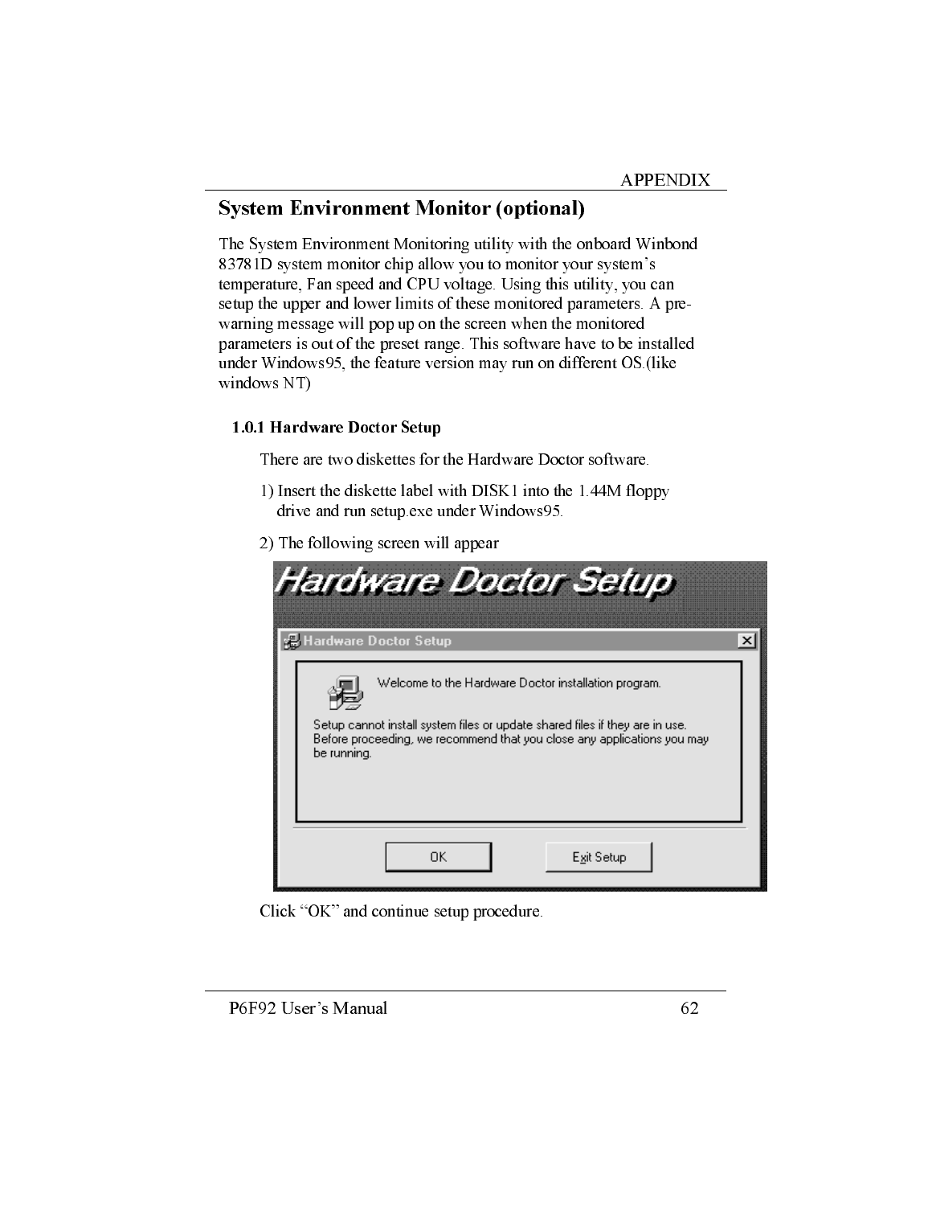## System Environment Monitor (optional)

The System Environment Monitoring utility with the onboard Winbond 83781D system monitor chip allow you to monitor your system's temperature, Fan speed and CPU voltage. Using this utility, you can setup the upper and lower limits of these monitored parameters. A pre-warning message will pop up on the screen when the monitored parameters is out of the preset range. This software have to be installed under Windows95, the feature version may run on different OS.(like windows NT)

### 1.0.1 Hardware Doctor Setup

There are two diskettes for the Hardware Doctor software.

1) Insert the diskette label with DISK1 into the 1.44M floppy drive and run setup.exe under Windows95.

2) The following screen will appear

Click "OK" and continue setup procedure.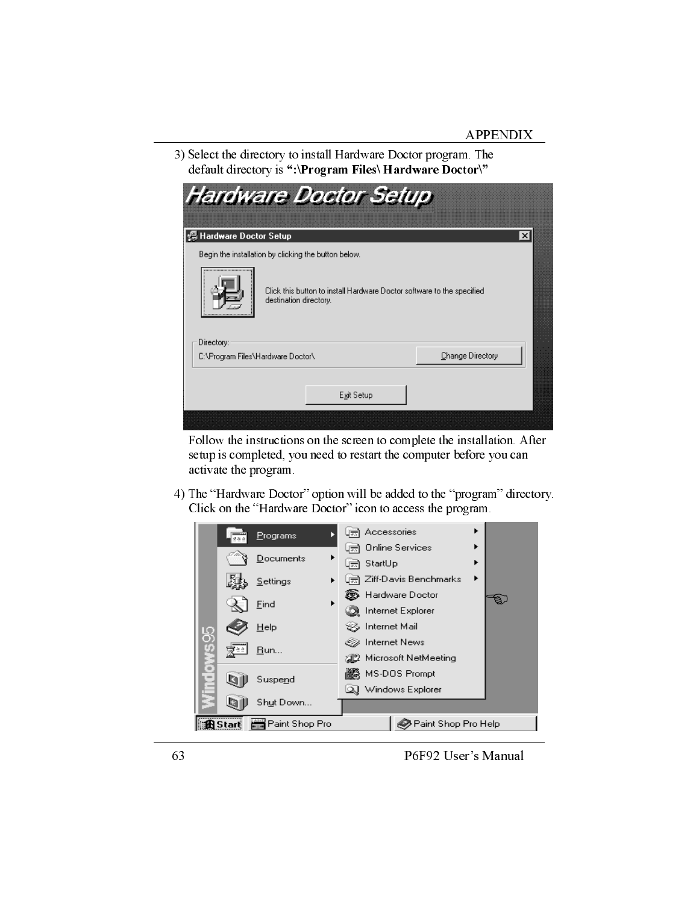3) Select the directory to install Hardware Doctor program. The default directory is **":\Program Files\ Hardware Doctor\"**

Follow the instructions on the screen to complete the installation. After setup is completed, you need to restart the computer before you can activate the program.

4) The "Hardware Doctor" option will be added to the "program" directory. Click on the "Hardware Doctor" icon to access the program.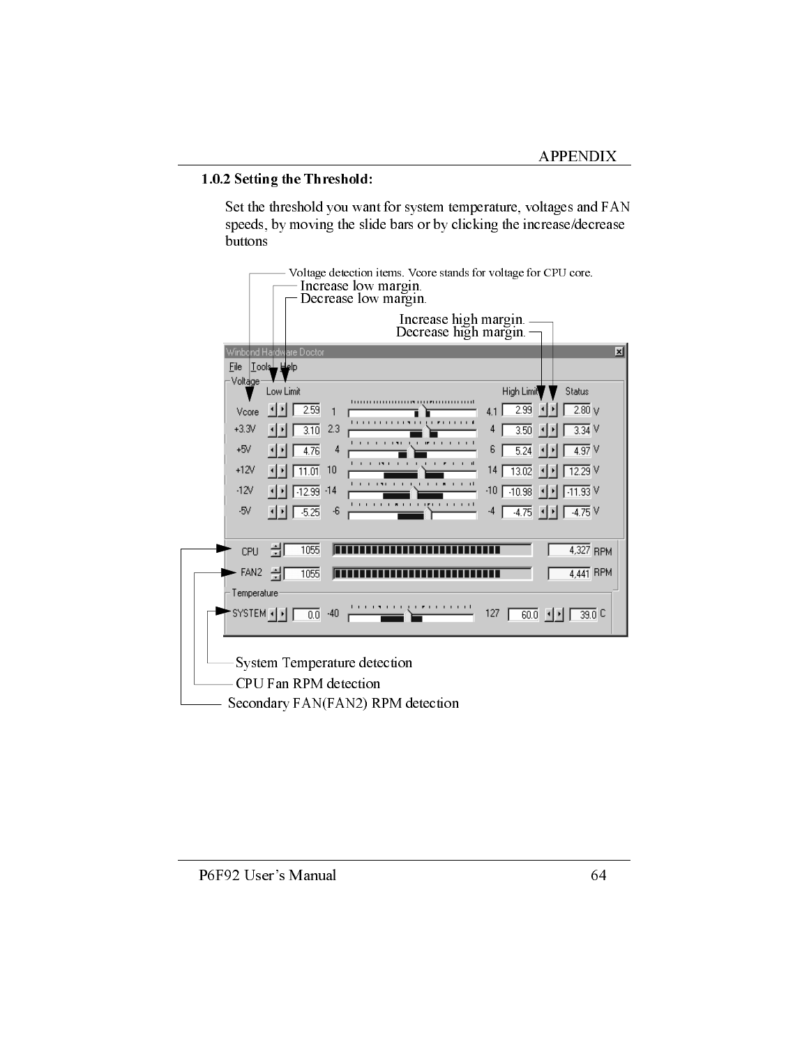### 1.0.2 Setting the Threshold:

Set the threshold you want for system temperature, voltages and FAN speeds, by moving the slide bars or by clicking the increase/decrease buttons

Voltage detection items. Vcore stands for voltage for CPU core.

Increase low margin.

Decrease low margin.

Increase high margin.

Decrease high margin.

Winbond Hardware Doctor

File Tools Help

Voltage

| | Low Limit | | | High Limit | Status | |
|---|---|---|---|---|---|---|
| Vcore | 2.59 | 1 | 4.1 | 2.99 | 2.80 | V |
| +3.3V | 3.10 | 2.3 | 4 | 3.50 | 3.34 | V |
| +5V | 4.76 | 4 | 6 | 5.24 | 4.97 | V |
| +12V | 11.01 | 10 | 14 | 13.02 | 12.29 | V |
| -12V | -12.99 | -14 | -10 | -10.98 | -11.93 | V |
| -5V | -5.25 | -6 | -4 | -4.75 | -4.75 | V |

| | | | |
|---|---|---|---|
| CPU | 1055 | 4,327 | RPM |
| FAN2 | 1055 | 4,441 | RPM |

Temperature

| | | | | | | |
|---|---|---|---|---|---|---|
| SYSTEM | 0.0 | -40 | 127 | 60.0 | 39.0 | C |

System Temperature detection

CPU Fan RPM detection

Secondary FAN(FAN2) RPM detection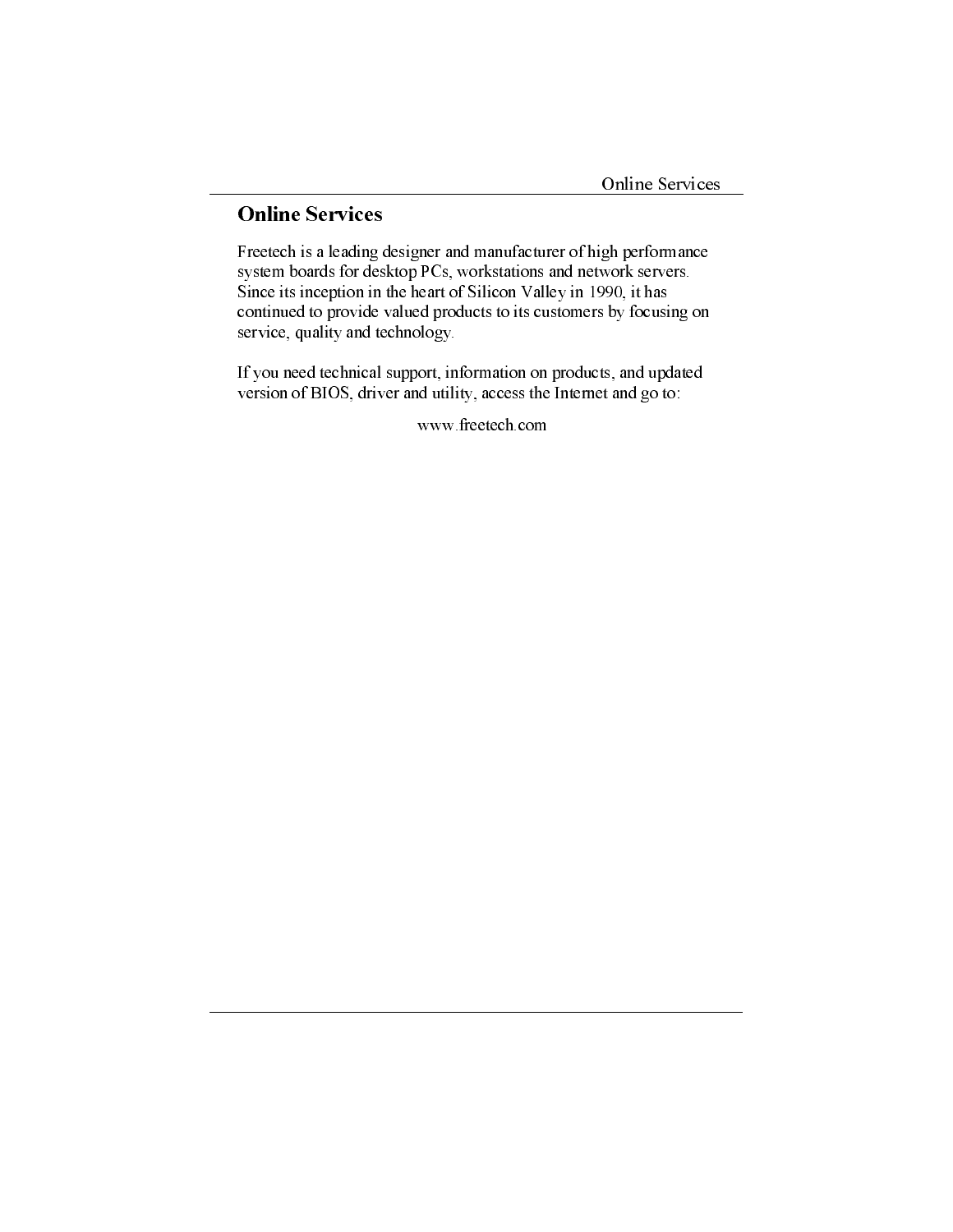## Online Services

Freetech is a leading designer and manufacturer of high performance system boards for desktop PCs, workstations and network servers. Since its inception in the heart of Silicon Valley in 1990, it has continued to provide valued products to its customers by focusing on service, quality and technology.

If you need technical support, information on products, and updated version of BIOS, driver and utility, access the Internet and go to:

www.freetech.com